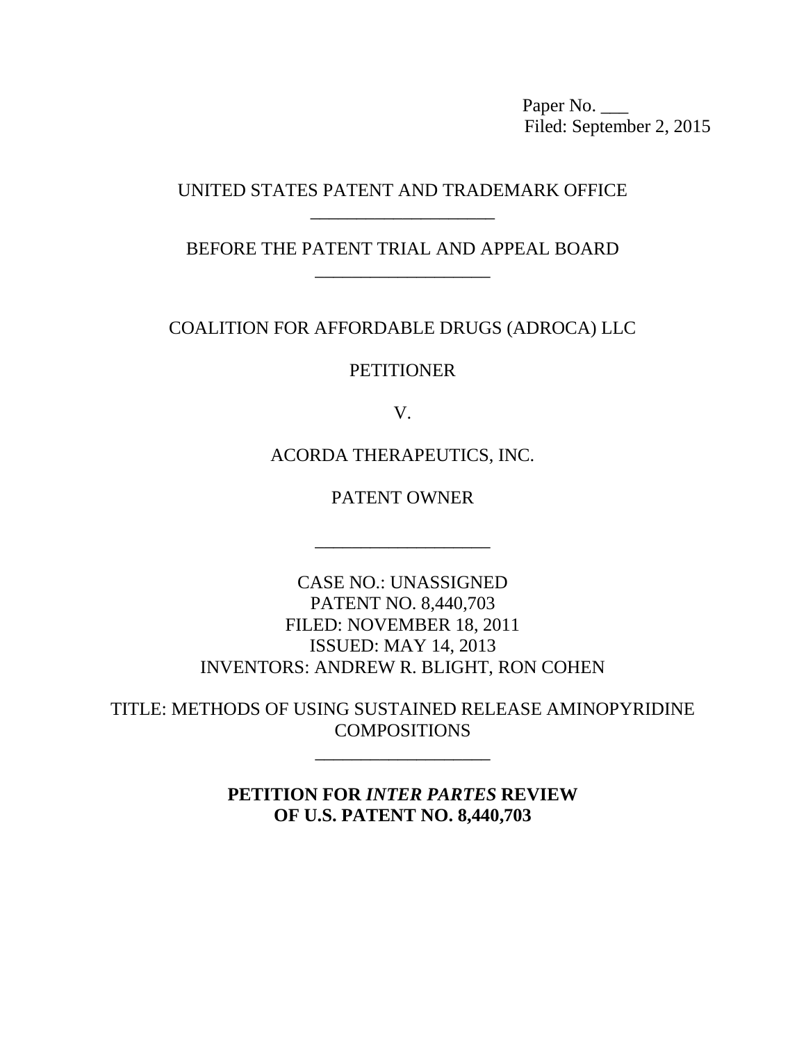Paper No. ___
Filed: September 2, 2015

UNITED STATES PATENT AND TRADEMARK OFFICE

___________________

BEFORE THE PATENT TRIAL AND APPEAL BOARD

___________________

COALITION FOR AFFORDABLE DRUGS (ADROCA) LLC

PETITIONER

V.

ACORDA THERAPEUTICS, INC.

PATENT OWNER

___________________

CASE NO.: UNASSIGNED
PATENT NO. 8,440,703
FILED: NOVEMBER 18, 2011
ISSUED: MAY 14, 2013
INVENTORS: ANDREW R. BLIGHT, RON COHEN

TITLE: METHODS OF USING SUSTAINED RELEASE AMINOPYRIDINE COMPOSITIONS

___________________

**PETITION FOR *INTER PARTES* REVIEW OF U.S. PATENT NO. 8,440,703**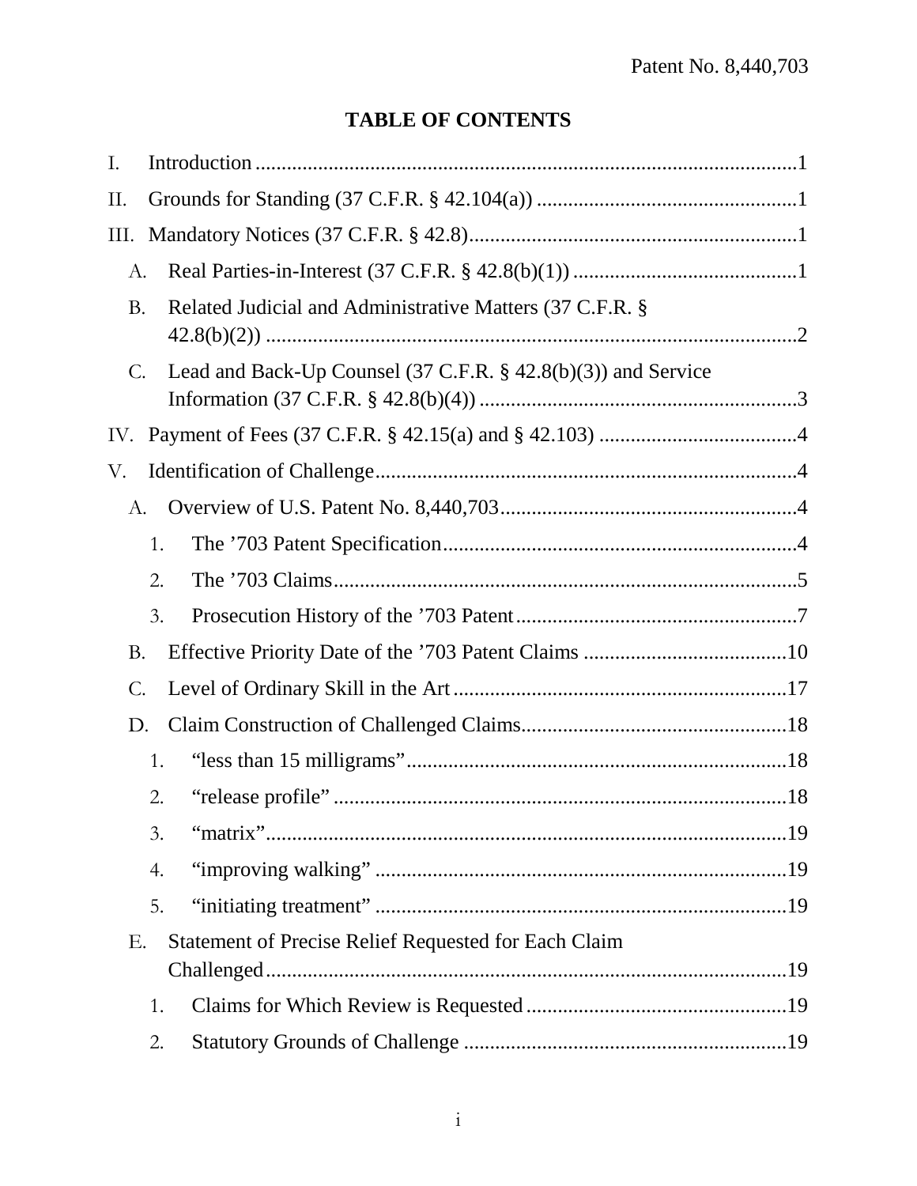# TABLE OF CONTENTS

- I. Introduction ....................................................................................................1
- II. Grounds for Standing (37 C.F.R. § 42.104(a)) .................................................1
- III. Mandatory Notices (37 C.F.R. § 42.8)..............................................................1
  - A. Real Parties-in-Interest (37 C.F.R. § 42.8(b)(1)) ...........................................1
  - B. Related Judicial and Administrative Matters (37 C.F.R. § 42.8(b)(2)) ....................................................................................................2
  - C. Lead and Back-Up Counsel (37 C.F.R. § 42.8(b)(3)) and Service Information (37 C.F.R. § 42.8(b)(4)) ............................................................3
- IV. Payment of Fees (37 C.F.R. § 42.15(a) and § 42.103) ......................................4
- V. Identification of Challenge................................................................................4
  - A. Overview of U.S. Patent No. 8,440,703.........................................................4
    - 1. The ’703 Patent Specification...................................................................4
    - 2. The ’703 Claims........................................................................................5
    - 3. Prosecution History of the ’703 Patent......................................................7
  - B. Effective Priority Date of the ’703 Patent Claims .......................................10
  - C. Level of Ordinary Skill in the Art ................................................................17
  - D. Claim Construction of Challenged Claims...................................................18
    - 1. “less than 15 milligrams”........................................................................18
    - 2. “release profile” .......................................................................................18
    - 3. “matrix”...................................................................................................19
    - 4. “improving walking” ...............................................................................19
    - 5. “initiating treatment” ..............................................................................19
  - E. Statement of Precise Relief Requested for Each Claim Challenged....................................................................................................19
    - 1. Claims for Which Review is Requested ..................................................19
    - 2. Statutory Grounds of Challenge ..............................................................19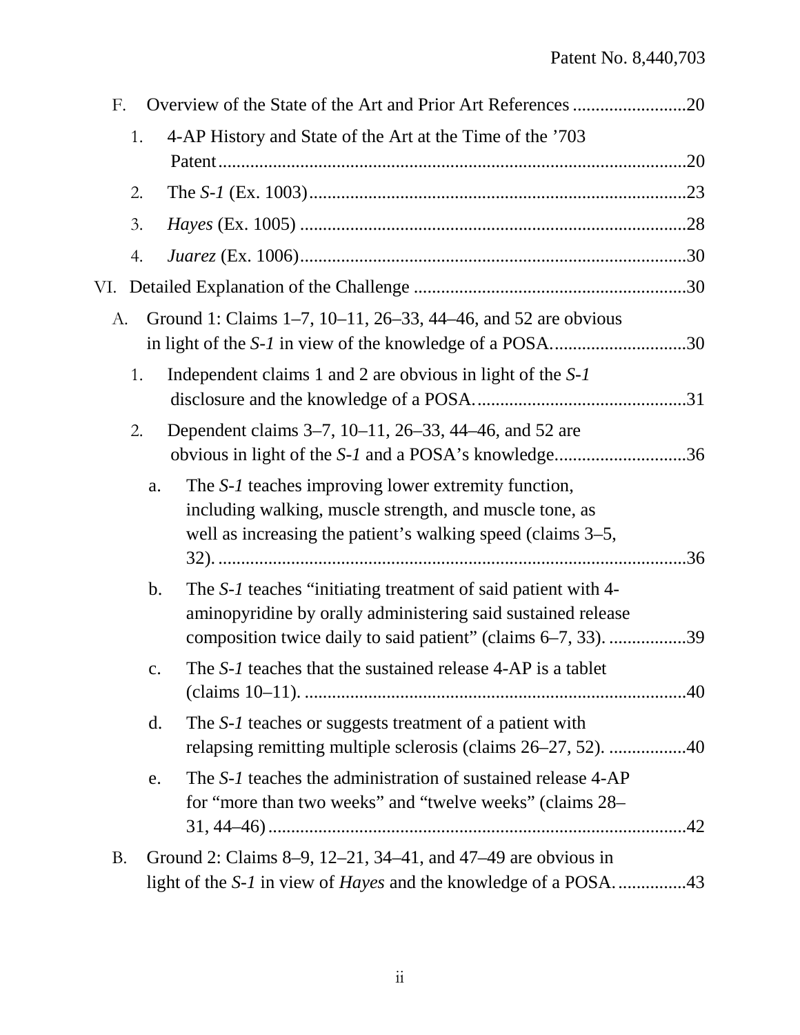F. Overview of the State of the Art and Prior Art References .........................20

1. 4-AP History and State of the Art at the Time of the ’703 Patent.......................................................................................................20

2. The *S-1* (Ex. 1003)..................................................................................23

3. *Hayes* (Ex. 1005) ....................................................................................28

4. *Juarez* (Ex. 1006)....................................................................................30

VI. Detailed Explanation of the Challenge ............................................................30

A. Ground 1: Claims 1–7, 10–11, 26–33, 44–46, and 52 are obvious in light of the *S-1* in view of the knowledge of a POSA.............................30

1. Independent claims 1 and 2 are obvious in light of the *S-1* disclosure and the knowledge of a POSA...............................................31

2. Dependent claims 3–7, 10–11, 26–33, 44–46, and 52 are obvious in light of the *S-1* and a POSA’s knowledge.............................36

a. The *S-1* teaches improving lower extremity function, including walking, muscle strength, and muscle tone, as well as increasing the patient’s walking speed (claims 3–5, 32). .......................................................................................36

b. The *S-1* teaches “initiating treatment of said patient with 4-aminopyridine by orally administering said sustained release composition twice daily to said patient” (claims 6–7, 33). .................39

c. The *S-1* teaches that the sustained release 4-AP is a tablet (claims 10–11). ....................................................................................40

d. The *S-1* teaches or suggests treatment of a patient with relapsing remitting multiple sclerosis (claims 26–27, 52). .................40

e. The *S-1* teaches the administration of sustained release 4-AP for “more than two weeks” and “twelve weeks” (claims 28–31, 44–46)............................................................................................42

B. Ground 2: Claims 8–9, 12–21, 34–41, and 47–49 are obvious in light of the *S-1* in view of *Hayes* and the knowledge of a POSA...............43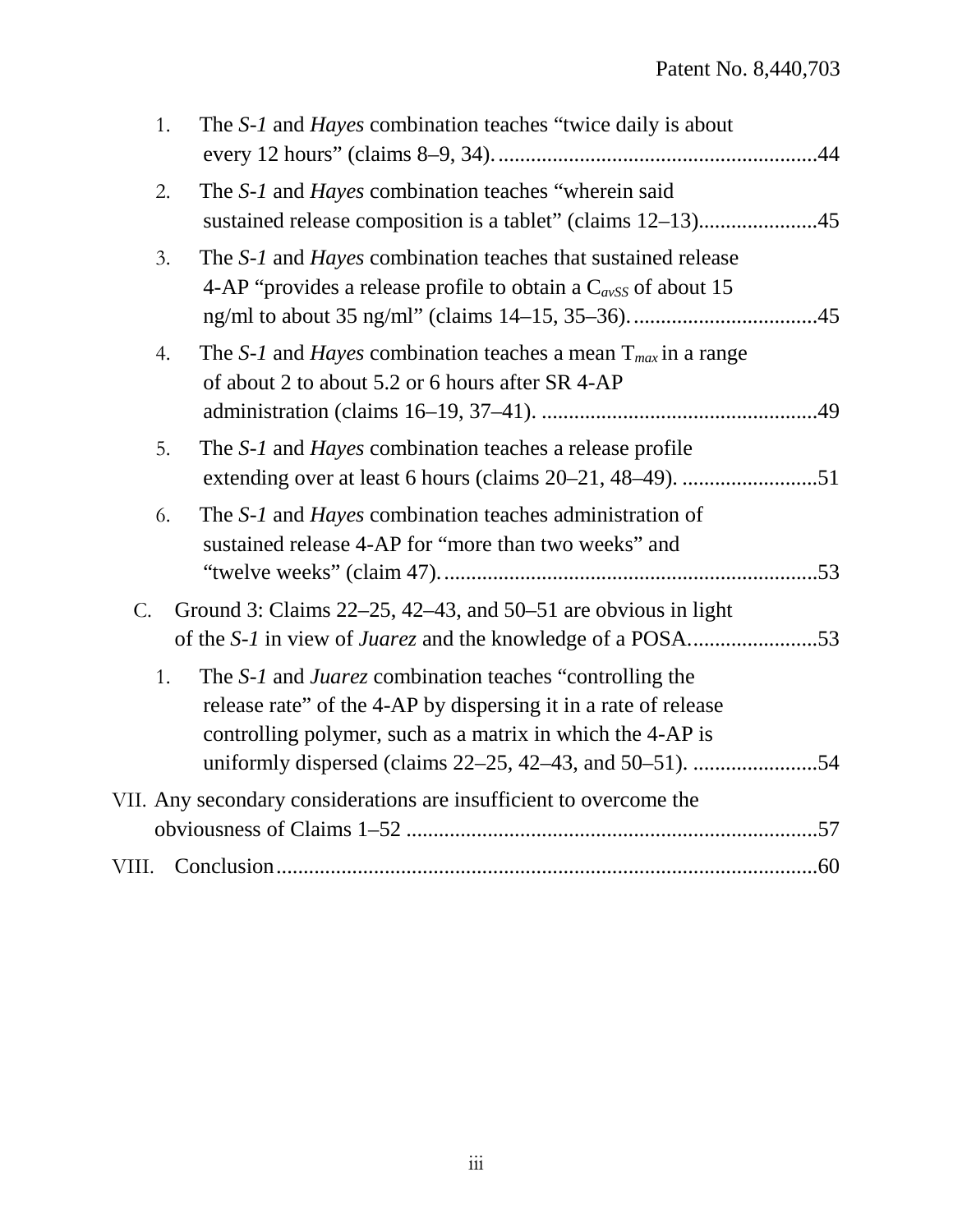1. The *S-1* and *Hayes* combination teaches “twice daily is about every 12 hours” (claims 8–9, 34). ........................................................... 44

2. The *S-1* and *Hayes* combination teaches “wherein said sustained release composition is a tablet” (claims 12–13)...................... 45

3. The *S-1* and *Hayes* combination teaches that sustained release 4-AP “provides a release profile to obtain a $C_{avSS}$ of about 15 ng/ml to about 35 ng/ml” (claims 14–15, 35–36). .................................. 45

4. The *S-1* and *Hayes* combination teaches a mean $T_{max}$ in a range of about 2 to about 5.2 or 6 hours after SR 4-AP administration (claims 16–19, 37–41). ................................................... 49

5. The *S-1* and *Hayes* combination teaches a release profile extending over at least 6 hours (claims 20–21, 48–49). .......................... 51

6. The *S-1* and *Hayes* combination teaches administration of sustained release 4-AP for “more than two weeks” and “twelve weeks” (claim 47). ..................................................................... 53

C. Ground 3: Claims 22–25, 42–43, and 50–51 are obvious in light of the *S-1* in view of *Juarez* and the knowledge of a POSA........................ 53

1. The *S-1* and *Juarez* combination teaches “controlling the release rate” of the 4-AP by dispersing it in a rate of release controlling polymer, such as a matrix in which the 4-AP is uniformly dispersed (claims 22–25, 42–43, and 50–51). ....................... 54

VII. Any secondary considerations are insufficient to overcome the obviousness of Claims 1–52 ........................................................................... 57

VIII. Conclusion ................................................................................................... 60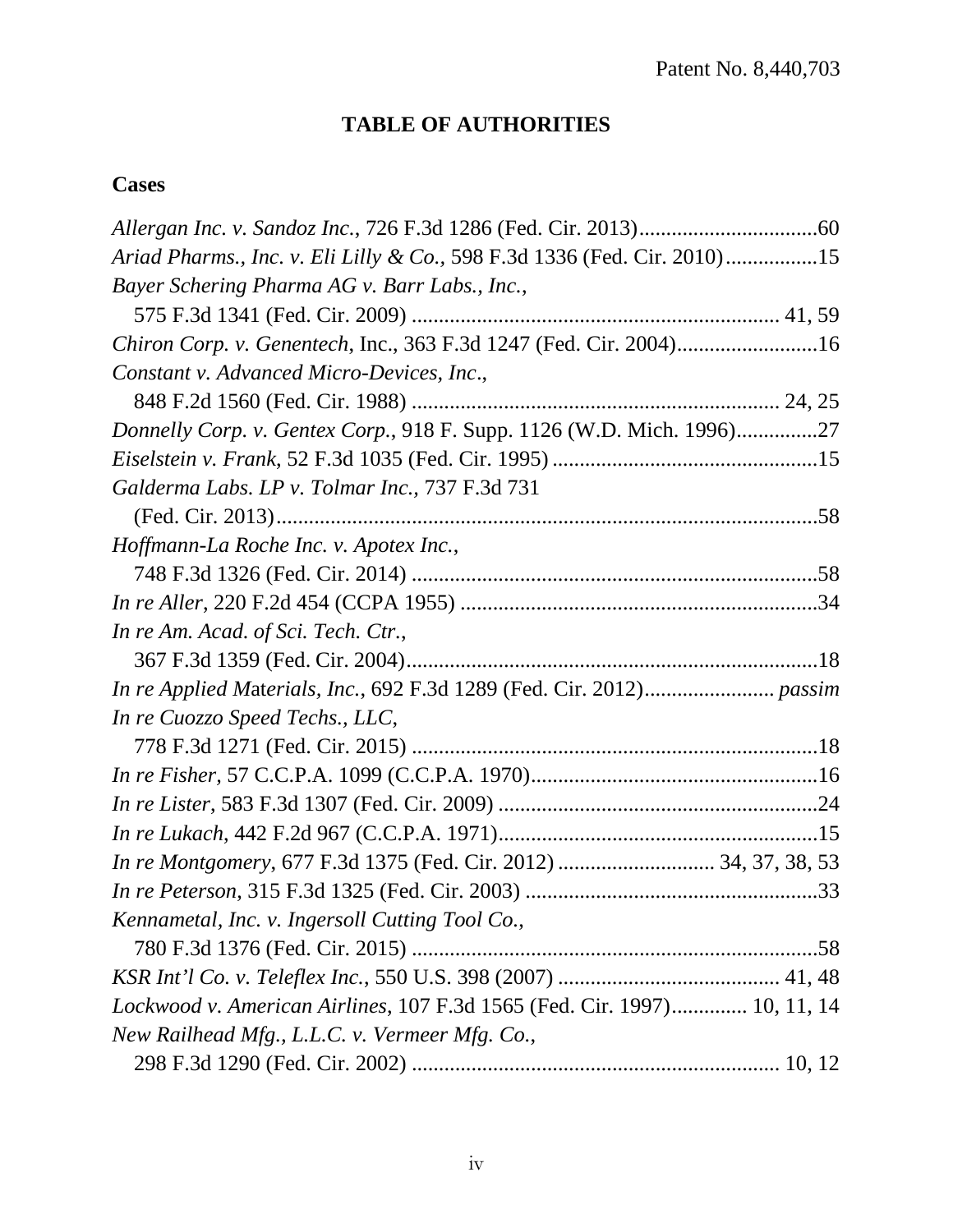## TABLE OF AUTHORITIES

### Cases

*Allergan Inc. v. Sandoz Inc.*, 726 F.3d 1286 (Fed. Cir. 2013)................................60

*Ariad Pharms., Inc. v. Eli Lilly & Co.,* 598 F.3d 1336 (Fed. Cir. 2010)................15

*Bayer Schering Pharma AG v. Barr Labs., Inc.*, 575 F.3d 1341 (Fed. Cir. 2009) .................................................................. 41, 59

*Chiron Corp. v. Genentech*, Inc., 363 F.3d 1247 (Fed. Cir. 2004)..........................16

*Constant v. Advanced Micro-Devices, Inc*., 848 F.2d 1560 (Fed. Cir. 1988) ................................................................ 24, 25

*Donnelly Corp. v. Gentex Corp*., 918 F. Supp. 1126 (W.D. Mich. 1996)...............27

*Eiselstein v. Frank*, 52 F.3d 1035 (Fed. Cir. 1995) .................................................15

*Galderma Labs. LP v. Tolmar Inc.*, 737 F.3d 731 (Fed. Cir. 2013)...................................................................................................58

*Hoffmann-La Roche Inc. v. Apotex Inc.*, 748 F.3d 1326 (Fed. Cir. 2014) ..........................................................................58

*In re Aller*, 220 F.2d 454 (CCPA 1955) ..................................................................34

*In re Am. Acad. of Sci. Tech. Ctr.*, 367 F.3d 1359 (Fed. Cir. 2004)...........................................................................18

*In re Applied Materials, Inc.*, 692 F.3d 1289 (Fed. Cir. 2012)....................... *passim*

*In re Cuozzo Speed Techs., LLC*, 778 F.3d 1271 (Fed. Cir. 2015) ..........................................................................18

*In re Fisher,* 57 C.C.P.A. 1099 (C.C.P.A. 1970).....................................................16

*In re Lister*, 583 F.3d 1307 (Fed. Cir. 2009) ...........................................................24

*In re Lukach*, 442 F.2d 967 (C.C.P.A. 1971)...........................................................15

*In re Montgomery*, 677 F.3d 1375 (Fed. Cir. 2012) ............................ 34, 37, 38, 53

*In re Peterson*, 315 F.3d 1325 (Fed. Cir. 2003) ......................................................33

*Kennametal, Inc. v. Ingersoll Cutting Tool Co*., 780 F.3d 1376 (Fed. Cir. 2015) ..........................................................................58

*KSR Int'l Co. v. Teleflex Inc.*, 550 U.S. 398 (2007) ......................................... 41, 48

*Lockwood v. American Airlines*, 107 F.3d 1565 (Fed. Cir. 1997)............. 10, 11, 14

*New Railhead Mfg., L.L.C. v. Vermeer Mfg. Co*., 298 F.3d 1290 (Fed. Cir. 2002) .................................................................. 10, 12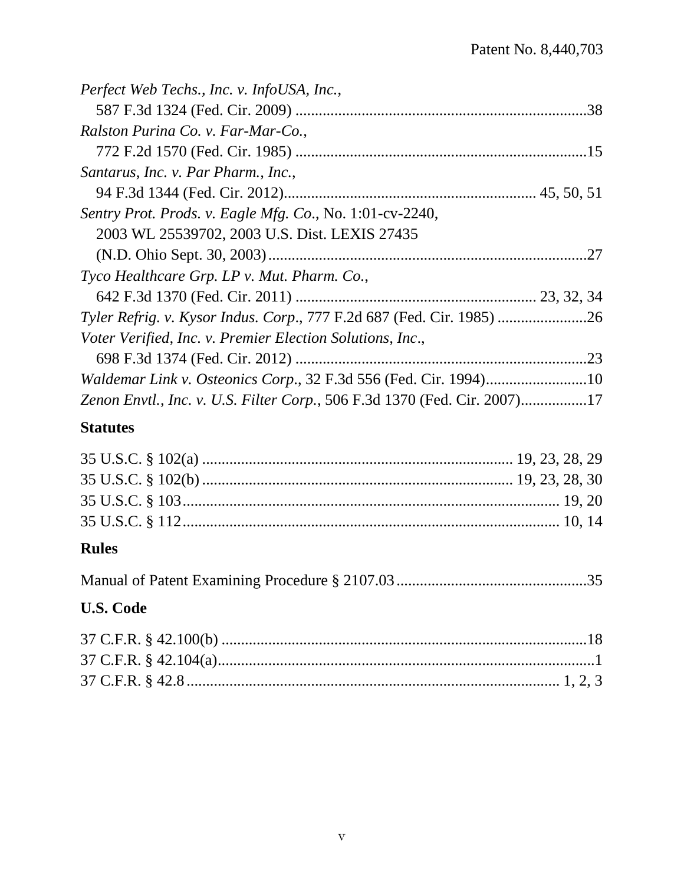*Perfect Web Techs., Inc. v. InfoUSA, Inc.*,
587 F.3d 1324 (Fed. Cir. 2009) ..........................................................................38

*Ralston Purina Co. v. Far-Mar-Co.*,
772 F.2d 1570 (Fed. Cir. 1985) ..........................................................................15

*Santarus, Inc. v. Par Pharm., Inc.*,
94 F.3d 1344 (Fed. Cir. 2012)............................................................... 45, 50, 51

*Sentry Prot. Prods. v. Eagle Mfg. Co.*, No. 1:01-cv-2240,
2003 WL 25539702, 2003 U.S. Dist. LEXIS 27435
(N.D. Ohio Sept. 30, 2003).................................................................................27

*Tyco Healthcare Grp. LP v. Mut. Pharm. Co.*,
642 F.3d 1370 (Fed. Cir. 2011) ............................................................ 23, 32, 34

*Tyler Refrig. v. Kysor Indus. Corp*., 777 F.2d 687 (Fed. Cir. 1985) .......................26

*Voter Verified, Inc. v. Premier Election Solutions, Inc*.,
698 F.3d 1374 (Fed. Cir. 2012) ..........................................................................23

*Waldemar Link v. Osteonics Corp*., 32 F.3d 556 (Fed. Cir. 1994)..........................10

*Zenon Envtl., Inc. v. U.S. Filter Corp.*, 506 F.3d 1370 (Fed. Cir. 2007).................17

## Statutes

35 U.S.C. § 102(a) ............................................................................... 19, 23, 28, 29
35 U.S.C. § 102(b) ............................................................................... 19, 23, 28, 30
35 U.S.C. § 103................................................................................................ 19, 20
35 U.S.C. § 112................................................................................................ 10, 14

## Rules

Manual of Patent Examining Procedure § 2107.03.................................................35

## U.S. Code

37 C.F.R. § 42.100(b) .............................................................................................18
37 C.F.R. § 42.104(a)..................................................................................................1
37 C.F.R. § 42.8................................................................................................ 1, 2, 3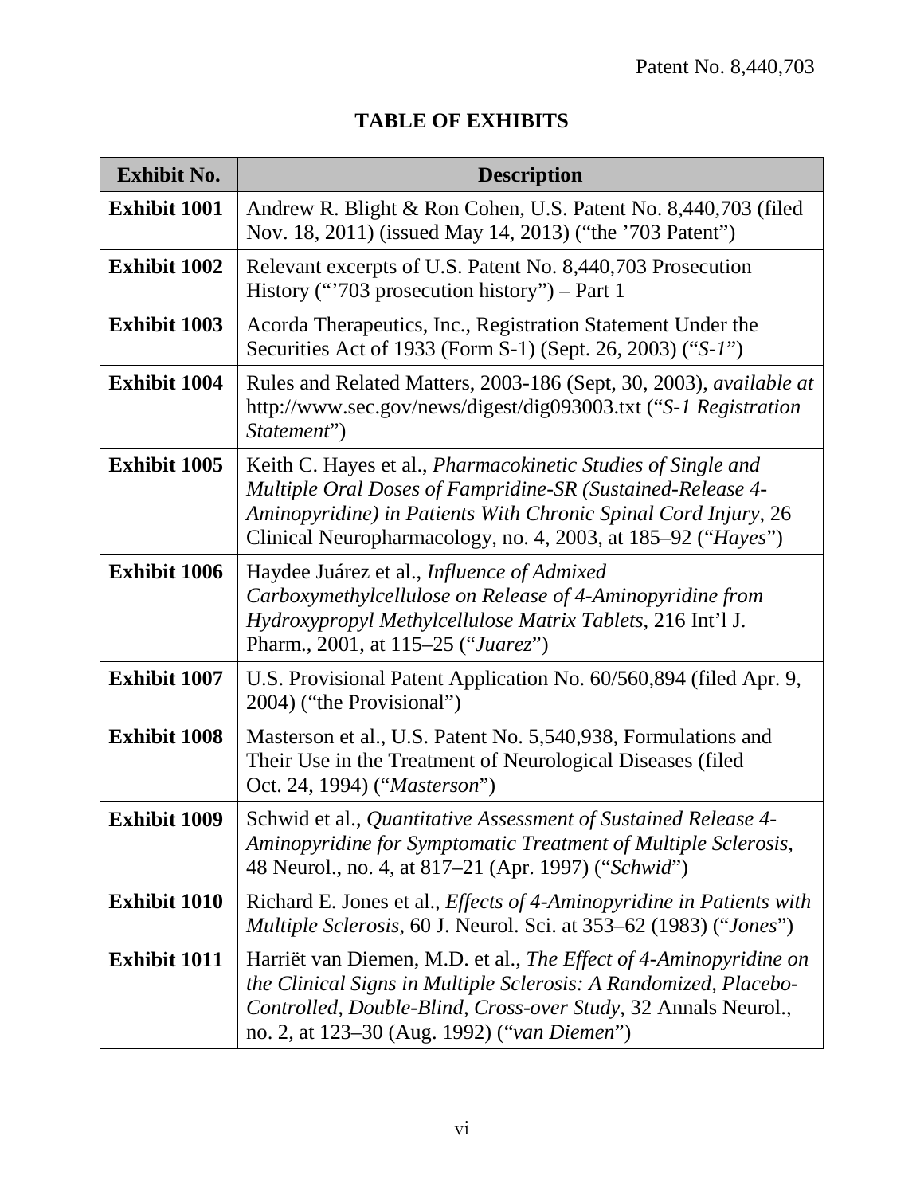## TABLE OF EXHIBITS

| Exhibit No. | Description |
|---|---|
| **Exhibit 1001** | Andrew R. Blight & Ron Cohen, U.S. Patent No. 8,440,703 (filed Nov. 18, 2011) (issued May 14, 2013) ("the '703 Patent") |
| **Exhibit 1002** | Relevant excerpts of U.S. Patent No. 8,440,703 Prosecution History ("'703 prosecution history") – Part 1 |
| **Exhibit 1003** | Acorda Therapeutics, Inc., Registration Statement Under the Securities Act of 1933 (Form S-1) (Sept. 26, 2003) ("*S-1*") |
| **Exhibit 1004** | Rules and Related Matters, 2003-186 (Sept, 30, 2003), *available at* http://www.sec.gov/news/digest/dig093003.txt ("*S-1 Registration Statement*") |
| **Exhibit 1005** | Keith C. Hayes et al., *Pharmacokinetic Studies of Single and Multiple Oral Doses of Fampridine-SR (Sustained-Release 4-Aminopyridine) in Patients With Chronic Spinal Cord Injury*, 26 Clinical Neuropharmacology, no. 4, 2003, at 185–92 ("*Hayes*") |
| **Exhibit 1006** | Haydee Juárez et al., *Influence of Admixed Carboxymethylcellulose on Release of 4-Aminopyridine from Hydroxypropyl Methylcellulose Matrix Tablets*, 216 Int'l J. Pharm., 2001, at 115–25 ("*Juarez*") |
| **Exhibit 1007** | U.S. Provisional Patent Application No. 60/560,894 (filed Apr. 9, 2004) ("the Provisional") |
| **Exhibit 1008** | Masterson et al., U.S. Patent No. 5,540,938, Formulations and Their Use in the Treatment of Neurological Diseases (filed Oct. 24, 1994) ("*Masterson*") |
| **Exhibit 1009** | Schwid et al., *Quantitative Assessment of Sustained Release 4-Aminopyridine for Symptomatic Treatment of Multiple Sclerosis*, 48 Neurol., no. 4, at 817–21 (Apr. 1997) ("*Schwid*") |
| **Exhibit 1010** | Richard E. Jones et al., *Effects of 4-Aminopyridine in Patients with Multiple Sclerosis*, 60 J. Neurol. Sci. at 353–62 (1983) ("*Jones*") |
| **Exhibit 1011** | Harriët van Diemen, M.D. et al., *The Effect of 4-Aminopyridine on the Clinical Signs in Multiple Sclerosis: A Randomized, Placebo-Controlled, Double-Blind, Cross-over Study*, 32 Annals Neurol., no. 2, at 123–30 (Aug. 1992) ("*van Diemen*") |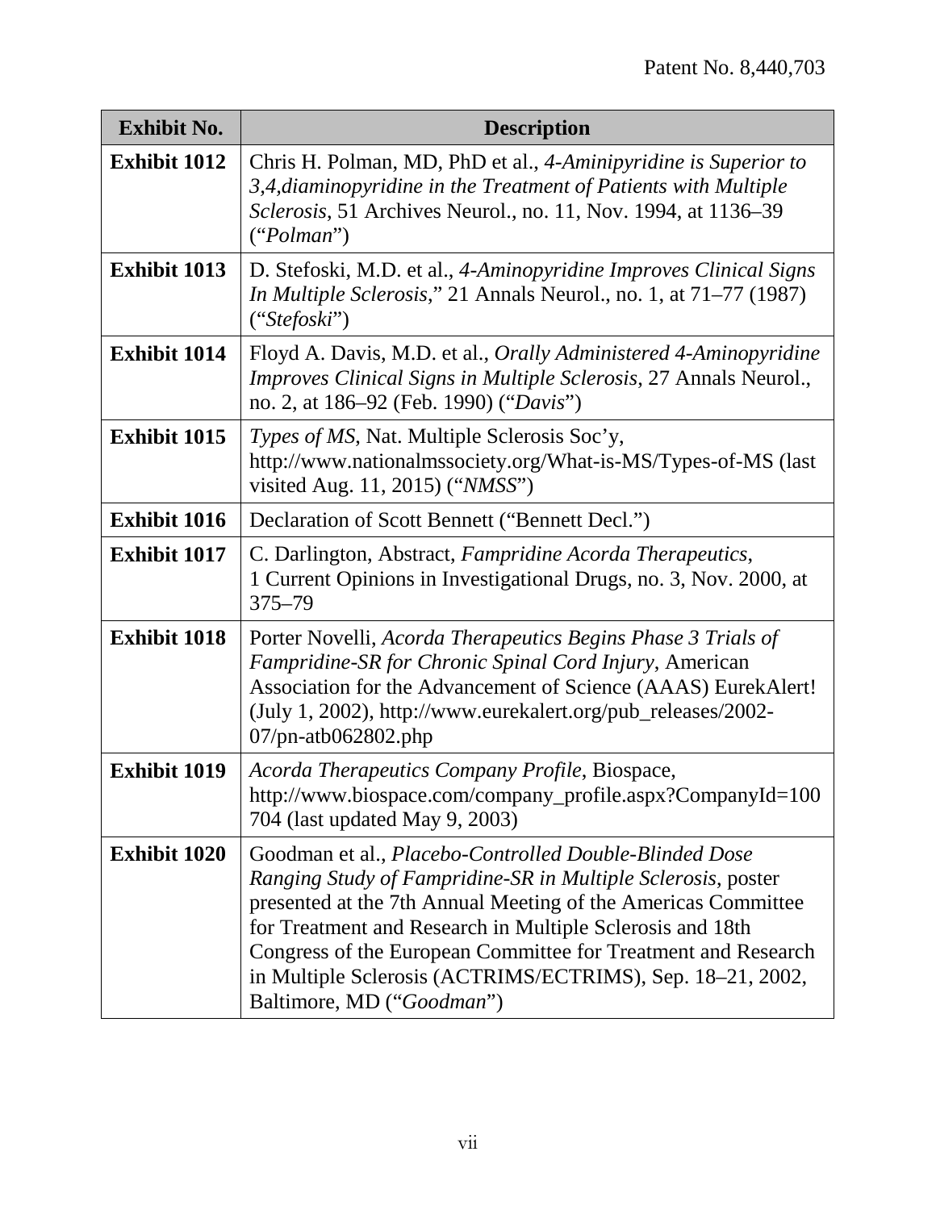| Exhibit No. | Description |
|---|---|
| **Exhibit 1012** | Chris H. Polman, MD, PhD et al., *4-Aminipyridine is Superior to 3,4,diaminopyridine in the Treatment of Patients with Multiple Sclerosis*, 51 Archives Neurol., no. 11, Nov. 1994, at 1136–39 ("*Polman*") |
| **Exhibit 1013** | D. Stefoski, M.D. et al., *4-Aminopyridine Improves Clinical Signs In Multiple Sclerosis*," 21 Annals Neurol., no. 1, at 71–77 (1987) ("*Stefoski*") |
| **Exhibit 1014** | Floyd A. Davis, M.D. et al., *Orally Administered 4-Aminopyridine Improves Clinical Signs in Multiple Sclerosis*, 27 Annals Neurol., no. 2, at 186–92 (Feb. 1990) ("*Davis*") |
| **Exhibit 1015** | *Types of MS*, Nat. Multiple Sclerosis Soc'y, http://www.nationalmssociety.org/What-is-MS/Types-of-MS (last visited Aug. 11, 2015) ("*NMSS*") |
| **Exhibit 1016** | Declaration of Scott Bennett ("Bennett Decl.") |
| **Exhibit 1017** | C. Darlington, Abstract, *Fampridine Acorda Therapeutics*, 1 Current Opinions in Investigational Drugs, no. 3, Nov. 2000, at 375–79 |
| **Exhibit 1018** | Porter Novelli, *Acorda Therapeutics Begins Phase 3 Trials of Fampridine-SR for Chronic Spinal Cord Injury*, American Association for the Advancement of Science (AAAS) EurekAlert! (July 1, 2002), http://www.eurekalert.org/pub_releases/2002-07/pn-atb062802.php |
| **Exhibit 1019** | *Acorda Therapeutics Company Profile*, Biospace, http://www.biospace.com/company_profile.aspx?CompanyId=100704 (last updated May 9, 2003) |
| **Exhibit 1020** | Goodman et al., *Placebo-Controlled Double-Blinded Dose Ranging Study of Fampridine-SR in Multiple Sclerosis*, poster presented at the 7th Annual Meeting of the Americas Committee for Treatment and Research in Multiple Sclerosis and 18th Congress of the European Committee for Treatment and Research in Multiple Sclerosis (ACTRIMS/ECTRIMS), Sep. 18–21, 2002, Baltimore, MD ("*Goodman*") |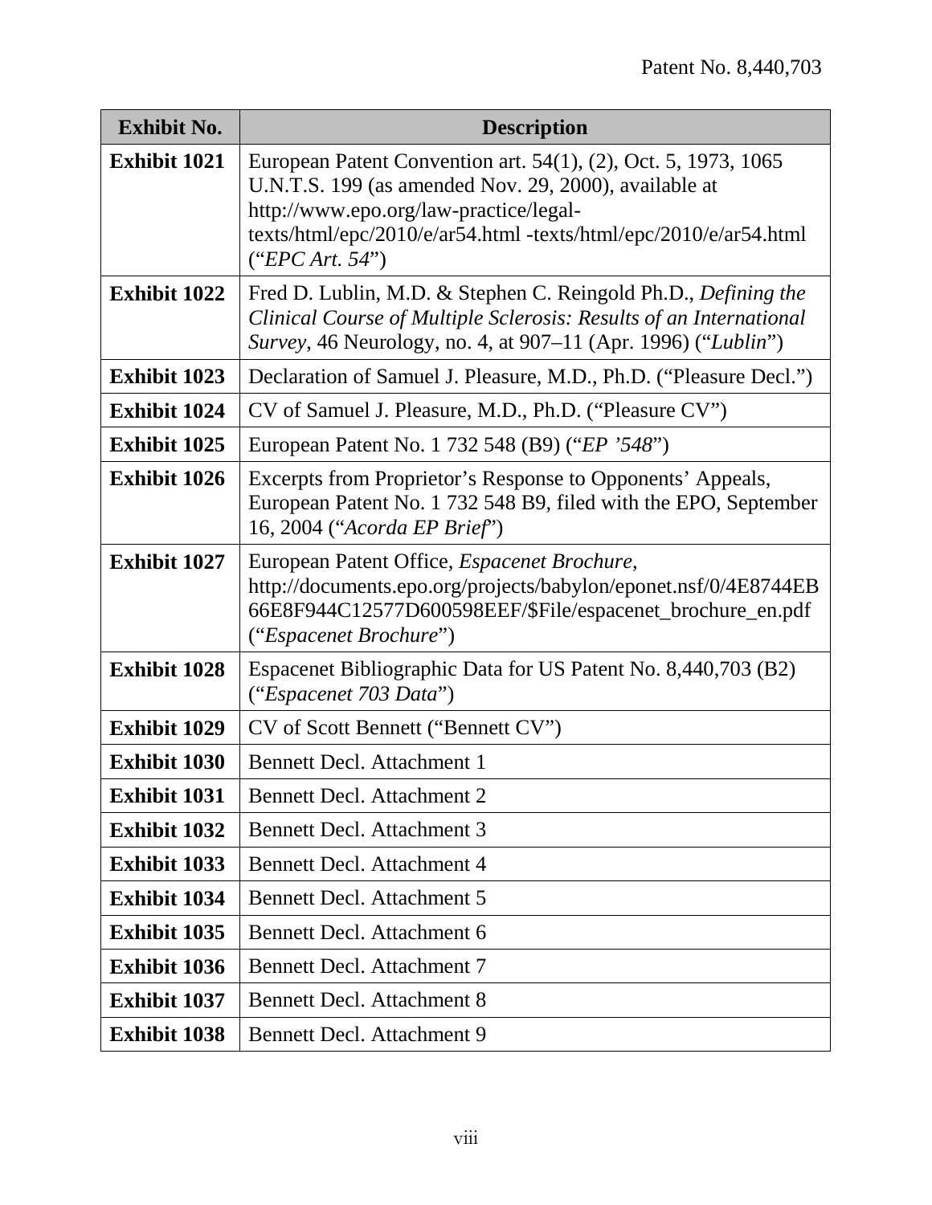| Exhibit No. | Description |
|---|---|
| **Exhibit 1021** | European Patent Convention art. 54(1), (2), Oct. 5, 1973, 1065 U.N.T.S. 199 (as amended Nov. 29, 2000), available at http://www.epo.org/law-practice/legal-texts/html/epc/2010/e/ar54.html -texts/html/epc/2010/e/ar54.html ("*EPC Art. 54*") |
| **Exhibit 1022** | Fred D. Lublin, M.D. & Stephen C. Reingold Ph.D., *Defining the Clinical Course of Multiple Sclerosis: Results of an International Survey*, 46 Neurology, no. 4, at 907–11 (Apr. 1996) ("*Lublin*") |
| **Exhibit 1023** | Declaration of Samuel J. Pleasure, M.D., Ph.D. ("Pleasure Decl.") |
| **Exhibit 1024** | CV of Samuel J. Pleasure, M.D., Ph.D. ("Pleasure CV") |
| **Exhibit 1025** | European Patent No. 1 732 548 (B9) ("*EP '548*") |
| **Exhibit 1026** | Excerpts from Proprietor's Response to Opponents' Appeals, European Patent No. 1 732 548 B9, filed with the EPO, September 16, 2004 ("*Acorda EP Brief*") |
| **Exhibit 1027** | European Patent Office, *Espacenet Brochure*, http://documents.epo.org/projects/babylon/eponet.nsf/0/4E8744EB66E8F944C12577D600598EEF/$File/espacenet_brochure_en.pdf ("*Espacenet Brochure*") |
| **Exhibit 1028** | Espacenet Bibliographic Data for US Patent No. 8,440,703 (B2) ("*Espacenet 703 Data*") |
| **Exhibit 1029** | CV of Scott Bennett ("Bennett CV") |
| **Exhibit 1030** | Bennett Decl. Attachment 1 |
| **Exhibit 1031** | Bennett Decl. Attachment 2 |
| **Exhibit 1032** | Bennett Decl. Attachment 3 |
| **Exhibit 1033** | Bennett Decl. Attachment 4 |
| **Exhibit 1034** | Bennett Decl. Attachment 5 |
| **Exhibit 1035** | Bennett Decl. Attachment 6 |
| **Exhibit 1036** | Bennett Decl. Attachment 7 |
| **Exhibit 1037** | Bennett Decl. Attachment 8 |
| **Exhibit 1038** | Bennett Decl. Attachment 9 |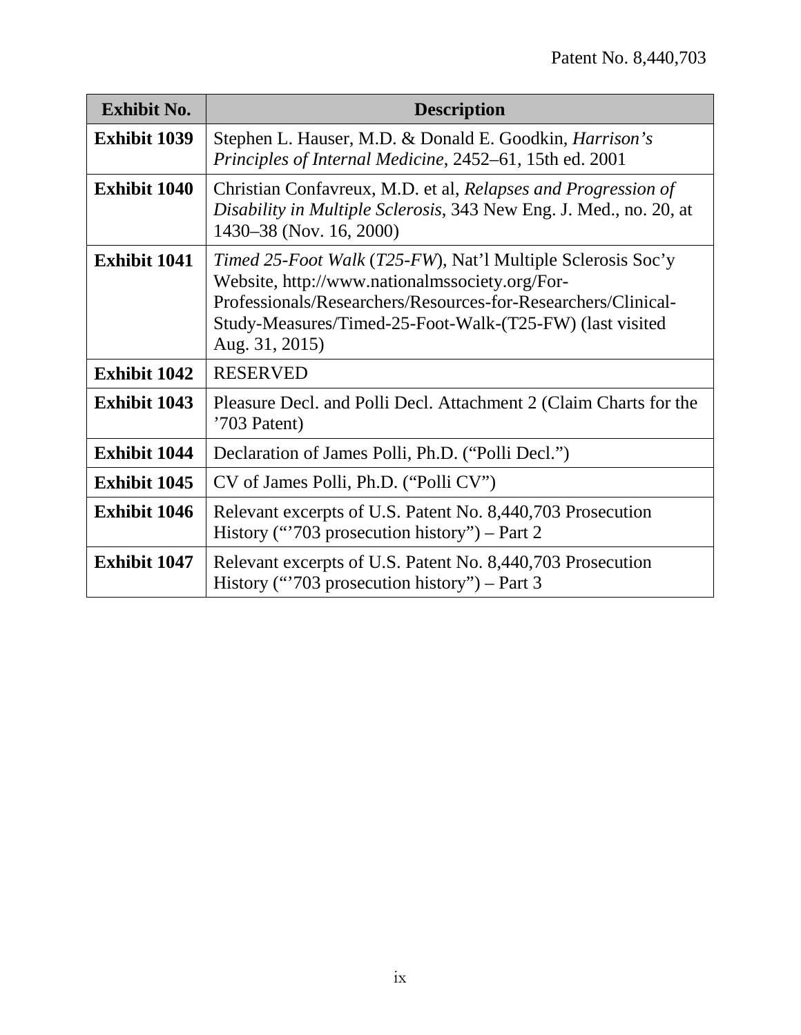| Exhibit No. | Description |
|---|---|
| **Exhibit 1039** | Stephen L. Hauser, M.D. & Donald E. Goodkin, *Harrison's Principles of Internal Medicine*, 2452–61, 15th ed. 2001 |
| **Exhibit 1040** | Christian Confavreux, M.D. et al, *Relapses and Progression of Disability in Multiple Sclerosis*, 343 New Eng. J. Med., no. 20, at 1430–38 (Nov. 16, 2000) |
| **Exhibit 1041** | *Timed 25-Foot Walk* (*T25-FW*), Nat'l Multiple Sclerosis Soc'y Website, http://www.nationalmssociety.org/For-Professionals/Researchers/Resources-for-Researchers/Clinical-Study-Measures/Timed-25-Foot-Walk-(T25-FW) (last visited Aug. 31, 2015) |
| **Exhibit 1042** | RESERVED |
| **Exhibit 1043** | Pleasure Decl. and Polli Decl. Attachment 2 (Claim Charts for the '703 Patent) |
| **Exhibit 1044** | Declaration of James Polli, Ph.D. ("Polli Decl.") |
| **Exhibit 1045** | CV of James Polli, Ph.D. ("Polli CV") |
| **Exhibit 1046** | Relevant excerpts of U.S. Patent No. 8,440,703 Prosecution History ("'703 prosecution history") – Part 2 |
| **Exhibit 1047** | Relevant excerpts of U.S. Patent No. 8,440,703 Prosecution History ("'703 prosecution history") – Part 3 |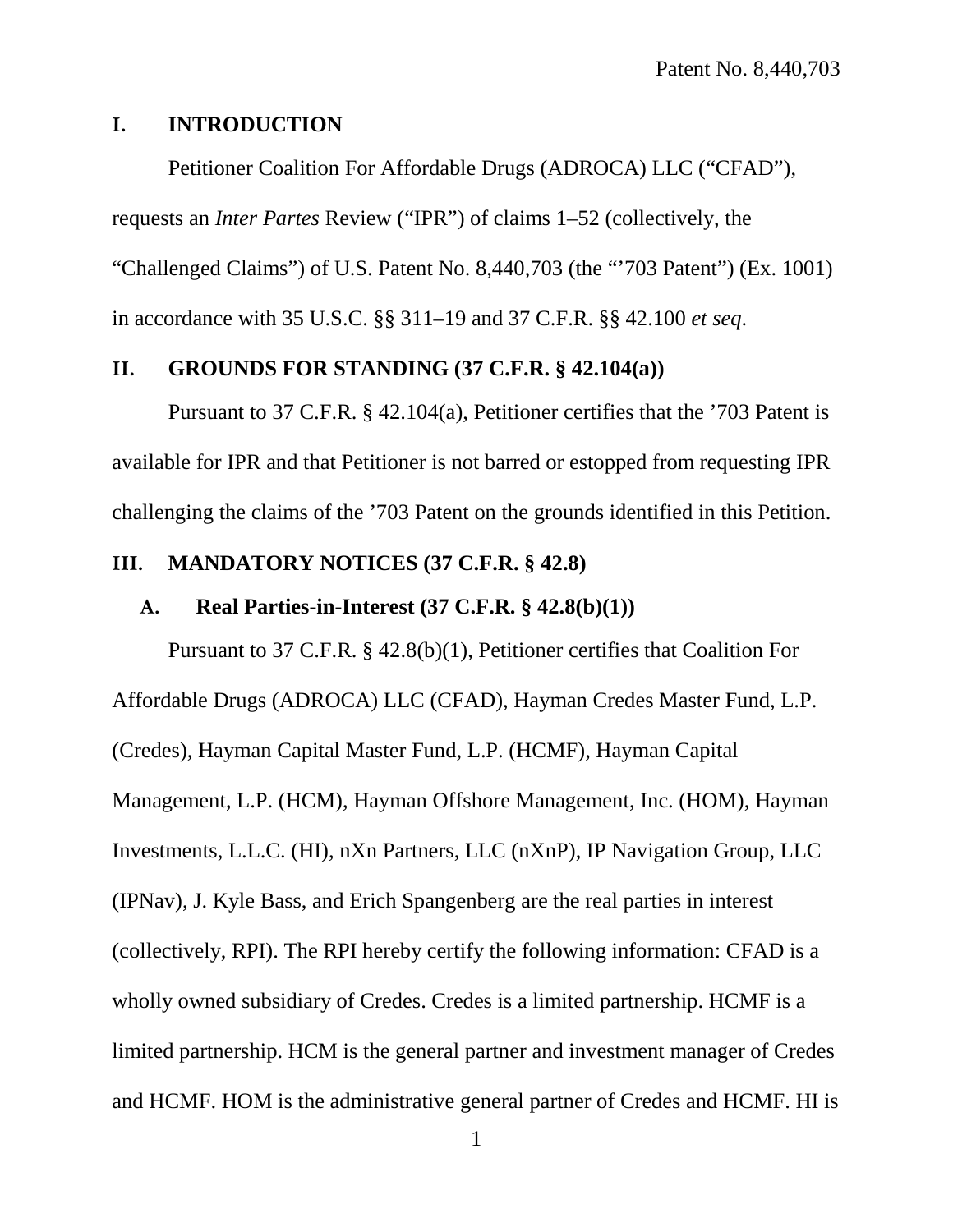## I. INTRODUCTION

Petitioner Coalition For Affordable Drugs (ADROCA) LLC ("CFAD"), requests an *Inter Partes* Review ("IPR") of claims 1–52 (collectively, the "Challenged Claims") of U.S. Patent No. 8,440,703 (the "'703 Patent") (Ex. 1001) in accordance with 35 U.S.C. §§ 311–19 and 37 C.F.R. §§ 42.100 *et seq*.

## II. GROUNDS FOR STANDING (37 C.F.R. § 42.104(a))

Pursuant to 37 C.F.R. § 42.104(a), Petitioner certifies that the '703 Patent is available for IPR and that Petitioner is not barred or estopped from requesting IPR challenging the claims of the '703 Patent on the grounds identified in this Petition.

## III. MANDATORY NOTICES (37 C.F.R. § 42.8)

### A. Real Parties-in-Interest (37 C.F.R. § 42.8(b)(1))

Pursuant to 37 C.F.R. § 42.8(b)(1), Petitioner certifies that Coalition For Affordable Drugs (ADROCA) LLC (CFAD), Hayman Credes Master Fund, L.P. (Credes), Hayman Capital Master Fund, L.P. (HCMF), Hayman Capital Management, L.P. (HCM), Hayman Offshore Management, Inc. (HOM), Hayman Investments, L.L.C. (HI), nXn Partners, LLC (nXnP), IP Navigation Group, LLC (IPNav), J. Kyle Bass, and Erich Spangenberg are the real parties in interest (collectively, RPI). The RPI hereby certify the following information: CFAD is a wholly owned subsidiary of Credes. Credes is a limited partnership. HCMF is a limited partnership. HCM is the general partner and investment manager of Credes and HCMF. HOM is the administrative general partner of Credes and HCMF. HI is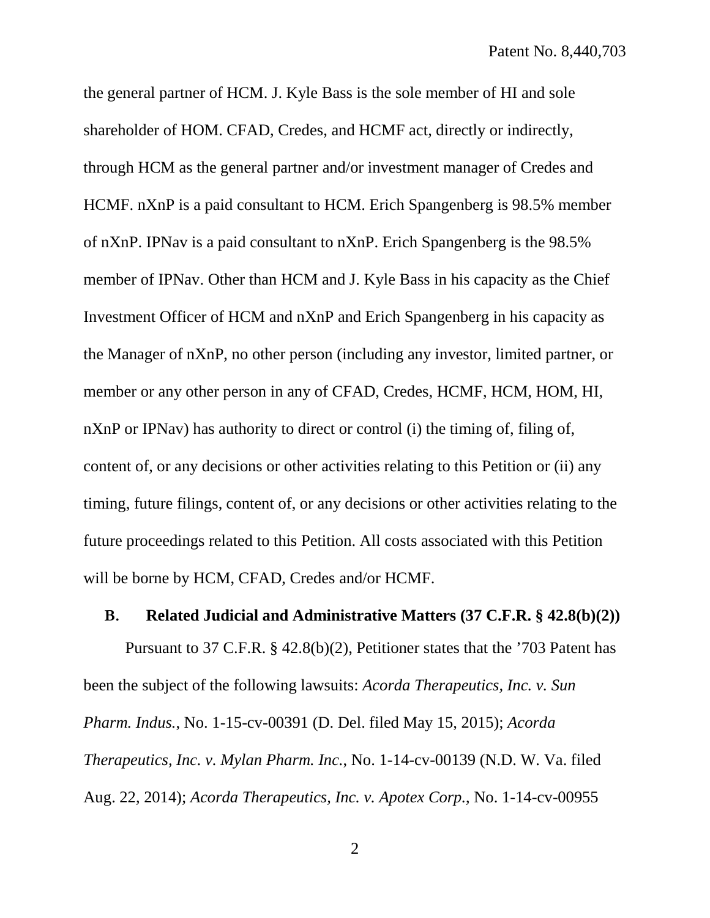the general partner of HCM. J. Kyle Bass is the sole member of HI and sole shareholder of HOM. CFAD, Credes, and HCMF act, directly or indirectly, through HCM as the general partner and/or investment manager of Credes and HCMF. nXnP is a paid consultant to HCM. Erich Spangenberg is 98.5% member of nXnP. IPNav is a paid consultant to nXnP. Erich Spangenberg is the 98.5% member of IPNav. Other than HCM and J. Kyle Bass in his capacity as the Chief Investment Officer of HCM and nXnP and Erich Spangenberg in his capacity as the Manager of nXnP, no other person (including any investor, limited partner, or member or any other person in any of CFAD, Credes, HCMF, HCM, HOM, HI, nXnP or IPNav) has authority to direct or control (i) the timing of, filing of, content of, or any decisions or other activities relating to this Petition or (ii) any timing, future filings, content of, or any decisions or other activities relating to the future proceedings related to this Petition. All costs associated with this Petition will be borne by HCM, CFAD, Credes and/or HCMF.

### B. Related Judicial and Administrative Matters (37 C.F.R. § 42.8(b)(2))

Pursuant to 37 C.F.R. § 42.8(b)(2), Petitioner states that the '703 Patent has been the subject of the following lawsuits: *Acorda Therapeutics, Inc. v. Sun Pharm. Indus.*, No. 1-15-cv-00391 (D. Del. filed May 15, 2015); *Acorda Therapeutics, Inc. v. Mylan Pharm. Inc.*, No. 1-14-cv-00139 (N.D. W. Va. filed Aug. 22, 2014); *Acorda Therapeutics, Inc. v. Apotex Corp.*, No. 1-14-cv-00955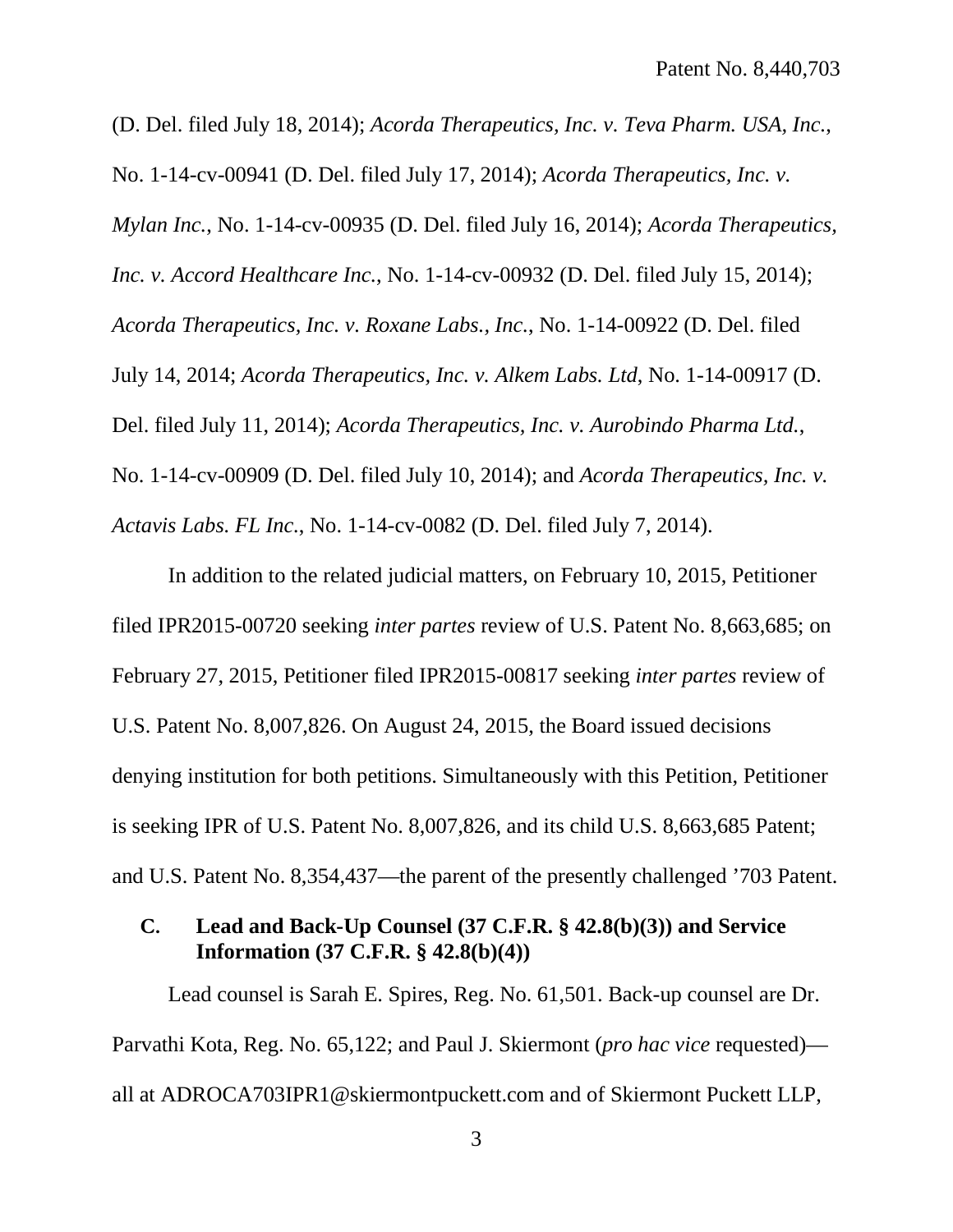(D. Del. filed July 18, 2014); *Acorda Therapeutics, Inc. v. Teva Pharm. USA, Inc.*, No. 1-14-cv-00941 (D. Del. filed July 17, 2014); *Acorda Therapeutics, Inc. v. Mylan Inc.*, No. 1-14-cv-00935 (D. Del. filed July 16, 2014); *Acorda Therapeutics, Inc. v. Accord Healthcare Inc.*, No. 1-14-cv-00932 (D. Del. filed July 15, 2014); *Acorda Therapeutics, Inc. v. Roxane Labs., Inc.*, No. 1-14-00922 (D. Del. filed July 14, 2014; *Acorda Therapeutics, Inc. v. Alkem Labs. Ltd*, No. 1-14-00917 (D. Del. filed July 11, 2014); *Acorda Therapeutics, Inc. v. Aurobindo Pharma Ltd.*, No. 1-14-cv-00909 (D. Del. filed July 10, 2014); and *Acorda Therapeutics, Inc. v. Actavis Labs. FL Inc.*, No. 1-14-cv-0082 (D. Del. filed July 7, 2014).

In addition to the related judicial matters, on February 10, 2015, Petitioner filed IPR2015-00720 seeking *inter partes* review of U.S. Patent No. 8,663,685; on February 27, 2015, Petitioner filed IPR2015-00817 seeking *inter partes* review of U.S. Patent No. 8,007,826. On August 24, 2015, the Board issued decisions denying institution for both petitions. Simultaneously with this Petition, Petitioner is seeking IPR of U.S. Patent No. 8,007,826, and its child U.S. 8,663,685 Patent; and U.S. Patent No. 8,354,437—the parent of the presently challenged '703 Patent.

### C. Lead and Back-Up Counsel (37 C.F.R. § 42.8(b)(3)) and Service Information (37 C.F.R. § 42.8(b)(4))

Lead counsel is Sarah E. Spires, Reg. No. 61,501. Back-up counsel are Dr. Parvathi Kota, Reg. No. 65,122; and Paul J. Skiermont (*pro hac vice* requested)—all at ADROCA703IPR1@skiermontpuckett.com and of Skiermont Puckett LLP,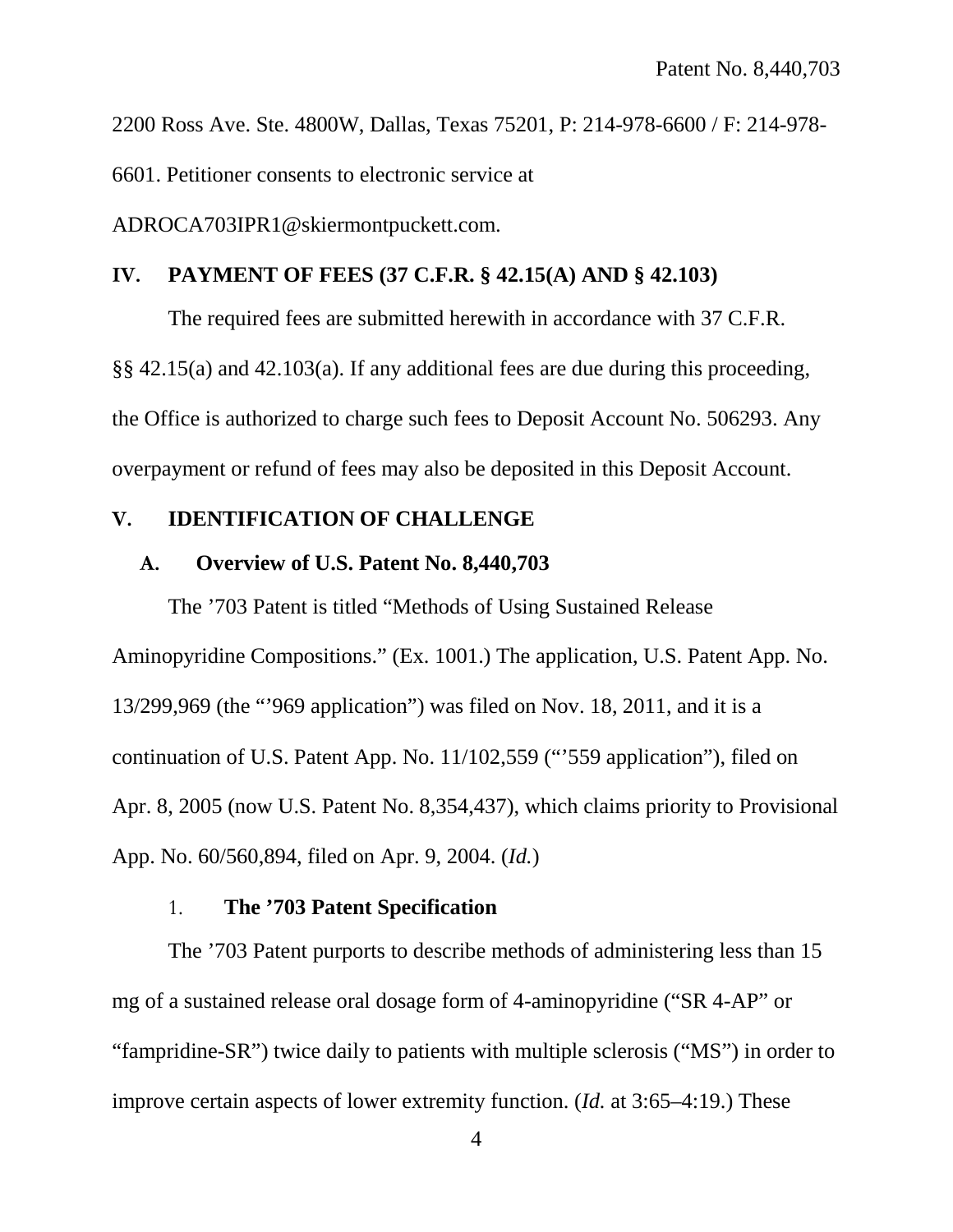2200 Ross Ave. Ste. 4800W, Dallas, Texas 75201, P: 214-978-6600 / F: 214-978-6601. Petitioner consents to electronic service at ADROCA703IPR1@skiermontpuckett.com.

## IV. PAYMENT OF FEES (37 C.F.R. § 42.15(A) AND § 42.103)

The required fees are submitted herewith in accordance with 37 C.F.R. §§ 42.15(a) and 42.103(a). If any additional fees are due during this proceeding, the Office is authorized to charge such fees to Deposit Account No. 506293. Any overpayment or refund of fees may also be deposited in this Deposit Account.

## V. IDENTIFICATION OF CHALLENGE

### A. Overview of U.S. Patent No. 8,440,703

The ’703 Patent is titled “Methods of Using Sustained Release Aminopyridine Compositions.” (Ex. 1001.) The application, U.S. Patent App. No. 13/299,969 (the “’969 application”) was filed on Nov. 18, 2011, and it is a continuation of U.S. Patent App. No. 11/102,559 (“’559 application”), filed on Apr. 8, 2005 (now U.S. Patent No. 8,354,437), which claims priority to Provisional App. No. 60/560,894, filed on Apr. 9, 2004. (*Id.*)

#### 1. The ’703 Patent Specification

The ’703 Patent purports to describe methods of administering less than 15 mg of a sustained release oral dosage form of 4-aminopyridine (“SR 4-AP” or “fampridine-SR”) twice daily to patients with multiple sclerosis (“MS”) in order to improve certain aspects of lower extremity function. (*Id.* at 3:65–4:19.) These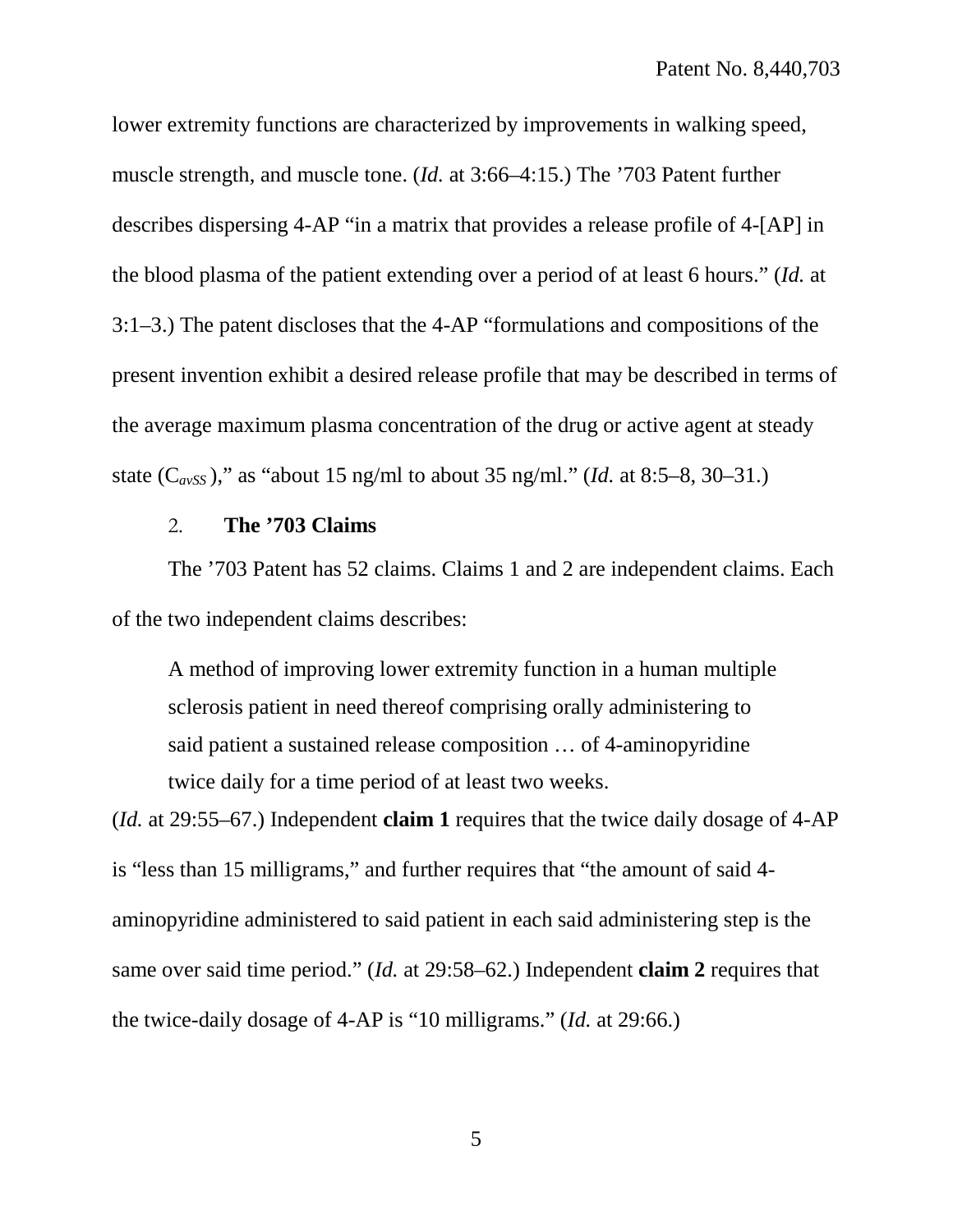lower extremity functions are characterized by improvements in walking speed, muscle strength, and muscle tone. (*Id.* at 3:66–4:15.) The ’703 Patent further describes dispersing 4-AP “in a matrix that provides a release profile of 4-[AP] in the blood plasma of the patient extending over a period of at least 6 hours.” (*Id.* at 3:1–3.) The patent discloses that the 4-AP “formulations and compositions of the present invention exhibit a desired release profile that may be described in terms of the average maximum plasma concentration of the drug or active agent at steady state ($C_{avSS}$ ),” as “about 15 ng/ml to about 35 ng/ml.” (*Id.* at 8:5–8, 30–31.)

### 2. The ’703 Claims

The ’703 Patent has 52 claims. Claims 1 and 2 are independent claims. Each of the two independent claims describes:

> A method of improving lower extremity function in a human multiple sclerosis patient in need thereof comprising orally administering to said patient a sustained release composition … of 4-aminopyridine twice daily for a time period of at least two weeks.

(*Id.* at 29:55–67.) Independent **claim 1** requires that the twice daily dosage of 4-AP is “less than 15 milligrams,” and further requires that “the amount of said 4-aminopyridine administered to said patient in each said administering step is the same over said time period.” (*Id.* at 29:58–62.) Independent **claim 2** requires that the twice-daily dosage of 4-AP is “10 milligrams.” (*Id.* at 29:66.)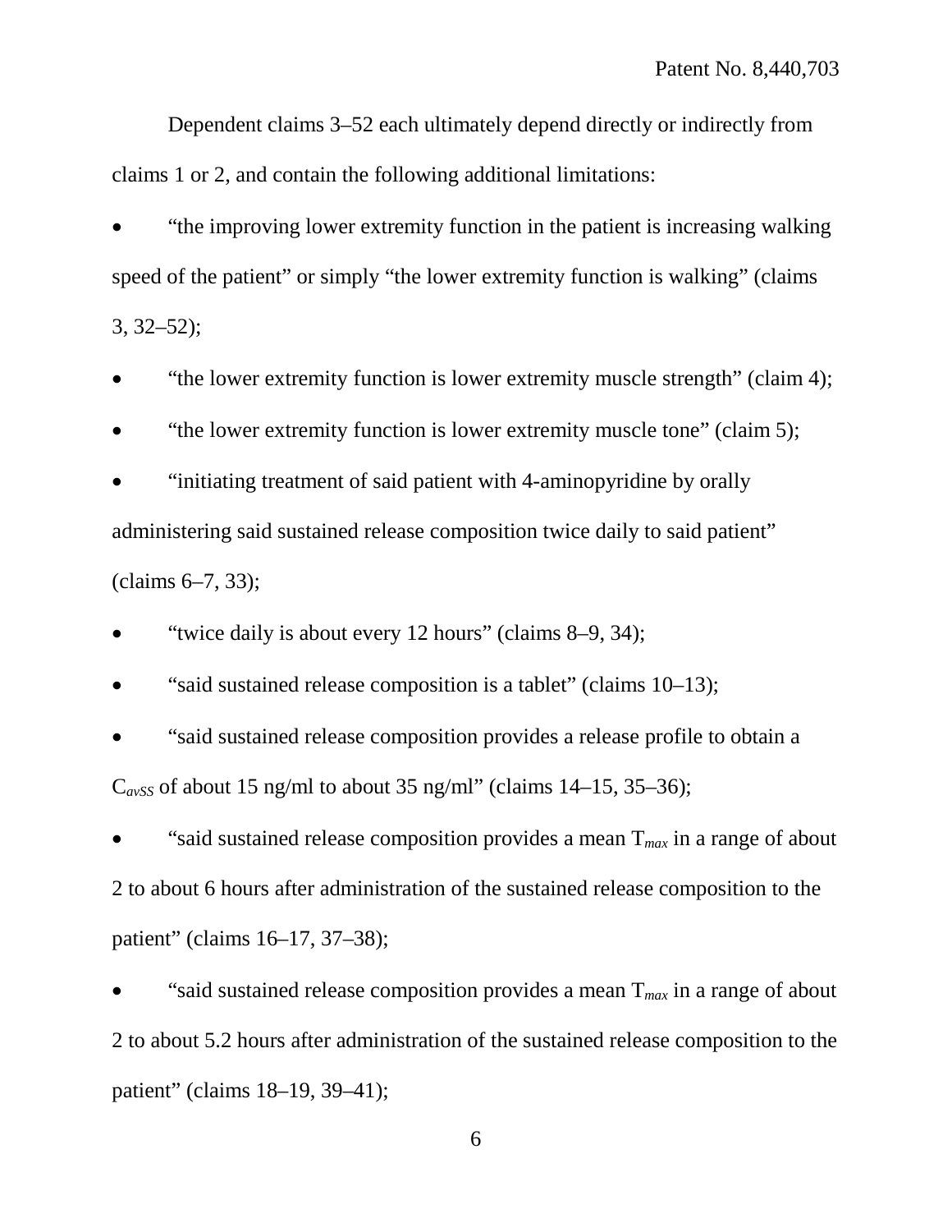Dependent claims 3–52 each ultimately depend directly or indirectly from claims 1 or 2, and contain the following additional limitations:

- “the improving lower extremity function in the patient is increasing walking speed of the patient” or simply “the lower extremity function is walking” (claims 3, 32–52);
- “the lower extremity function is lower extremity muscle strength” (claim 4);
- “the lower extremity function is lower extremity muscle tone” (claim 5);
- “initiating treatment of said patient with 4-aminopyridine by orally administering said sustained release composition twice daily to said patient” (claims 6–7, 33);
- “twice daily is about every 12 hours” (claims 8–9, 34);
- “said sustained release composition is a tablet” (claims 10–13);
- “said sustained release composition provides a release profile to obtain a $C_{avSS}$ of about 15 ng/ml to about 35 ng/ml” (claims 14–15, 35–36);
- “said sustained release composition provides a mean $T_{max}$ in a range of about 2 to about 6 hours after administration of the sustained release composition to the patient” (claims 16–17, 37–38);
- “said sustained release composition provides a mean $T_{max}$ in a range of about 2 to about 5.2 hours after administration of the sustained release composition to the patient” (claims 18–19, 39–41);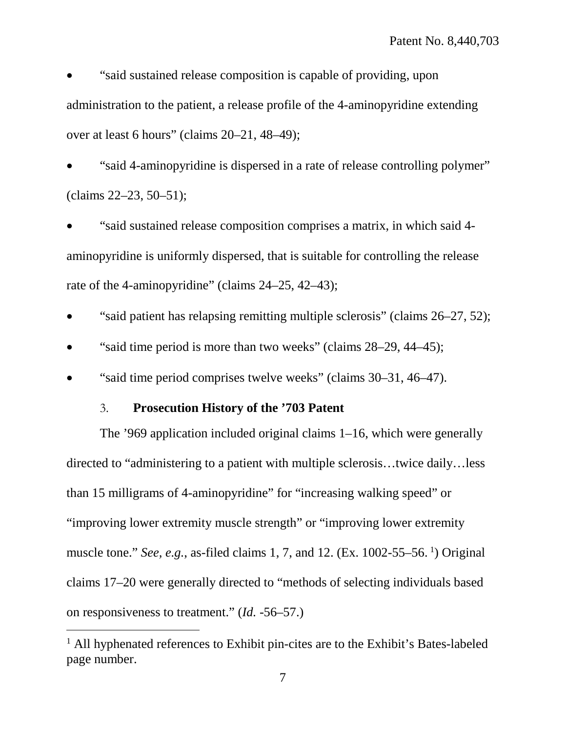- "said sustained release composition is capable of providing, upon administration to the patient, a release profile of the 4-aminopyridine extending over at least 6 hours" (claims 20–21, 48–49);
- "said 4-aminopyridine is dispersed in a rate of release controlling polymer" (claims 22–23, 50–51);
- "said sustained release composition comprises a matrix, in which said 4-aminopyridine is uniformly dispersed, that is suitable for controlling the release rate of the 4-aminopyridine" (claims 24–25, 42–43);
- "said patient has relapsing remitting multiple sclerosis" (claims 26–27, 52);
- "said time period is more than two weeks" (claims 28–29, 44–45);
- "said time period comprises twelve weeks" (claims 30–31, 46–47).

### 3. **Prosecution History of the '703 Patent**

The '969 application included original claims 1–16, which were generally directed to "administering to a patient with multiple sclerosis…twice daily…less than 15 milligrams of 4-aminopyridine" for "increasing walking speed" or "improving lower extremity muscle strength" or "improving lower extremity muscle tone." *See, e.g.*, as-filed claims 1, 7, and 12. (Ex. 1002-55–56. [1]) Original claims 17–20 were generally directed to "methods of selecting individuals based on responsiveness to treatment." (*Id.* -56–57.)

[1] All hyphenated references to Exhibit pin-cites are to the Exhibit's Bates-labeled page number.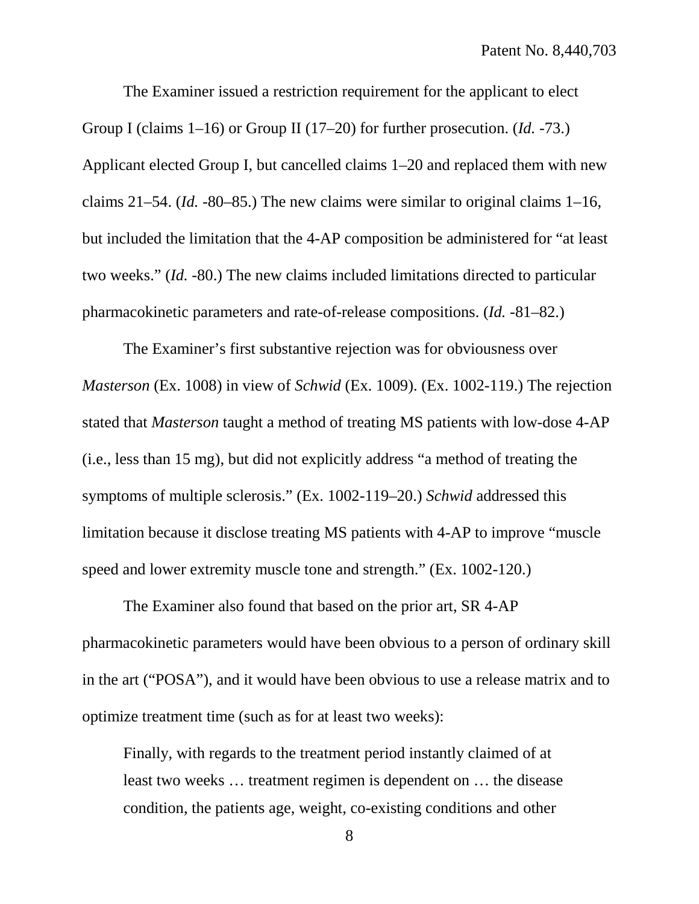The Examiner issued a restriction requirement for the applicant to elect Group I (claims 1–16) or Group II (17–20) for further prosecution. (*Id.* -73.) Applicant elected Group I, but cancelled claims 1–20 and replaced them with new claims 21–54. (*Id.* -80–85.) The new claims were similar to original claims 1–16, but included the limitation that the 4-AP composition be administered for "at least two weeks." (*Id.* -80.) The new claims included limitations directed to particular pharmacokinetic parameters and rate-of-release compositions. (*Id.* -81–82.)

The Examiner's first substantive rejection was for obviousness over *Masterson* (Ex. 1008) in view of *Schwid* (Ex. 1009). (Ex. 1002-119.) The rejection stated that *Masterson* taught a method of treating MS patients with low-dose 4-AP (i.e., less than 15 mg), but did not explicitly address "a method of treating the symptoms of multiple sclerosis." (Ex. 1002-119–20.) *Schwid* addressed this limitation because it disclose treating MS patients with 4-AP to improve "muscle speed and lower extremity muscle tone and strength." (Ex. 1002-120.)

The Examiner also found that based on the prior art, SR 4-AP pharmacokinetic parameters would have been obvious to a person of ordinary skill in the art ("POSA"), and it would have been obvious to use a release matrix and to optimize treatment time (such as for at least two weeks):

> Finally, with regards to the treatment period instantly claimed of at least two weeks … treatment regimen is dependent on … the disease condition, the patients age, weight, co-existing conditions and other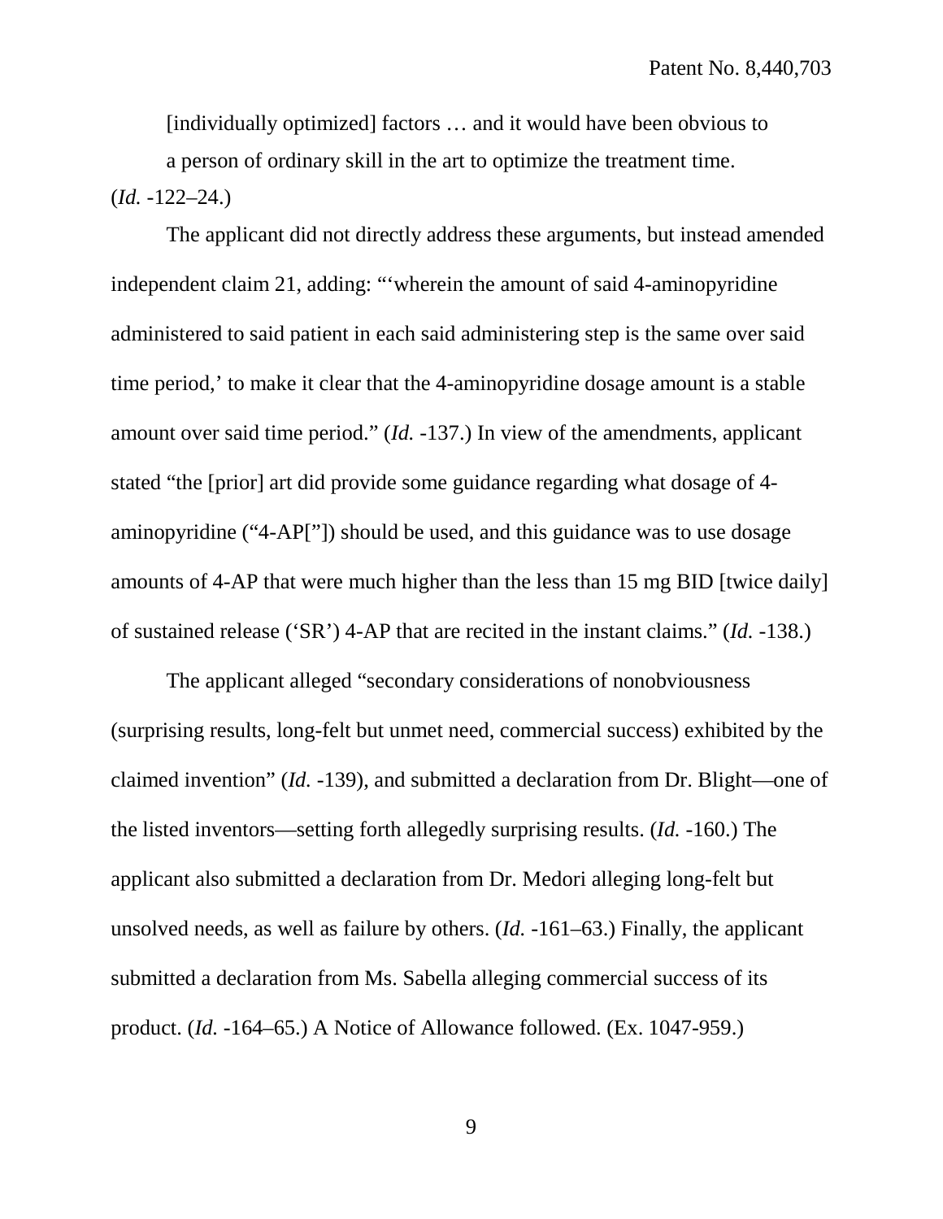[individually optimized] factors … and it would have been obvious to a person of ordinary skill in the art to optimize the treatment time.

(*Id.* -122–24.)

The applicant did not directly address these arguments, but instead amended independent claim 21, adding: "'wherein the amount of said 4-aminopyridine administered to said patient in each said administering step is the same over said time period,' to make it clear that the 4-aminopyridine dosage amount is a stable amount over said time period." (*Id.* -137.) In view of the amendments, applicant stated "the [prior] art did provide some guidance regarding what dosage of 4-aminopyridine ("4-AP["]) should be used, and this guidance was to use dosage amounts of 4-AP that were much higher than the less than 15 mg BID [twice daily] of sustained release ('SR') 4-AP that are recited in the instant claims." (*Id.* -138.)

The applicant alleged "secondary considerations of nonobviousness (surprising results, long-felt but unmet need, commercial success) exhibited by the claimed invention" (*Id.* -139), and submitted a declaration from Dr. Blight—one of the listed inventors—setting forth allegedly surprising results. (*Id.* -160.) The applicant also submitted a declaration from Dr. Medori alleging long-felt but unsolved needs, as well as failure by others. (*Id.* -161–63.) Finally, the applicant submitted a declaration from Ms. Sabella alleging commercial success of its product. (*Id.* -164–65.) A Notice of Allowance followed. (Ex. 1047-959.)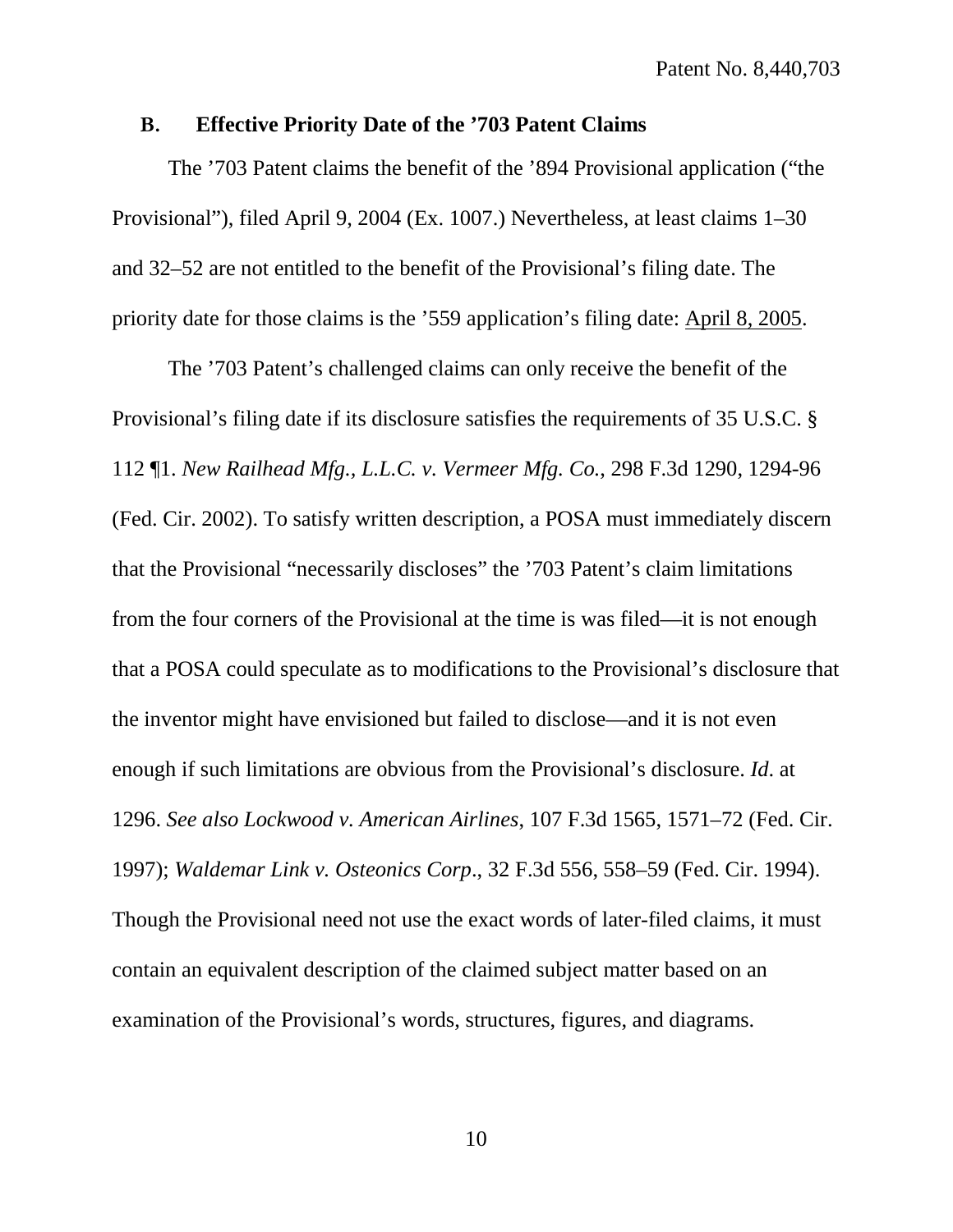### B. Effective Priority Date of the '703 Patent Claims

The '703 Patent claims the benefit of the '894 Provisional application ("the Provisional"), filed April 9, 2004 (Ex. 1007.) Nevertheless, at least claims 1–30 and 32–52 are not entitled to the benefit of the Provisional's filing date. The priority date for those claims is the '559 application's filing date: <u>April 8, 2005</u>.

The '703 Patent's challenged claims can only receive the benefit of the Provisional's filing date if its disclosure satisfies the requirements of 35 U.S.C. § 112 ¶1. *New Railhead Mfg., L.L.C. v. Vermeer Mfg. Co.*, 298 F.3d 1290, 1294-96 (Fed. Cir. 2002). To satisfy written description, a POSA must immediately discern that the Provisional "necessarily discloses" the '703 Patent's claim limitations from the four corners of the Provisional at the time is was filed—it is not enough that a POSA could speculate as to modifications to the Provisional's disclosure that the inventor might have envisioned but failed to disclose—and it is not even enough if such limitations are obvious from the Provisional's disclosure. *Id*. at 1296. *See also Lockwood v. American Airlines*, 107 F.3d 1565, 1571–72 (Fed. Cir. 1997); *Waldemar Link v. Osteonics Corp*., 32 F.3d 556, 558–59 (Fed. Cir. 1994). Though the Provisional need not use the exact words of later-filed claims, it must contain an equivalent description of the claimed subject matter based on an examination of the Provisional's words, structures, figures, and diagrams.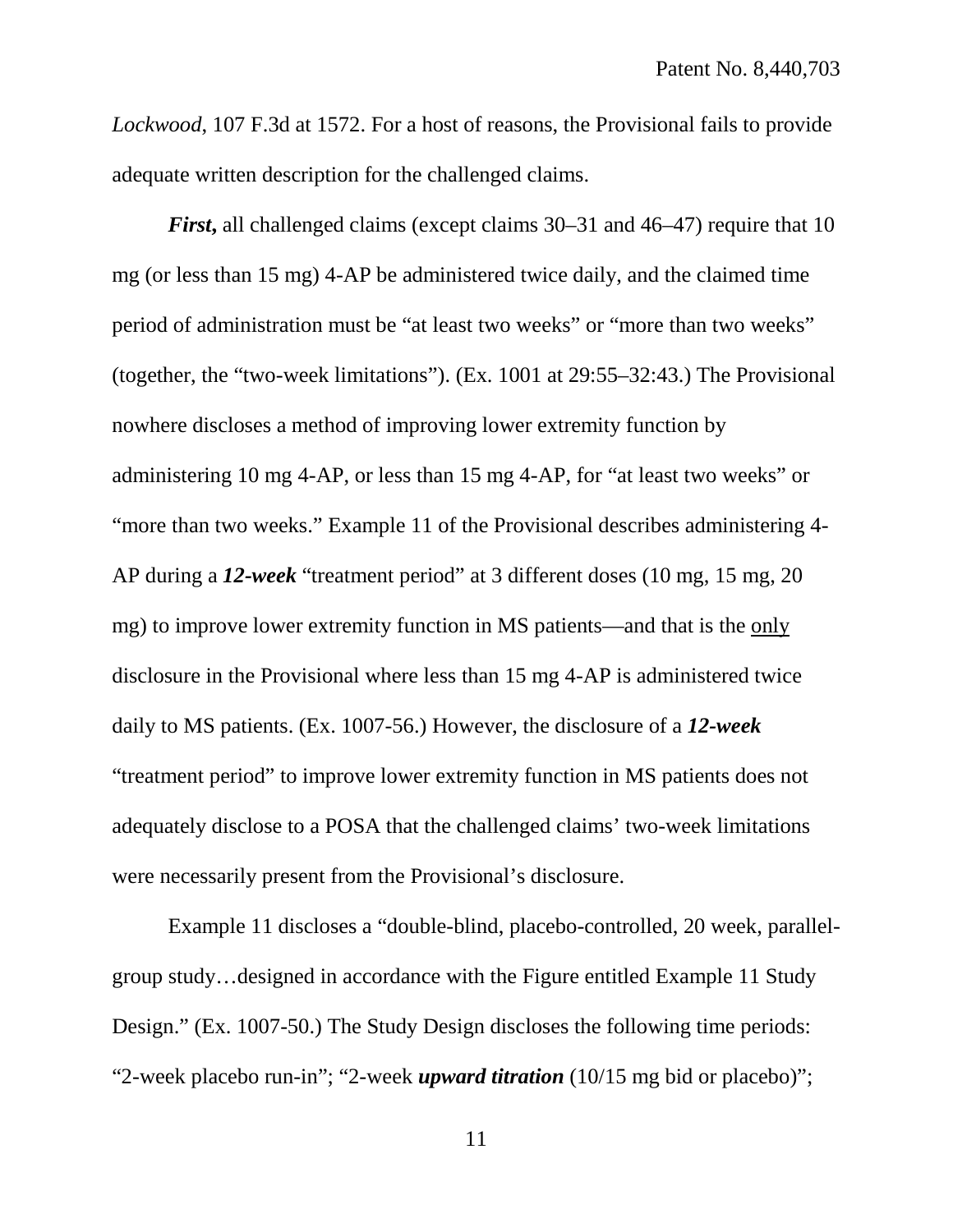*Lockwood*, 107 F.3d at 1572. For a host of reasons, the Provisional fails to provide adequate written description for the challenged claims.

***First,*** all challenged claims (except claims 30–31 and 46–47) require that 10 mg (or less than 15 mg) 4-AP be administered twice daily, and the claimed time period of administration must be "at least two weeks" or "more than two weeks" (together, the "two-week limitations"). (Ex. 1001 at 29:55–32:43.) The Provisional nowhere discloses a method of improving lower extremity function by administering 10 mg 4-AP, or less than 15 mg 4-AP, for "at least two weeks" or "more than two weeks." Example 11 of the Provisional describes administering 4-AP during a ***12-week*** "treatment period" at 3 different doses (10 mg, 15 mg, 20 mg) to improve lower extremity function in MS patients—and that is the <u>only</u> disclosure in the Provisional where less than 15 mg 4-AP is administered twice daily to MS patients. (Ex. 1007-56.) However, the disclosure of a ***12-week*** "treatment period" to improve lower extremity function in MS patients does not adequately disclose to a POSA that the challenged claims' two-week limitations were necessarily present from the Provisional's disclosure.

Example 11 discloses a "double-blind, placebo-controlled, 20 week, parallel-group study…designed in accordance with the Figure entitled Example 11 Study Design." (Ex. 1007-50.) The Study Design discloses the following time periods: "2-week placebo run-in"; "2-week ***upward titration*** (10/15 mg bid or placebo)";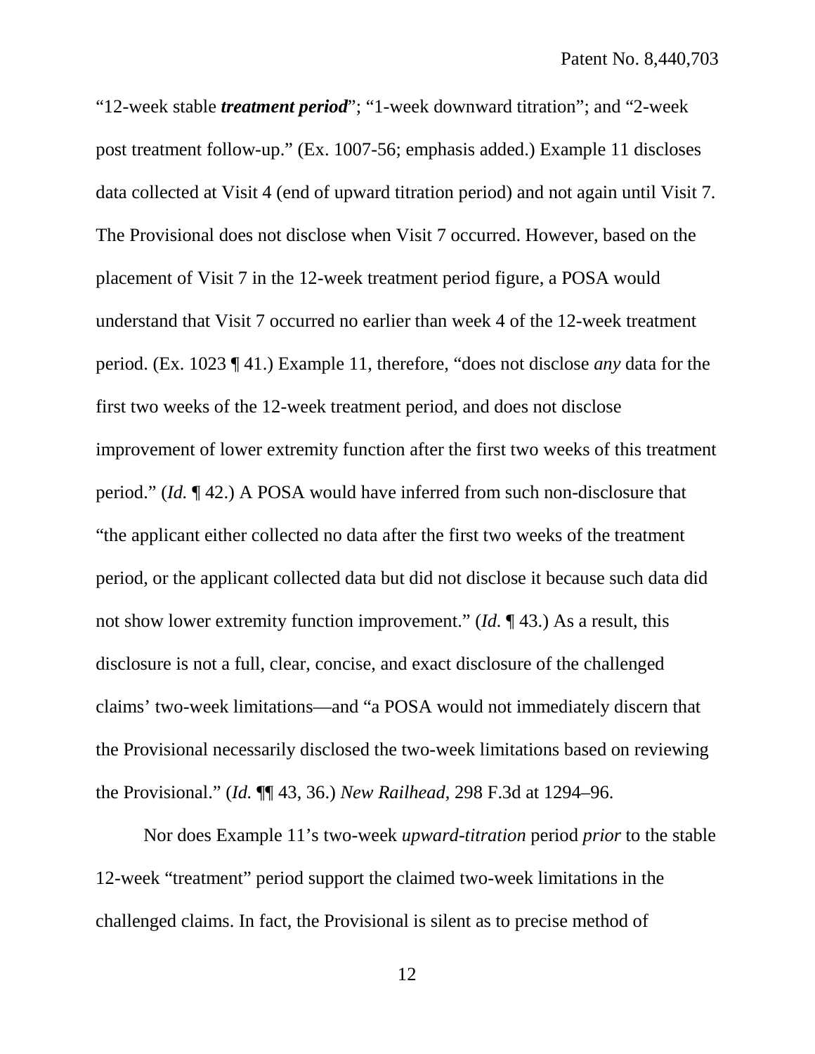"12-week stable ***treatment period***"; "1-week downward titration"; and "2-week post treatment follow-up." (Ex. 1007-56; emphasis added.) Example 11 discloses data collected at Visit 4 (end of upward titration period) and not again until Visit 7. The Provisional does not disclose when Visit 7 occurred. However, based on the placement of Visit 7 in the 12-week treatment period figure, a POSA would understand that Visit 7 occurred no earlier than week 4 of the 12-week treatment period. (Ex. 1023 ¶ 41.) Example 11, therefore, "does not disclose *any* data for the first two weeks of the 12-week treatment period, and does not disclose improvement of lower extremity function after the first two weeks of this treatment period." (*Id.* ¶ 42.) A POSA would have inferred from such non-disclosure that "the applicant either collected no data after the first two weeks of the treatment period, or the applicant collected data but did not disclose it because such data did not show lower extremity function improvement." (*Id.* ¶ 43.) As a result, this disclosure is not a full, clear, concise, and exact disclosure of the challenged claims' two-week limitations—and "a POSA would not immediately discern that the Provisional necessarily disclosed the two-week limitations based on reviewing the Provisional." (*Id.* ¶¶ 43, 36.) *New Railhead*, 298 F.3d at 1294–96.

Nor does Example 11's two-week *upward-titration* period *prior* to the stable 12-week "treatment" period support the claimed two-week limitations in the challenged claims. In fact, the Provisional is silent as to precise method of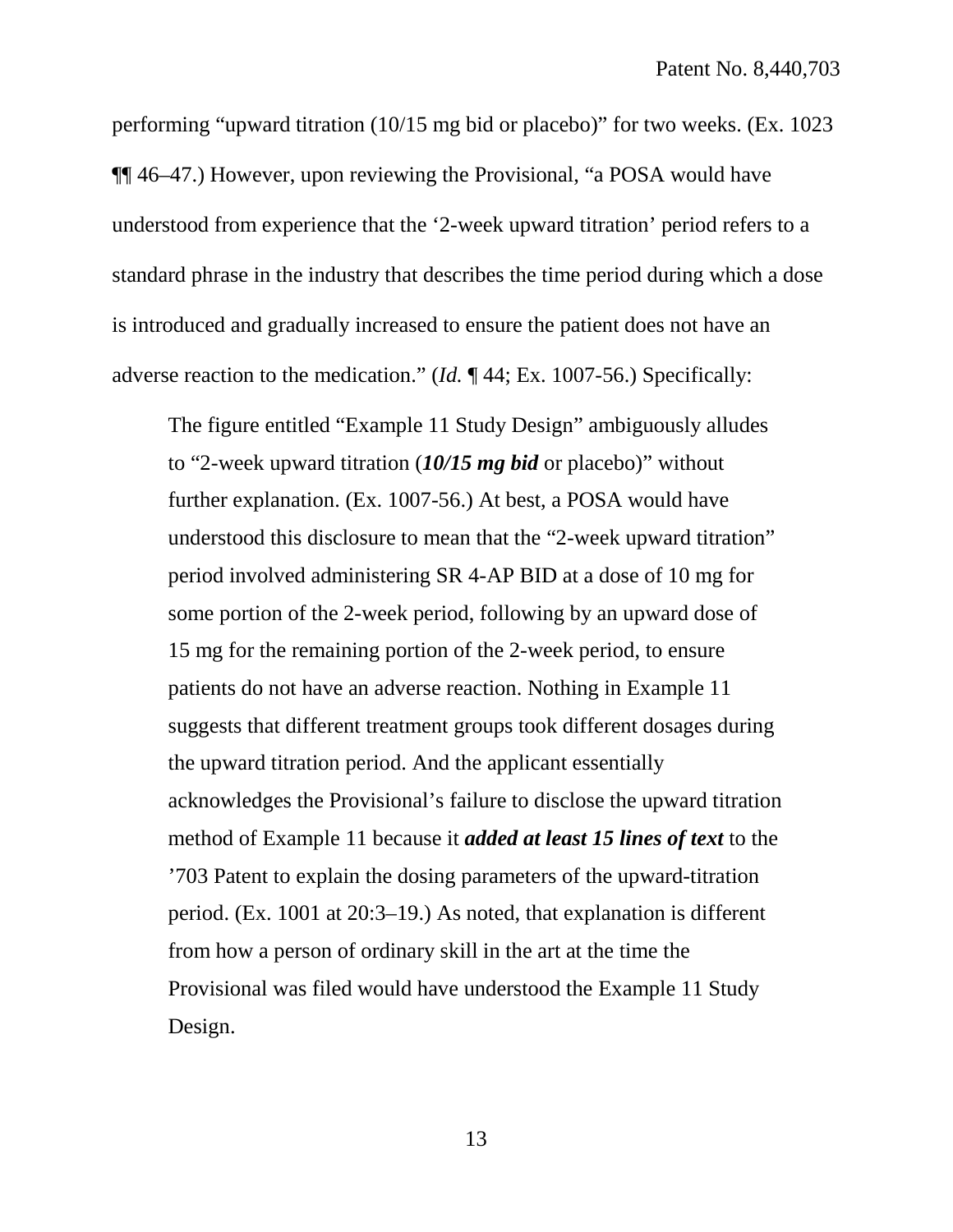performing "upward titration (10/15 mg bid or placebo)" for two weeks. (Ex. 1023 ¶¶ 46–47.) However, upon reviewing the Provisional, "a POSA would have understood from experience that the '2-week upward titration' period refers to a standard phrase in the industry that describes the time period during which a dose is introduced and gradually increased to ensure the patient does not have an adverse reaction to the medication." (*Id.* ¶ 44; Ex. 1007-56.) Specifically:

> The figure entitled "Example 11 Study Design" ambiguously alludes to "2-week upward titration (***10/15 mg bid*** or placebo)" without further explanation. (Ex. 1007-56.) At best, a POSA would have understood this disclosure to mean that the "2-week upward titration" period involved administering SR 4-AP BID at a dose of 10 mg for some portion of the 2-week period, following by an upward dose of 15 mg for the remaining portion of the 2-week period, to ensure patients do not have an adverse reaction. Nothing in Example 11 suggests that different treatment groups took different dosages during the upward titration period. And the applicant essentially acknowledges the Provisional's failure to disclose the upward titration method of Example 11 because it ***added at least 15 lines of text*** to the '703 Patent to explain the dosing parameters of the upward-titration period. (Ex. 1001 at 20:3–19.) As noted, that explanation is different from how a person of ordinary skill in the art at the time the Provisional was filed would have understood the Example 11 Study Design.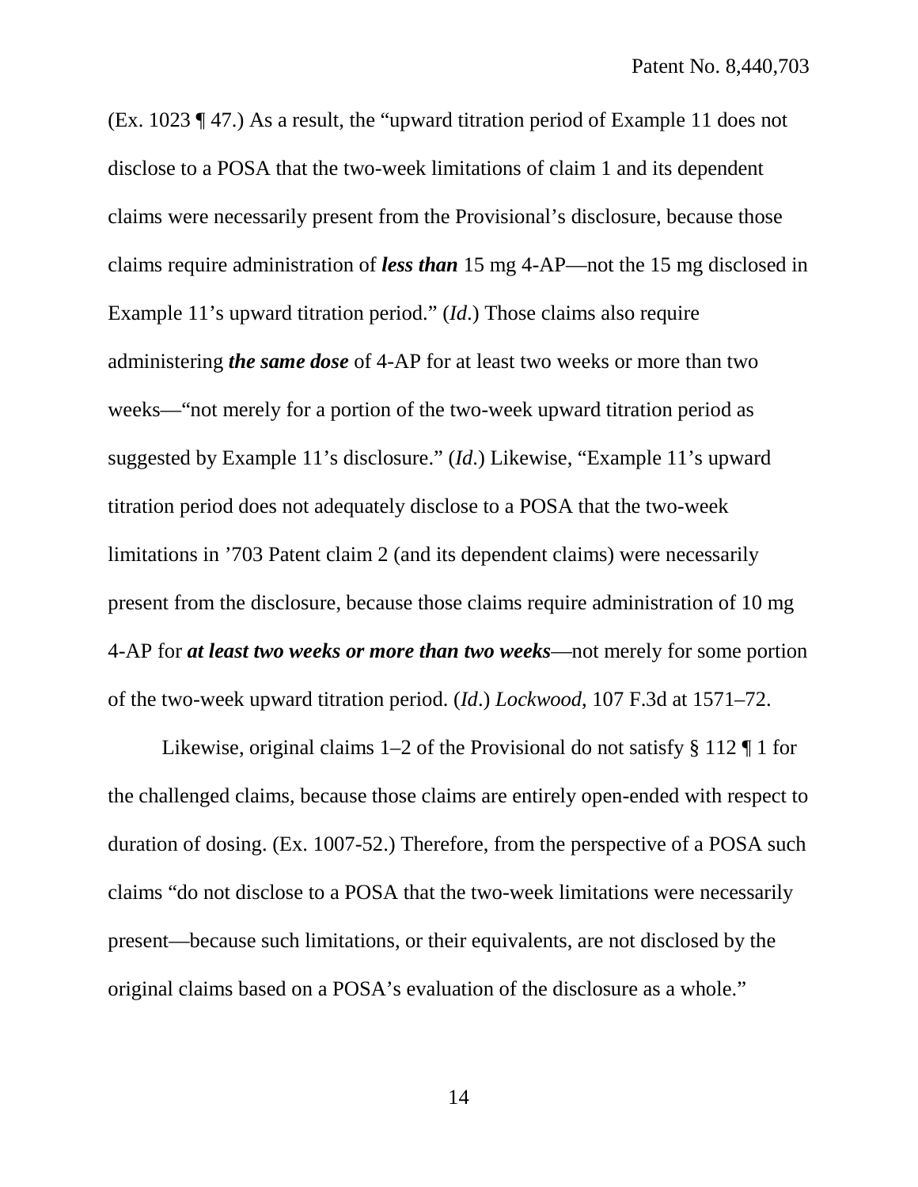(Ex. 1023 ¶ 47.) As a result, the "upward titration period of Example 11 does not disclose to a POSA that the two-week limitations of claim 1 and its dependent claims were necessarily present from the Provisional's disclosure, because those claims require administration of ***less than*** 15 mg 4-AP—not the 15 mg disclosed in Example 11's upward titration period." (*Id*.) Those claims also require administering ***the same dose*** of 4-AP for at least two weeks or more than two weeks—"not merely for a portion of the two-week upward titration period as suggested by Example 11's disclosure." (*Id*.) Likewise, "Example 11's upward titration period does not adequately disclose to a POSA that the two-week limitations in '703 Patent claim 2 (and its dependent claims) were necessarily present from the disclosure, because those claims require administration of 10 mg 4-AP for ***at least two weeks or more than two weeks***—not merely for some portion of the two-week upward titration period. (*Id*.) *Lockwood*, 107 F.3d at 1571–72.

Likewise, original claims 1–2 of the Provisional do not satisfy § 112 ¶ 1 for the challenged claims, because those claims are entirely open-ended with respect to duration of dosing. (Ex. 1007-52.) Therefore, from the perspective of a POSA such claims "do not disclose to a POSA that the two-week limitations were necessarily present—because such limitations, or their equivalents, are not disclosed by the original claims based on a POSA's evaluation of the disclosure as a whole."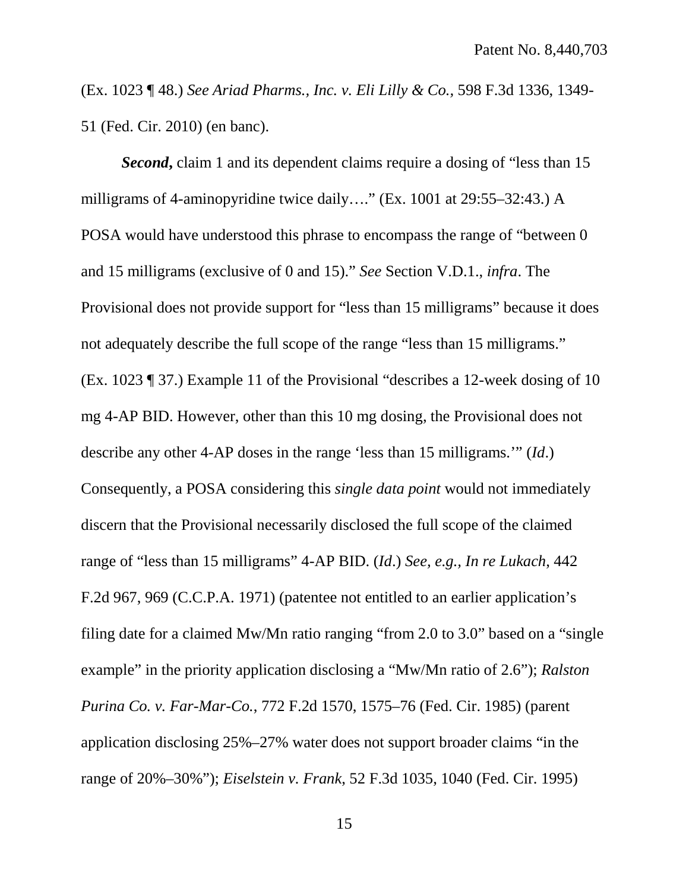(Ex. 1023 ¶ 48.) *See Ariad Pharms., Inc. v. Eli Lilly & Co.*, 598 F.3d 1336, 1349-51 (Fed. Cir. 2010) (en banc).

***Second***, claim 1 and its dependent claims require a dosing of "less than 15 milligrams of 4-aminopyridine twice daily…." (Ex. 1001 at 29:55–32:43.) A POSA would have understood this phrase to encompass the range of "between 0 and 15 milligrams (exclusive of 0 and 15)." *See* Section V.D.1., *infra*. The Provisional does not provide support for "less than 15 milligrams" because it does not adequately describe the full scope of the range "less than 15 milligrams." (Ex. 1023 ¶ 37.) Example 11 of the Provisional "describes a 12-week dosing of 10 mg 4-AP BID. However, other than this 10 mg dosing, the Provisional does not describe any other 4-AP doses in the range 'less than 15 milligrams.'" (*Id*.) Consequently, a POSA considering this *single data point* would not immediately discern that the Provisional necessarily disclosed the full scope of the claimed range of "less than 15 milligrams" 4-AP BID. (*Id*.) *See, e.g., In re Lukach*, 442 F.2d 967, 969 (C.C.P.A. 1971) (patentee not entitled to an earlier application's filing date for a claimed Mw/Mn ratio ranging "from 2.0 to 3.0" based on a "single example" in the priority application disclosing a "Mw/Mn ratio of 2.6"); *Ralston Purina Co. v. Far-Mar-Co.*, 772 F.2d 1570, 1575–76 (Fed. Cir. 1985) (parent application disclosing 25%–27% water does not support broader claims "in the range of 20%–30%"); *Eiselstein v. Frank*, 52 F.3d 1035, 1040 (Fed. Cir. 1995)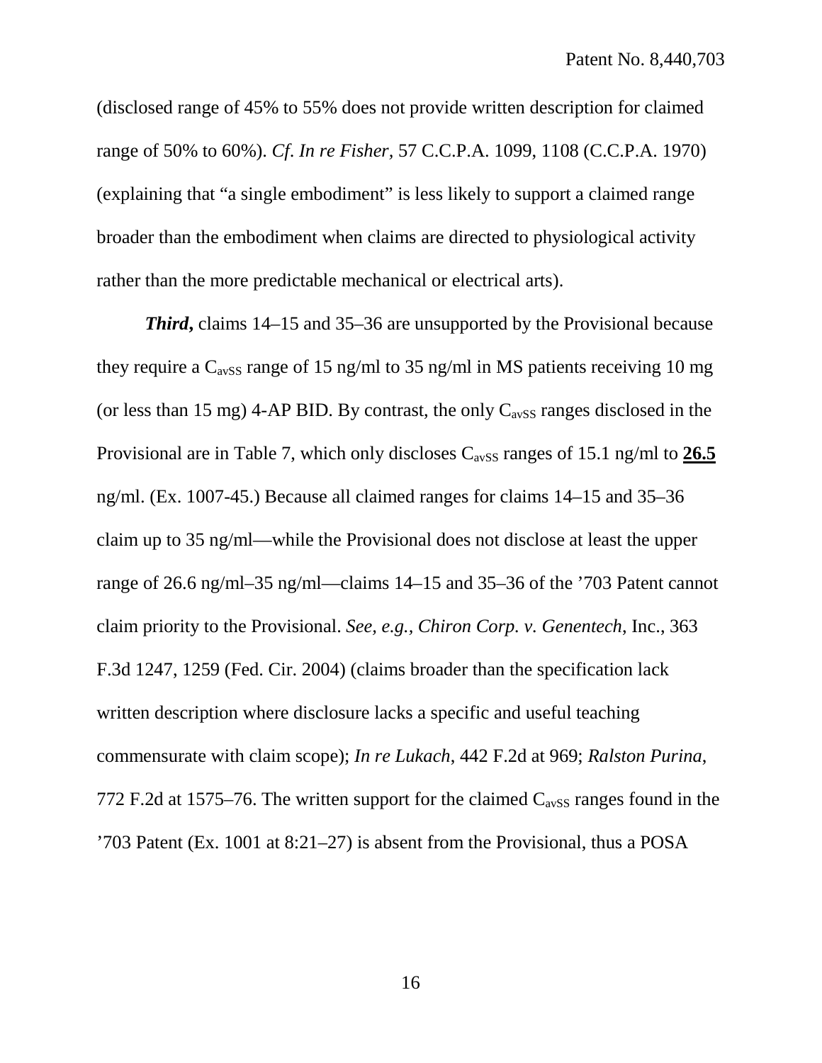(disclosed range of 45% to 55% does not provide written description for claimed range of 50% to 60%). *Cf. In re Fisher,* 57 C.C.P.A. 1099, 1108 (C.C.P.A. 1970) (explaining that "a single embodiment" is less likely to support a claimed range broader than the embodiment when claims are directed to physiological activity rather than the more predictable mechanical or electrical arts).

***Third*,** claims 14–15 and 35–36 are unsupported by the Provisional because they require a $C_{avSS}$ range of 15 ng/ml to 35 ng/ml in MS patients receiving 10 mg (or less than 15 mg) 4-AP BID. By contrast, the only $C_{avSS}$ ranges disclosed in the Provisional are in Table 7, which only discloses $C_{avSS}$ ranges of 15.1 ng/ml to **26.5** ng/ml. (Ex. 1007-45.) Because all claimed ranges for claims 14–15 and 35–36 claim up to 35 ng/ml—while the Provisional does not disclose at least the upper range of 26.6 ng/ml–35 ng/ml—claims 14–15 and 35–36 of the '703 Patent cannot claim priority to the Provisional. *See, e.g., Chiron Corp. v. Genentech*, Inc., 363 F.3d 1247, 1259 (Fed. Cir. 2004) (claims broader than the specification lack written description where disclosure lacks a specific and useful teaching commensurate with claim scope); *In re Lukach*, 442 F.2d at 969; *Ralston Purina*, 772 F.2d at 1575–76. The written support for the claimed $C_{avSS}$ ranges found in the '703 Patent (Ex. 1001 at 8:21–27) is absent from the Provisional, thus a POSA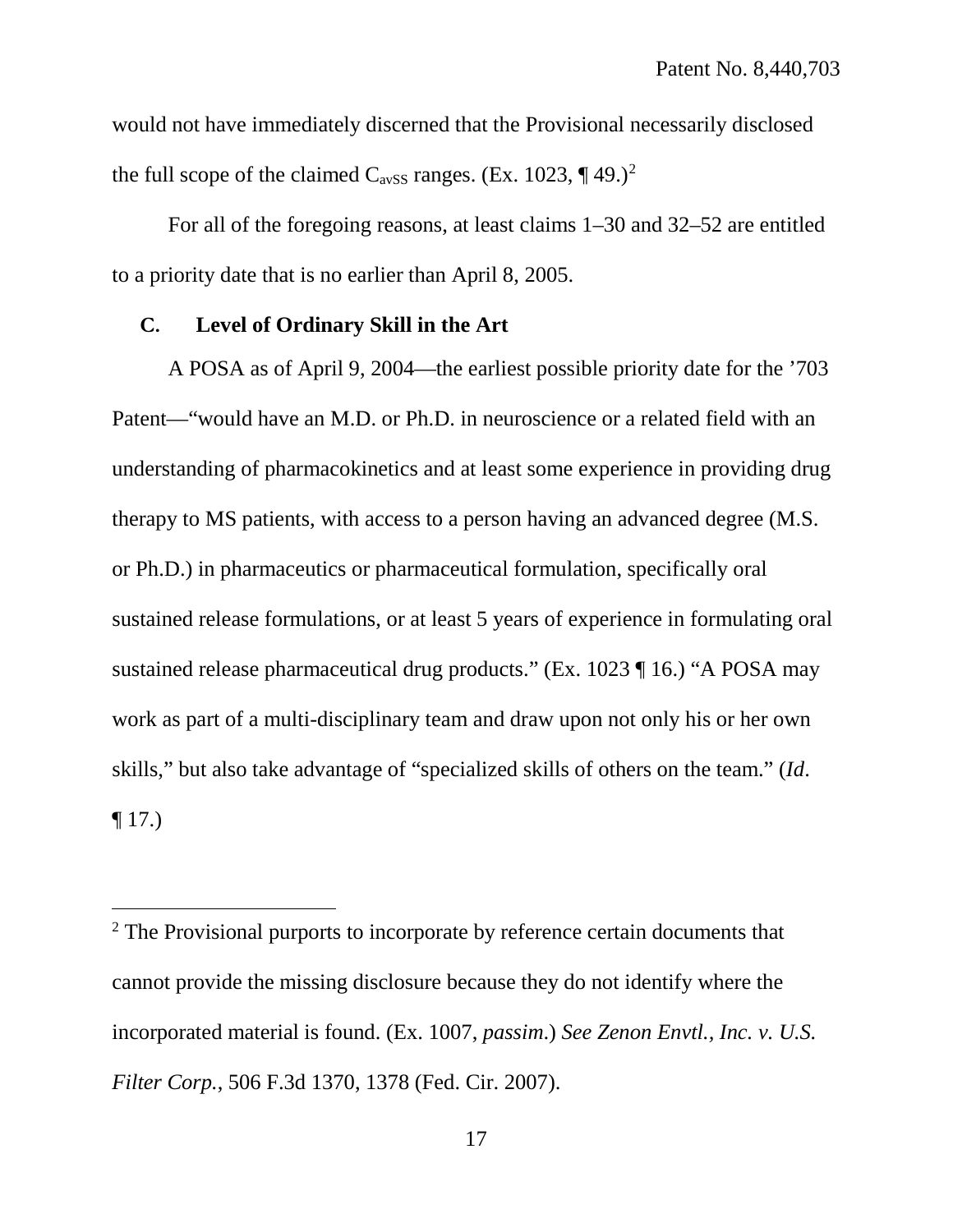would not have immediately discerned that the Provisional necessarily disclosed the full scope of the claimed $C_{avSS}$ ranges. (Ex. 1023, ¶ 49.)[2]

For all of the foregoing reasons, at least claims 1–30 and 32–52 are entitled to a priority date that is no earlier than April 8, 2005.

### C. Level of Ordinary Skill in the Art

A POSA as of April 9, 2004—the earliest possible priority date for the ’703 Patent—“would have an M.D. or Ph.D. in neuroscience or a related field with an understanding of pharmacokinetics and at least some experience in providing drug therapy to MS patients, with access to a person having an advanced degree (M.S. or Ph.D.) in pharmaceutics or pharmaceutical formulation, specifically oral sustained release formulations, or at least 5 years of experience in formulating oral sustained release pharmaceutical drug products.” (Ex. 1023 ¶ 16.) “A POSA may work as part of a multi-disciplinary team and draw upon not only his or her own skills,” but also take advantage of “specialized skills of others on the team.” (*Id*. ¶ 17.)

---

[2] The Provisional purports to incorporate by reference certain documents that cannot provide the missing disclosure because they do not identify where the incorporated material is found. (Ex. 1007, *passim*.) *See Zenon Envtl., Inc. v. U.S. Filter Corp.*, 506 F.3d 1370, 1378 (Fed. Cir. 2007).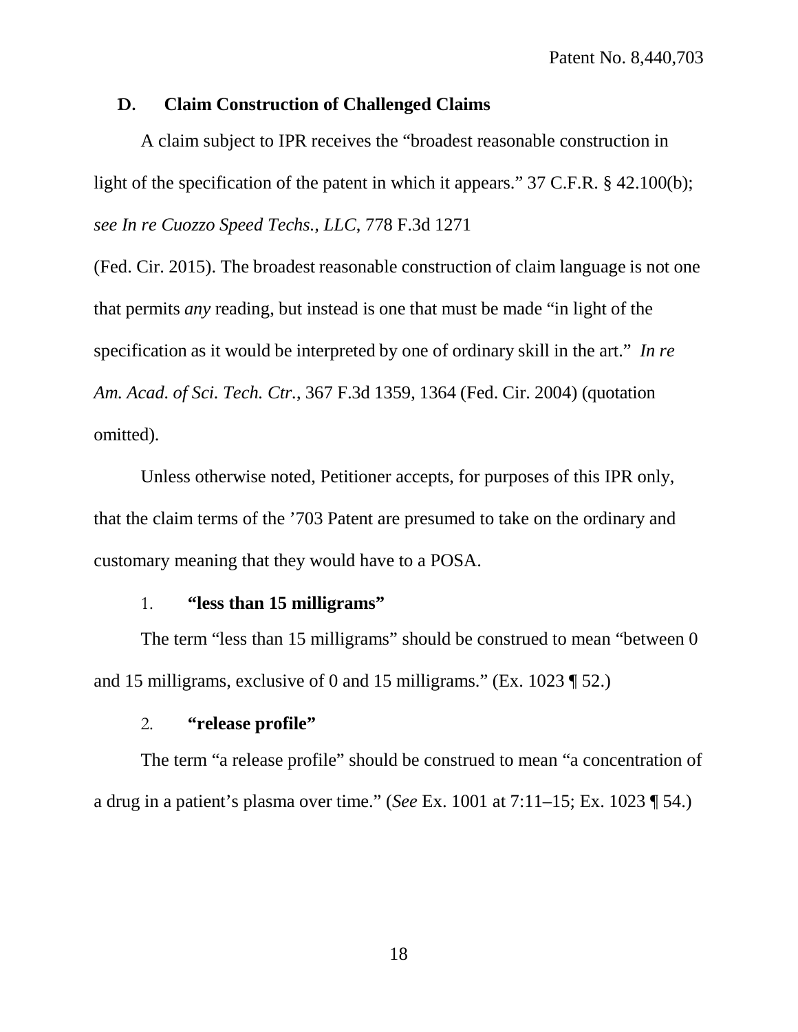### D. Claim Construction of Challenged Claims

A claim subject to IPR receives the "broadest reasonable construction in light of the specification of the patent in which it appears." 37 C.F.R. § 42.100(b); *see In re Cuozzo Speed Techs., LLC*, 778 F.3d 1271 (Fed. Cir. 2015). The broadest reasonable construction of claim language is not one that permits *any* reading, but instead is one that must be made "in light of the specification as it would be interpreted by one of ordinary skill in the art." *In re Am. Acad. of Sci. Tech. Ctr.*, 367 F.3d 1359, 1364 (Fed. Cir. 2004) (quotation omitted).

Unless otherwise noted, Petitioner accepts, for purposes of this IPR only, that the claim terms of the '703 Patent are presumed to take on the ordinary and customary meaning that they would have to a POSA.

#### 1. **"less than 15 milligrams"**

The term "less than 15 milligrams" should be construed to mean "between 0 and 15 milligrams, exclusive of 0 and 15 milligrams." (Ex. 1023 ¶ 52.)

#### 2. **"release profile"**

The term "a release profile" should be construed to mean "a concentration of a drug in a patient's plasma over time." (*See* Ex. 1001 at 7:11–15; Ex. 1023 ¶ 54.)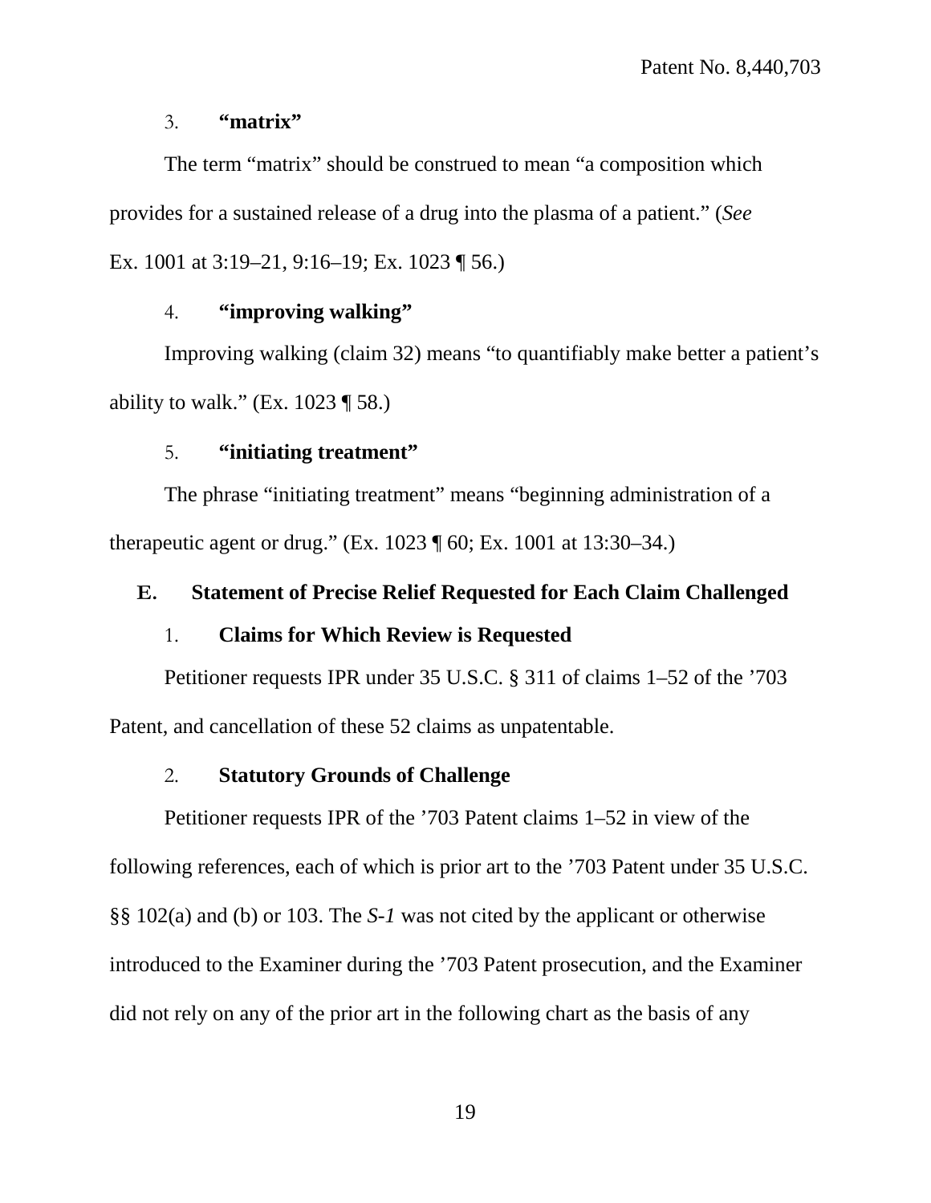#### 3. **"matrix"**

The term "matrix" should be construed to mean "a composition which provides for a sustained release of a drug into the plasma of a patient." (*See* Ex. 1001 at 3:19–21, 9:16–19; Ex. 1023 ¶ 56.)

#### 4. **"improving walking"**

Improving walking (claim 32) means "to quantifiably make better a patient's ability to walk." (Ex. 1023 ¶ 58.)

#### 5. **"initiating treatment"**

The phrase "initiating treatment" means "beginning administration of a therapeutic agent or drug." (Ex. 1023 ¶ 60; Ex. 1001 at 13:30–34.)

### E. Statement of Precise Relief Requested for Each Claim Challenged

#### 1. **Claims for Which Review is Requested**

Petitioner requests IPR under 35 U.S.C. § 311 of claims 1–52 of the '703 Patent, and cancellation of these 52 claims as unpatentable.

#### 2. **Statutory Grounds of Challenge**

Petitioner requests IPR of the '703 Patent claims 1–52 in view of the following references, each of which is prior art to the '703 Patent under 35 U.S.C. §§ 102(a) and (b) or 103. The *S-1* was not cited by the applicant or otherwise introduced to the Examiner during the '703 Patent prosecution, and the Examiner did not rely on any of the prior art in the following chart as the basis of any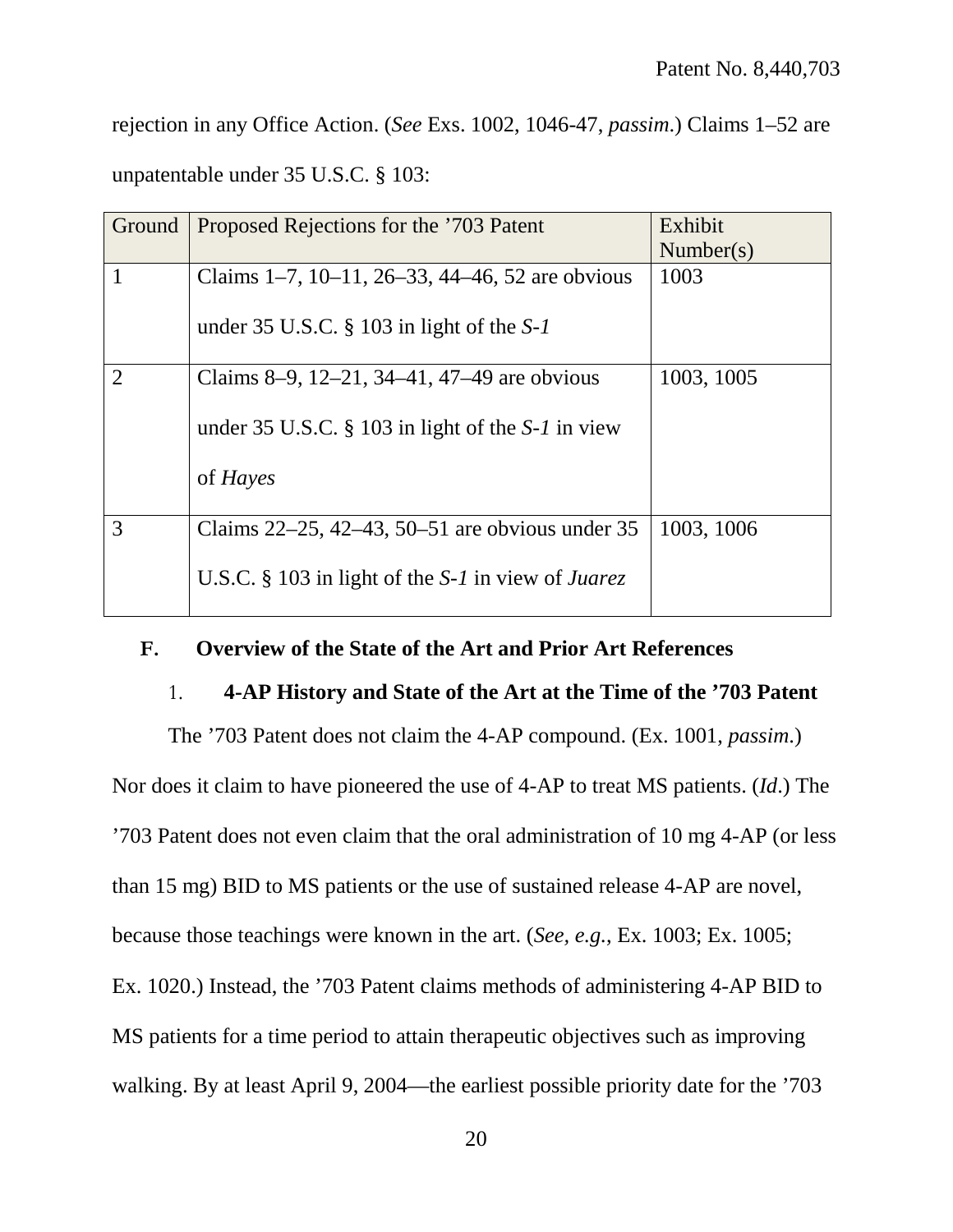rejection in any Office Action. (*See* Exs. 1002, 1046-47, *passim*.) Claims 1–52 are unpatentable under 35 U.S.C. § 103:

| Ground | Proposed Rejections for the ’703 Patent | Exhibit Number(s) |
|---|---|---|
| 1 | Claims 1–7, 10–11, 26–33, 44–46, 52 are obvious under 35 U.S.C. § 103 in light of the *S-1* | 1003 |
| 2 | Claims 8–9, 12–21, 34–41, 47–49 are obvious under 35 U.S.C. § 103 in light of the *S-1* in view of *Hayes* | 1003, 1005 |
| 3 | Claims 22–25, 42–43, 50–51 are obvious under 35 U.S.C. § 103 in light of the *S-1* in view of *Juarez* | 1003, 1006 |

### F. Overview of the State of the Art and Prior Art References

#### 1. 4-AP History and State of the Art at the Time of the ’703 Patent

The ’703 Patent does not claim the 4-AP compound. (Ex. 1001, *passim*.) Nor does it claim to have pioneered the use of 4-AP to treat MS patients. (*Id*.) The ’703 Patent does not even claim that the oral administration of 10 mg 4-AP (or less than 15 mg) BID to MS patients or the use of sustained release 4-AP are novel, because those teachings were known in the art. (*See, e.g.*, Ex. 1003; Ex. 1005; Ex. 1020.) Instead, the ’703 Patent claims methods of administering 4-AP BID to MS patients for a time period to attain therapeutic objectives such as improving walking. By at least April 9, 2004—the earliest possible priority date for the ’703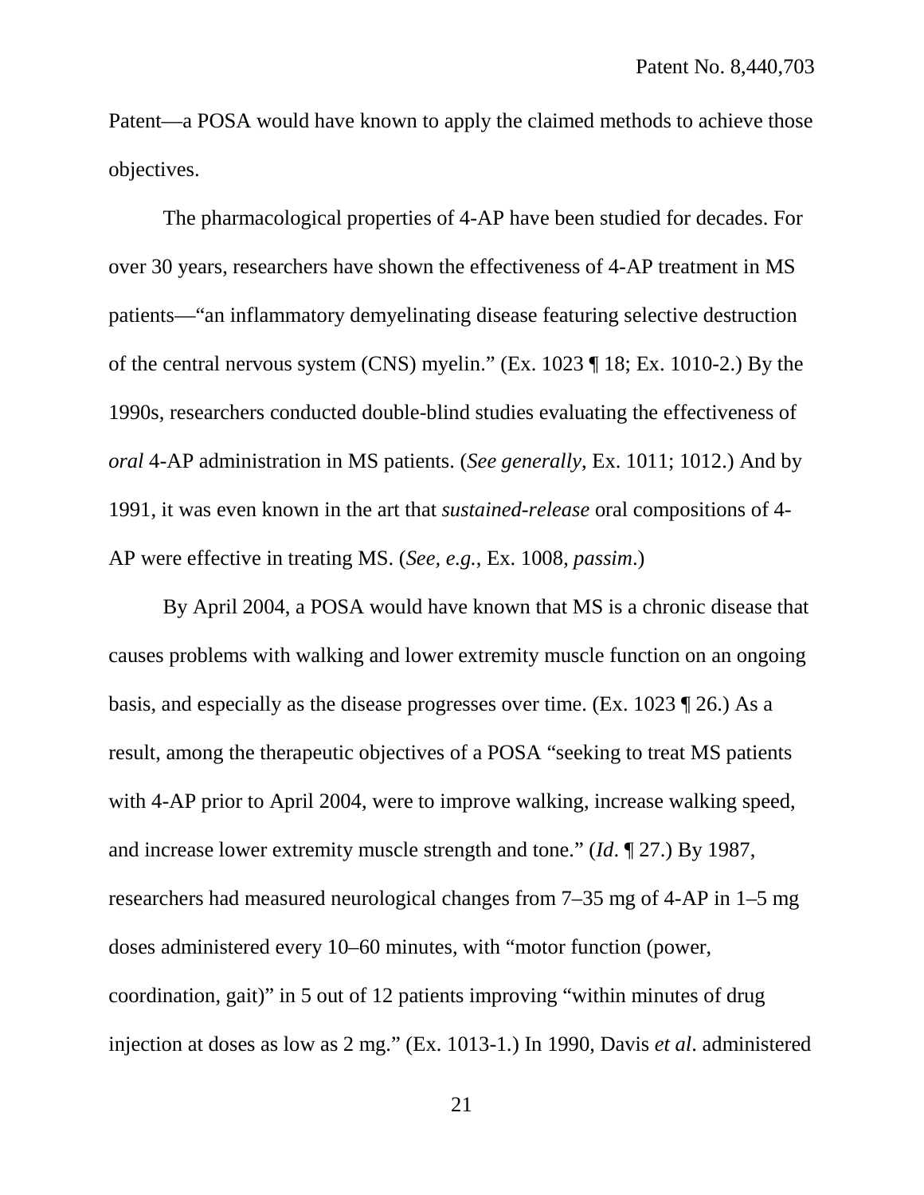Patent—a POSA would have known to apply the claimed methods to achieve those objectives.

The pharmacological properties of 4-AP have been studied for decades. For over 30 years, researchers have shown the effectiveness of 4-AP treatment in MS patients—"an inflammatory demyelinating disease featuring selective destruction of the central nervous system (CNS) myelin." (Ex. 1023 ¶ 18; Ex. 1010-2.) By the 1990s, researchers conducted double-blind studies evaluating the effectiveness of *oral* 4-AP administration in MS patients. (*See generally*, Ex. 1011; 1012.) And by 1991, it was even known in the art that *sustained-release* oral compositions of 4-AP were effective in treating MS. (*See, e.g.*, Ex. 1008, *passim*.)

By April 2004, a POSA would have known that MS is a chronic disease that causes problems with walking and lower extremity muscle function on an ongoing basis, and especially as the disease progresses over time. (Ex. 1023 ¶ 26.) As a result, among the therapeutic objectives of a POSA "seeking to treat MS patients with 4-AP prior to April 2004, were to improve walking, increase walking speed, and increase lower extremity muscle strength and tone." (*Id*. ¶ 27.) By 1987, researchers had measured neurological changes from 7–35 mg of 4-AP in 1–5 mg doses administered every 10–60 minutes, with "motor function (power, coordination, gait)" in 5 out of 12 patients improving "within minutes of drug injection at doses as low as 2 mg." (Ex. 1013-1.) In 1990, Davis *et al*. administered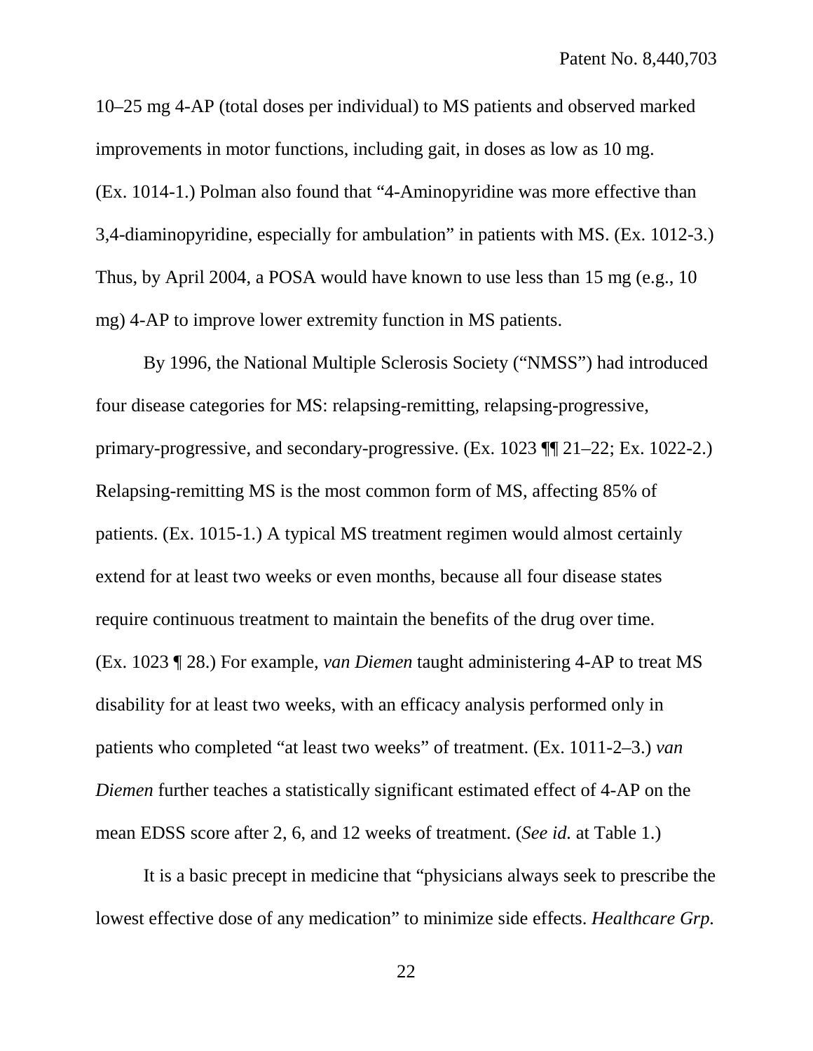10–25 mg 4-AP (total doses per individual) to MS patients and observed marked improvements in motor functions, including gait, in doses as low as 10 mg. (Ex. 1014-1.) Polman also found that "4-Aminopyridine was more effective than 3,4-diaminopyridine, especially for ambulation" in patients with MS. (Ex. 1012-3.) Thus, by April 2004, a POSA would have known to use less than 15 mg (e.g., 10 mg) 4-AP to improve lower extremity function in MS patients.

By 1996, the National Multiple Sclerosis Society ("NMSS") had introduced four disease categories for MS: relapsing-remitting, relapsing-progressive, primary-progressive, and secondary-progressive. (Ex. 1023 ¶¶ 21–22; Ex. 1022-2.) Relapsing-remitting MS is the most common form of MS, affecting 85% of patients. (Ex. 1015-1.) A typical MS treatment regimen would almost certainly extend for at least two weeks or even months, because all four disease states require continuous treatment to maintain the benefits of the drug over time. (Ex. 1023 ¶ 28.) For example, *van Diemen* taught administering 4-AP to treat MS disability for at least two weeks, with an efficacy analysis performed only in patients who completed "at least two weeks" of treatment. (Ex. 1011-2–3.) *van Diemen* further teaches a statistically significant estimated effect of 4-AP on the mean EDSS score after 2, 6, and 12 weeks of treatment. (*See id.* at Table 1.)

It is a basic precept in medicine that "physicians always seek to prescribe the lowest effective dose of any medication" to minimize side effects. *Healthcare Grp.*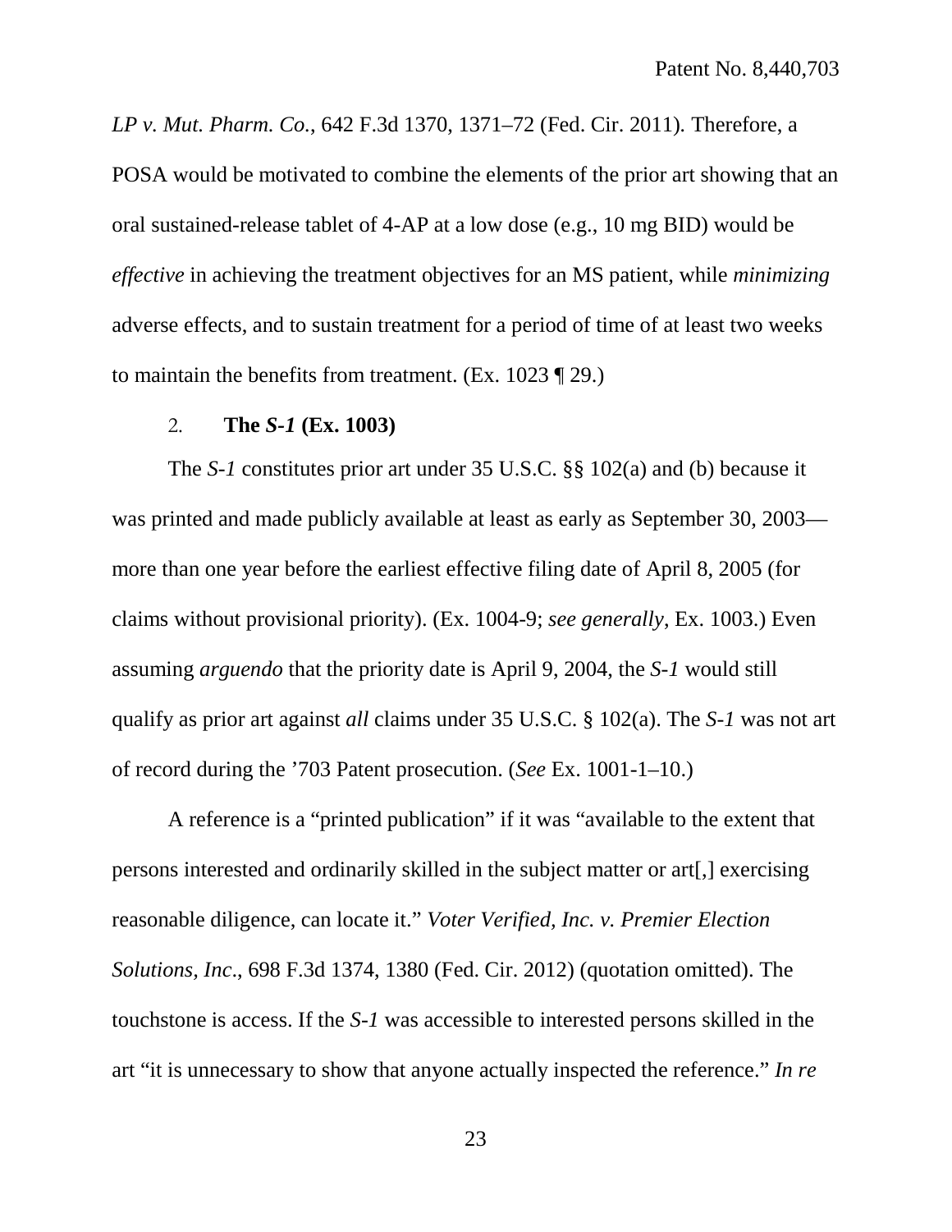*LP v. Mut. Pharm. Co.*, 642 F.3d 1370, 1371–72 (Fed. Cir. 2011). Therefore, a POSA would be motivated to combine the elements of the prior art showing that an oral sustained-release tablet of 4-AP at a low dose (e.g., 10 mg BID) would be *effective* in achieving the treatment objectives for an MS patient, while *minimizing* adverse effects, and to sustain treatment for a period of time of at least two weeks to maintain the benefits from treatment. (Ex. 1023 ¶ 29.)

### 2. The *S-1* (Ex. 1003)

The *S-1* constitutes prior art under 35 U.S.C. §§ 102(a) and (b) because it was printed and made publicly available at least as early as September 30, 2003—more than one year before the earliest effective filing date of April 8, 2005 (for claims without provisional priority). (Ex. 1004-9; *see generally*, Ex. 1003.) Even assuming *arguendo* that the priority date is April 9, 2004, the *S-1* would still qualify as prior art against *all* claims under 35 U.S.C. § 102(a). The *S-1* was not art of record during the '703 Patent prosecution. (*See* Ex. 1001-1–10.)

A reference is a "printed publication" if it was "available to the extent that persons interested and ordinarily skilled in the subject matter or art[,] exercising reasonable diligence, can locate it." *Voter Verified, Inc. v. Premier Election Solutions, Inc.*, 698 F.3d 1374, 1380 (Fed. Cir. 2012) (quotation omitted). The touchstone is access. If the *S-1* was accessible to interested persons skilled in the art "it is unnecessary to show that anyone actually inspected the reference." *In re*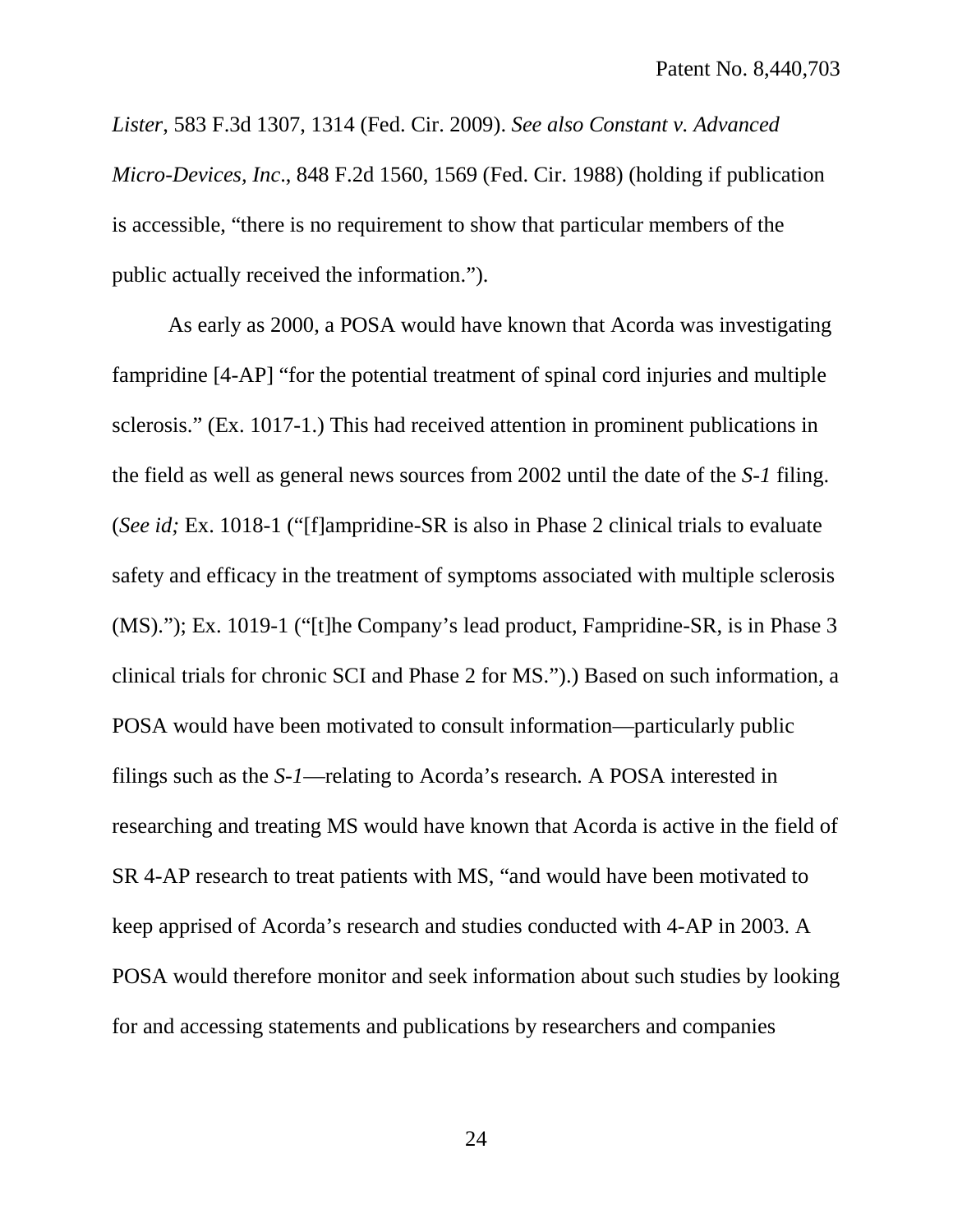*Lister*, 583 F.3d 1307, 1314 (Fed. Cir. 2009). *See also Constant v. Advanced Micro-Devices, Inc*., 848 F.2d 1560, 1569 (Fed. Cir. 1988) (holding if publication is accessible, "there is no requirement to show that particular members of the public actually received the information.").

As early as 2000, a POSA would have known that Acorda was investigating fampridine [4-AP] "for the potential treatment of spinal cord injuries and multiple sclerosis." (Ex. 1017-1.) This had received attention in prominent publications in the field as well as general news sources from 2002 until the date of the *S-1* filing. (*See id;* Ex. 1018-1 ("[f]ampridine-SR is also in Phase 2 clinical trials to evaluate safety and efficacy in the treatment of symptoms associated with multiple sclerosis (MS)."); Ex. 1019-1 ("[t]he Company's lead product, Fampridine-SR, is in Phase 3 clinical trials for chronic SCI and Phase 2 for MS.").) Based on such information, a POSA would have been motivated to consult information—particularly public filings such as the *S-1*—relating to Acorda's research. A POSA interested in researching and treating MS would have known that Acorda is active in the field of SR 4-AP research to treat patients with MS, "and would have been motivated to keep apprised of Acorda's research and studies conducted with 4-AP in 2003. A POSA would therefore monitor and seek information about such studies by looking for and accessing statements and publications by researchers and companies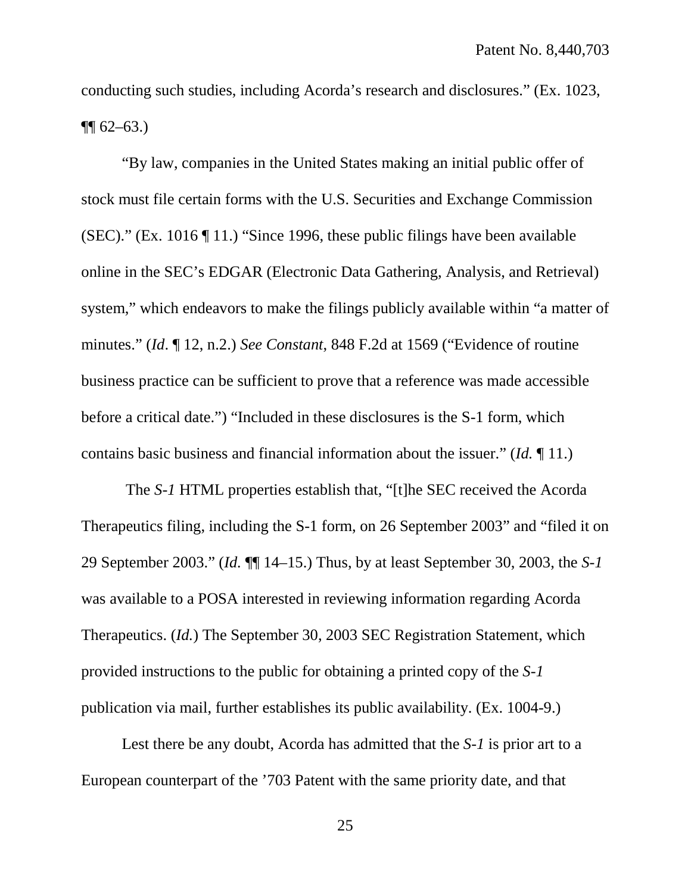conducting such studies, including Acorda's research and disclosures." (Ex. 1023, ¶¶ 62–63.)

"By law, companies in the United States making an initial public offer of stock must file certain forms with the U.S. Securities and Exchange Commission (SEC)." (Ex. 1016 ¶ 11.) "Since 1996, these public filings have been available online in the SEC's EDGAR (Electronic Data Gathering, Analysis, and Retrieval) system," which endeavors to make the filings publicly available within "a matter of minutes." (*Id*. ¶ 12, n.2.) *See Constant*, 848 F.2d at 1569 ("Evidence of routine business practice can be sufficient to prove that a reference was made accessible before a critical date.") "Included in these disclosures is the S-1 form, which contains basic business and financial information about the issuer." (*Id.* ¶ 11.)

The *S-1* HTML properties establish that, "[t]he SEC received the Acorda Therapeutics filing, including the S-1 form, on 26 September 2003" and "filed it on 29 September 2003." (*Id.* ¶¶ 14–15.) Thus, by at least September 30, 2003, the *S-1* was available to a POSA interested in reviewing information regarding Acorda Therapeutics. (*Id.*) The September 30, 2003 SEC Registration Statement, which provided instructions to the public for obtaining a printed copy of the *S-1* publication via mail, further establishes its public availability. (Ex. 1004-9.)

Lest there be any doubt, Acorda has admitted that the *S-1* is prior art to a European counterpart of the '703 Patent with the same priority date, and that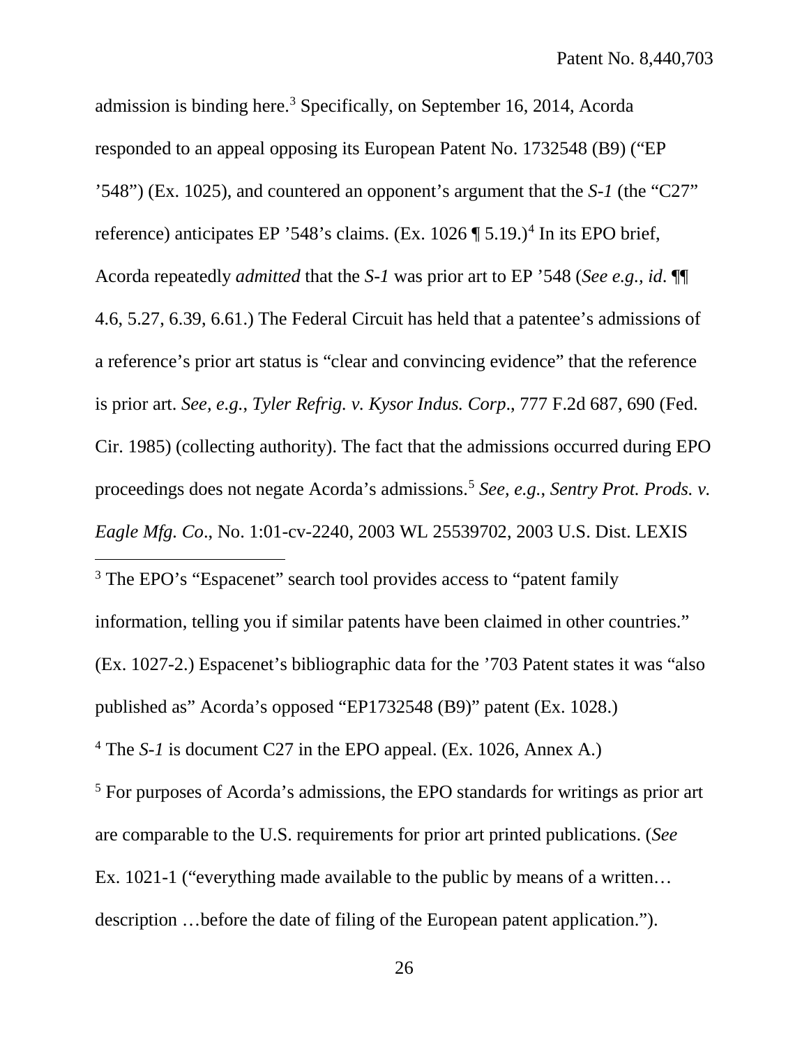admission is binding here.[3] Specifically, on September 16, 2014, Acorda responded to an appeal opposing its European Patent No. 1732548 (B9) ("EP '548") (Ex. 1025), and countered an opponent's argument that the *S-1* (the "C27" reference) anticipates EP '548's claims. (Ex. 1026 ¶ 5.19.)[4] In its EPO brief, Acorda repeatedly *admitted* that the *S-1* was prior art to EP '548 (*See e.g., id.* ¶¶ 4.6, 5.27, 6.39, 6.61.) The Federal Circuit has held that a patentee's admissions of a reference's prior art status is "clear and convincing evidence" that the reference is prior art. *See, e.g., Tyler Refrig. v. Kysor Indus. Corp*., 777 F.2d 687, 690 (Fed. Cir. 1985) (collecting authority). The fact that the admissions occurred during EPO proceedings does not negate Acorda's admissions.[5] *See, e.g.*, *Sentry Prot. Prods. v. Eagle Mfg. Co*., No. 1:01-cv-2240, 2003 WL 25539702, 2003 U.S. Dist. LEXIS

---

[3] The EPO's "Espacenet" search tool provides access to "patent family information, telling you if similar patents have been claimed in other countries." (Ex. 1027-2.) Espacenet's bibliographic data for the '703 Patent states it was "also published as" Acorda's opposed "EP1732548 (B9)" patent (Ex. 1028.)

[4] The *S-1* is document C27 in the EPO appeal. (Ex. 1026, Annex A.)

[5] For purposes of Acorda's admissions, the EPO standards for writings as prior art are comparable to the U.S. requirements for prior art printed publications. (*See* Ex. 1021-1 ("everything made available to the public by means of a written… description …before the date of filing of the European patent application.").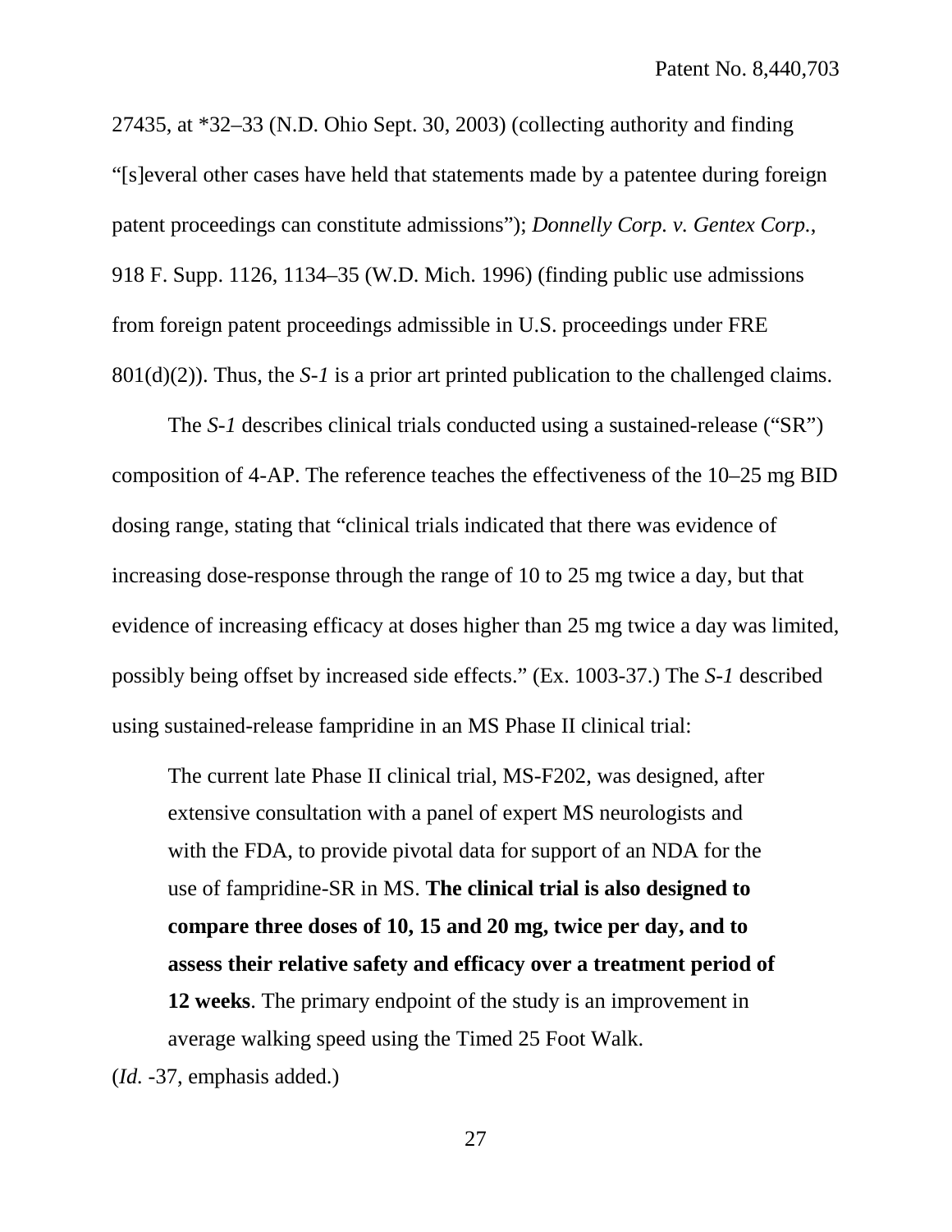27435, at *32–33 (N.D. Ohio Sept. 30, 2003) (collecting authority and finding "[s]everal other cases have held that statements made by a patentee during foreign patent proceedings can constitute admissions"); *Donnelly Corp. v. Gentex Corp.*, 918 F. Supp. 1126, 1134–35 (W.D. Mich. 1996) (finding public use admissions from foreign patent proceedings admissible in U.S. proceedings under FRE 801(d)(2)). Thus, the *S-1* is a prior art printed publication to the challenged claims.

The *S-1* describes clinical trials conducted using a sustained-release ("SR") composition of 4-AP. The reference teaches the effectiveness of the 10–25 mg BID dosing range, stating that "clinical trials indicated that there was evidence of increasing dose-response through the range of 10 to 25 mg twice a day, but that evidence of increasing efficacy at doses higher than 25 mg twice a day was limited, possibly being offset by increased side effects." (Ex. 1003-37.) The *S-1* described using sustained-release fampridine in an MS Phase II clinical trial:

> The current late Phase II clinical trial, MS-F202, was designed, after extensive consultation with a panel of expert MS neurologists and with the FDA, to provide pivotal data for support of an NDA for the use of fampridine-SR in MS. **The clinical trial is also designed to compare three doses of 10, 15 and 20 mg, twice per day, and to assess their relative safety and efficacy over a treatment period of 12 weeks**. The primary endpoint of the study is an improvement in average walking speed using the Timed 25 Foot Walk.

(*Id.* -37, emphasis added.)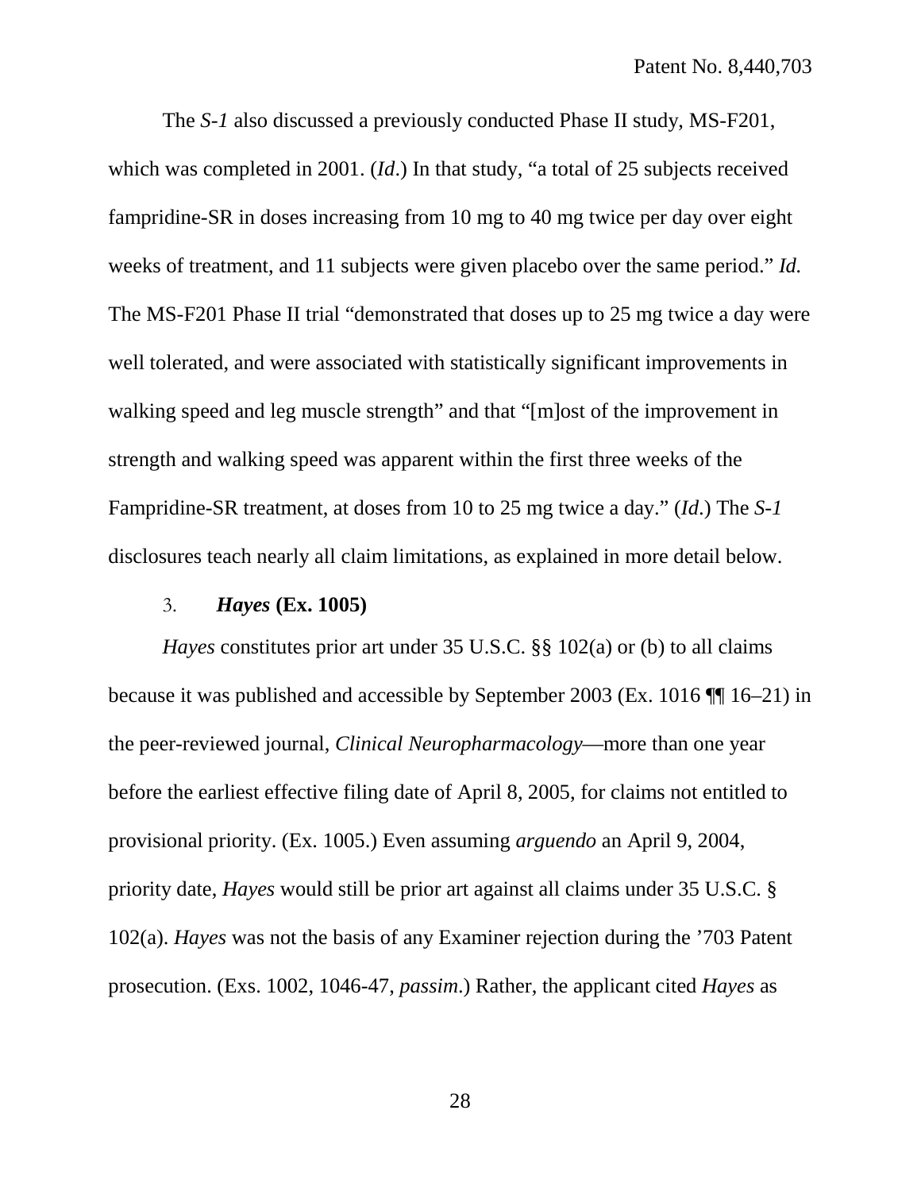The *S-1* also discussed a previously conducted Phase II study, MS-F201, which was completed in 2001. (*Id*.) In that study, "a total of 25 subjects received fampridine-SR in doses increasing from 10 mg to 40 mg twice per day over eight weeks of treatment, and 11 subjects were given placebo over the same period." *Id.* The MS-F201 Phase II trial "demonstrated that doses up to 25 mg twice a day were well tolerated, and were associated with statistically significant improvements in walking speed and leg muscle strength" and that "[m]ost of the improvement in strength and walking speed was apparent within the first three weeks of the Fampridine-SR treatment, at doses from 10 to 25 mg twice a day." (*Id*.) The *S-1* disclosures teach nearly all claim limitations, as explained in more detail below.

### 3. *Hayes* (Ex. 1005)

*Hayes* constitutes prior art under 35 U.S.C. §§ 102(a) or (b) to all claims because it was published and accessible by September 2003 (Ex. 1016 ¶¶ 16–21) in the peer-reviewed journal, *Clinical Neuropharmacology*—more than one year before the earliest effective filing date of April 8, 2005, for claims not entitled to provisional priority. (Ex. 1005.) Even assuming *arguendo* an April 9, 2004, priority date, *Hayes* would still be prior art against all claims under 35 U.S.C. § 102(a). *Hayes* was not the basis of any Examiner rejection during the '703 Patent prosecution. (Exs. 1002, 1046-47, *passim*.) Rather, the applicant cited *Hayes* as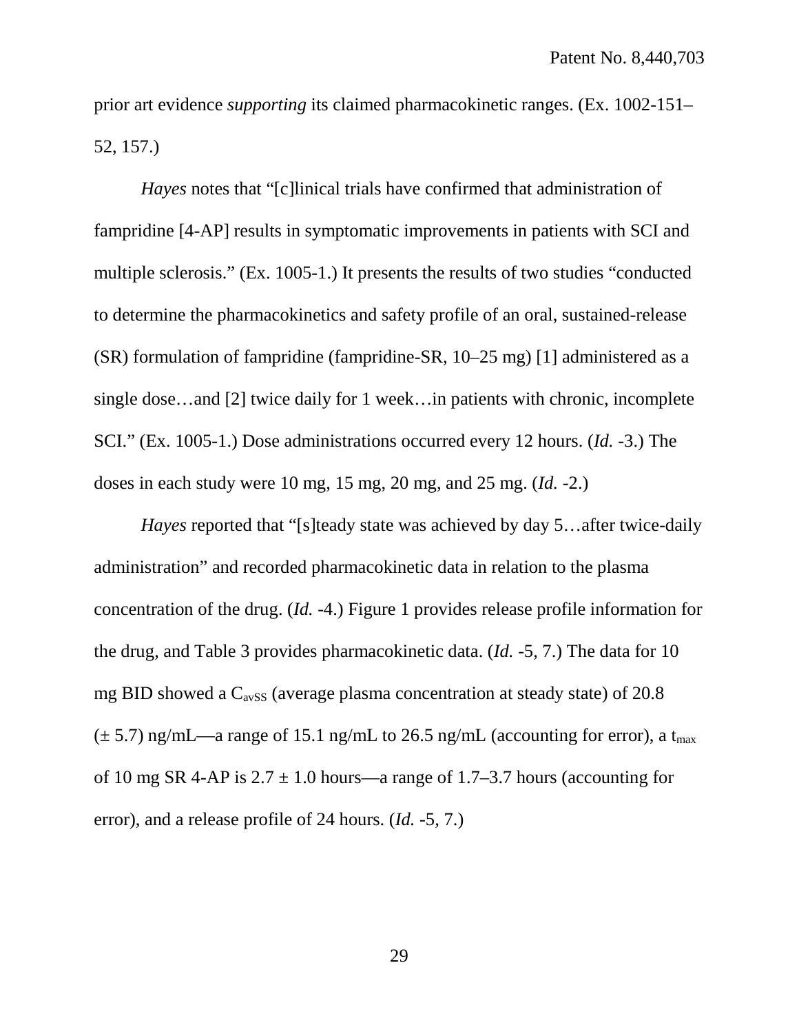prior art evidence *supporting* its claimed pharmacokinetic ranges. (Ex. 1002-151–52, 157.)

*Hayes* notes that "[c]linical trials have confirmed that administration of fampridine [4-AP] results in symptomatic improvements in patients with SCI and multiple sclerosis." (Ex. 1005-1.) It presents the results of two studies "conducted to determine the pharmacokinetics and safety profile of an oral, sustained-release (SR) formulation of fampridine (fampridine-SR, 10–25 mg) [1] administered as a single dose…and [2] twice daily for 1 week…in patients with chronic, incomplete SCI." (Ex. 1005-1.) Dose administrations occurred every 12 hours. (*Id.* -3.) The doses in each study were 10 mg, 15 mg, 20 mg, and 25 mg. (*Id.* -2.)

*Hayes* reported that "[s]teady state was achieved by day 5…after twice-daily administration" and recorded pharmacokinetic data in relation to the plasma concentration of the drug. (*Id.* -4.) Figure 1 provides release profile information for the drug, and Table 3 provides pharmacokinetic data. (*Id.* -5, 7.) The data for 10 mg BID showed a $C_{avSS}$ (average plasma concentration at steady state) of 20.8 ($\pm$ 5.7) ng/mL—a range of 15.1 ng/mL to 26.5 ng/mL (accounting for error), a $t_{max}$ of 10 mg SR 4-AP is 2.7 $\pm$ 1.0 hours—a range of 1.7–3.7 hours (accounting for error), and a release profile of 24 hours. (*Id.* -5, 7.)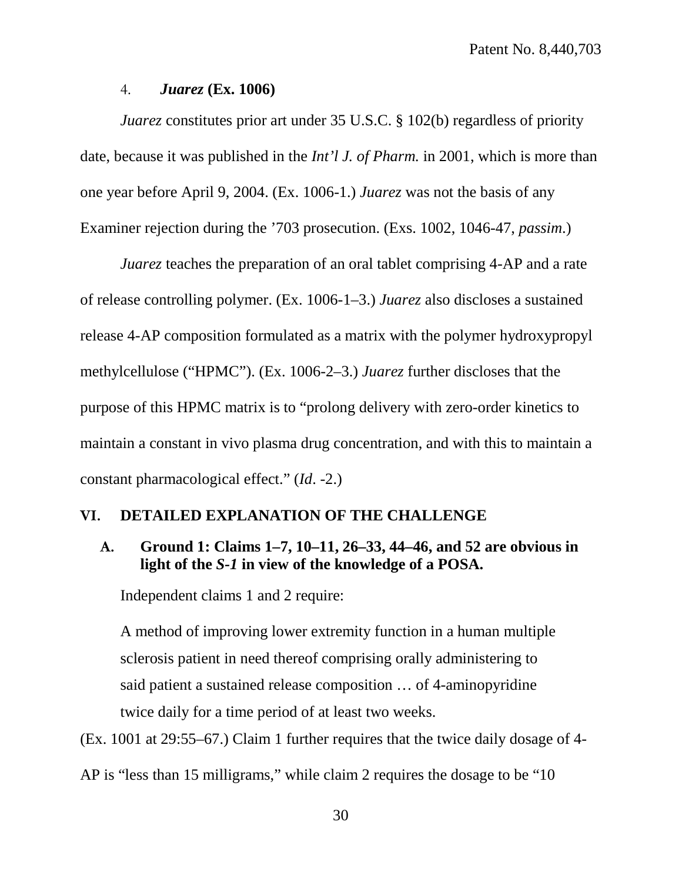#### 4. *Juarez* (Ex. 1006)

*Juarez* constitutes prior art under 35 U.S.C. § 102(b) regardless of priority date, because it was published in the *Int'l J. of Pharm.* in 2001, which is more than one year before April 9, 2004. (Ex. 1006-1.) *Juarez* was not the basis of any Examiner rejection during the '703 prosecution. (Exs. 1002, 1046-47, *passim*.)

*Juarez* teaches the preparation of an oral tablet comprising 4-AP and a rate of release controlling polymer. (Ex. 1006-1–3.) *Juarez* also discloses a sustained release 4-AP composition formulated as a matrix with the polymer hydroxypropyl methylcellulose ("HPMC"). (Ex. 1006-2–3.) *Juarez* further discloses that the purpose of this HPMC matrix is to "prolong delivery with zero-order kinetics to maintain a constant in vivo plasma drug concentration, and with this to maintain a constant pharmacological effect." (*Id*. -2.)

## VI. DETAILED EXPLANATION OF THE CHALLENGE

### A. Ground 1: Claims 1–7, 10–11, 26–33, 44–46, and 52 are obvious in light of the *S-1* in view of the knowledge of a POSA.

Independent claims 1 and 2 require:

> A method of improving lower extremity function in a human multiple sclerosis patient in need thereof comprising orally administering to said patient a sustained release composition … of 4-aminopyridine twice daily for a time period of at least two weeks.

(Ex. 1001 at 29:55–67.) Claim 1 further requires that the twice daily dosage of 4-AP is "less than 15 milligrams," while claim 2 requires the dosage to be "10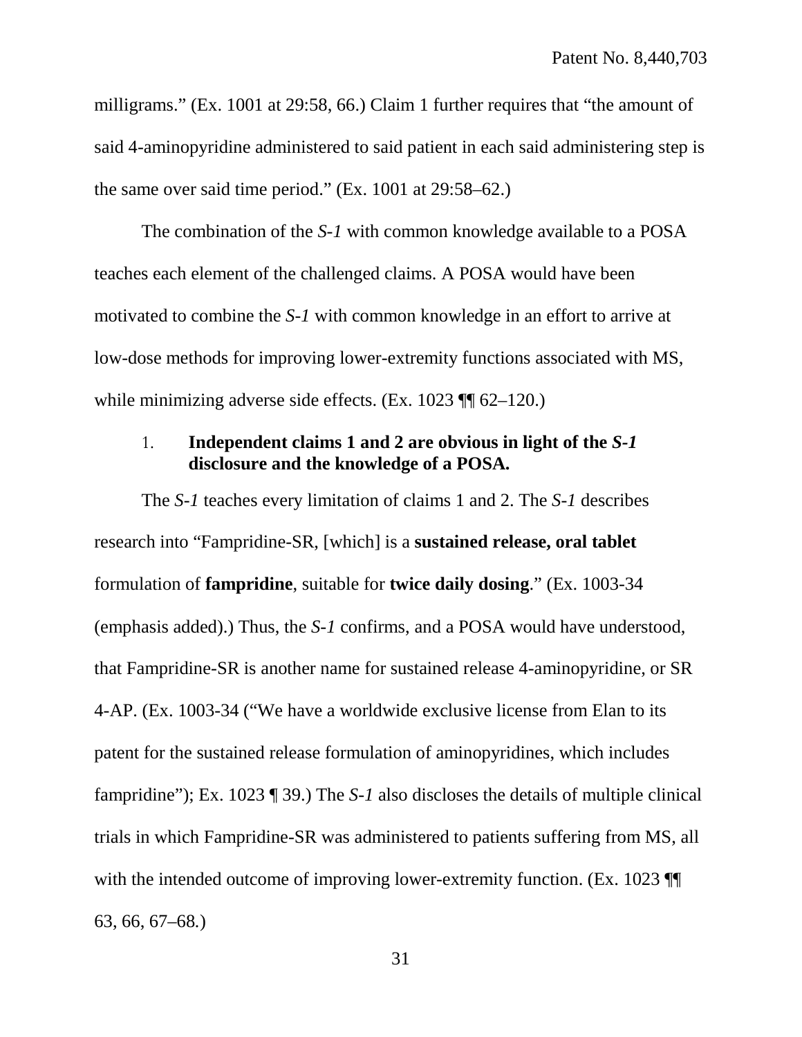milligrams." (Ex. 1001 at 29:58, 66.) Claim 1 further requires that "the amount of said 4-aminopyridine administered to said patient in each said administering step is the same over said time period." (Ex. 1001 at 29:58–62.)

The combination of the *S-1* with common knowledge available to a POSA teaches each element of the challenged claims. A POSA would have been motivated to combine the *S-1* with common knowledge in an effort to arrive at low-dose methods for improving lower-extremity functions associated with MS, while minimizing adverse side effects. (Ex. 1023 ¶¶ 62–120.)

1. **Independent claims 1 and 2 are obvious in light of the *S-1* disclosure and the knowledge of a POSA.**

The *S-1* teaches every limitation of claims 1 and 2. The *S-1* describes research into "Fampridine-SR, [which] is a **sustained release, oral tablet** formulation of **fampridine**, suitable for **twice daily dosing**." (Ex. 1003-34 (emphasis added).) Thus, the *S-1* confirms, and a POSA would have understood, that Fampridine-SR is another name for sustained release 4-aminopyridine, or SR 4-AP. (Ex. 1003-34 ("We have a worldwide exclusive license from Elan to its patent for the sustained release formulation of aminopyridines, which includes fampridine"); Ex. 1023 ¶ 39.) The *S-1* also discloses the details of multiple clinical trials in which Fampridine-SR was administered to patients suffering from MS, all with the intended outcome of improving lower-extremity function. (Ex. 1023 ¶¶ 63, 66, 67–68.)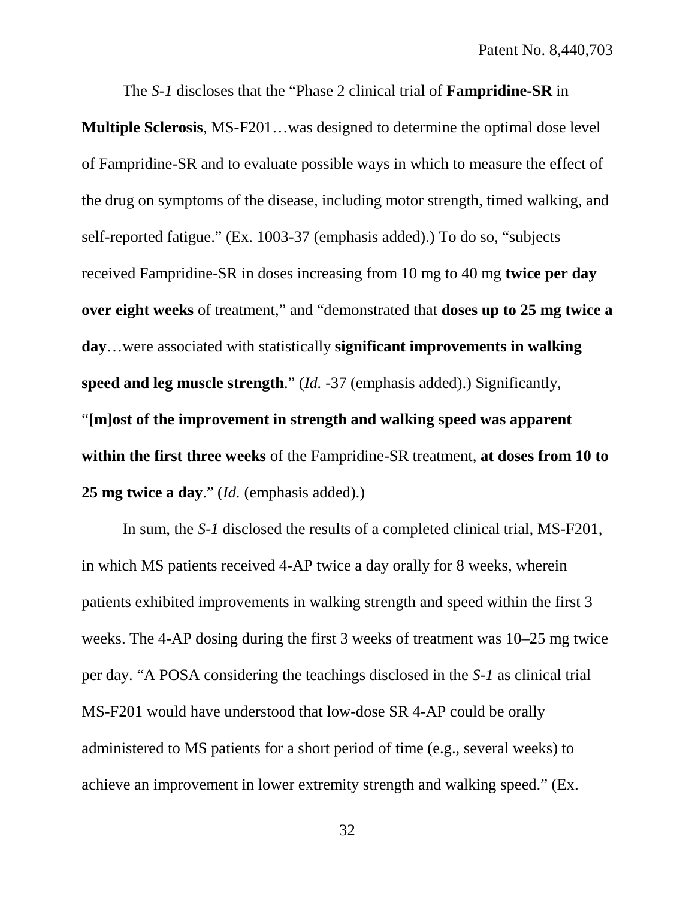The *S-1* discloses that the "Phase 2 clinical trial of **Fampridine-SR** in **Multiple Sclerosis**, MS-F201…was designed to determine the optimal dose level of Fampridine-SR and to evaluate possible ways in which to measure the effect of the drug on symptoms of the disease, including motor strength, timed walking, and self-reported fatigue." (Ex. 1003-37 (emphasis added).) To do so, "subjects received Fampridine-SR in doses increasing from 10 mg to 40 mg **twice per day over eight weeks** of treatment," and "demonstrated that **doses up to 25 mg twice a day**…were associated with statistically **significant improvements in walking speed and leg muscle strength**." (*Id.* -37 (emphasis added).) Significantly, "**[m]ost of the improvement in strength and walking speed was apparent within the first three weeks** of the Fampridine-SR treatment, **at doses from 10 to 25 mg twice a day**." (*Id.* (emphasis added).)

In sum, the *S-1* disclosed the results of a completed clinical trial, MS-F201, in which MS patients received 4-AP twice a day orally for 8 weeks, wherein patients exhibited improvements in walking strength and speed within the first 3 weeks. The 4-AP dosing during the first 3 weeks of treatment was 10–25 mg twice per day. "A POSA considering the teachings disclosed in the *S-1* as clinical trial MS-F201 would have understood that low-dose SR 4-AP could be orally administered to MS patients for a short period of time (e.g., several weeks) to achieve an improvement in lower extremity strength and walking speed." (Ex.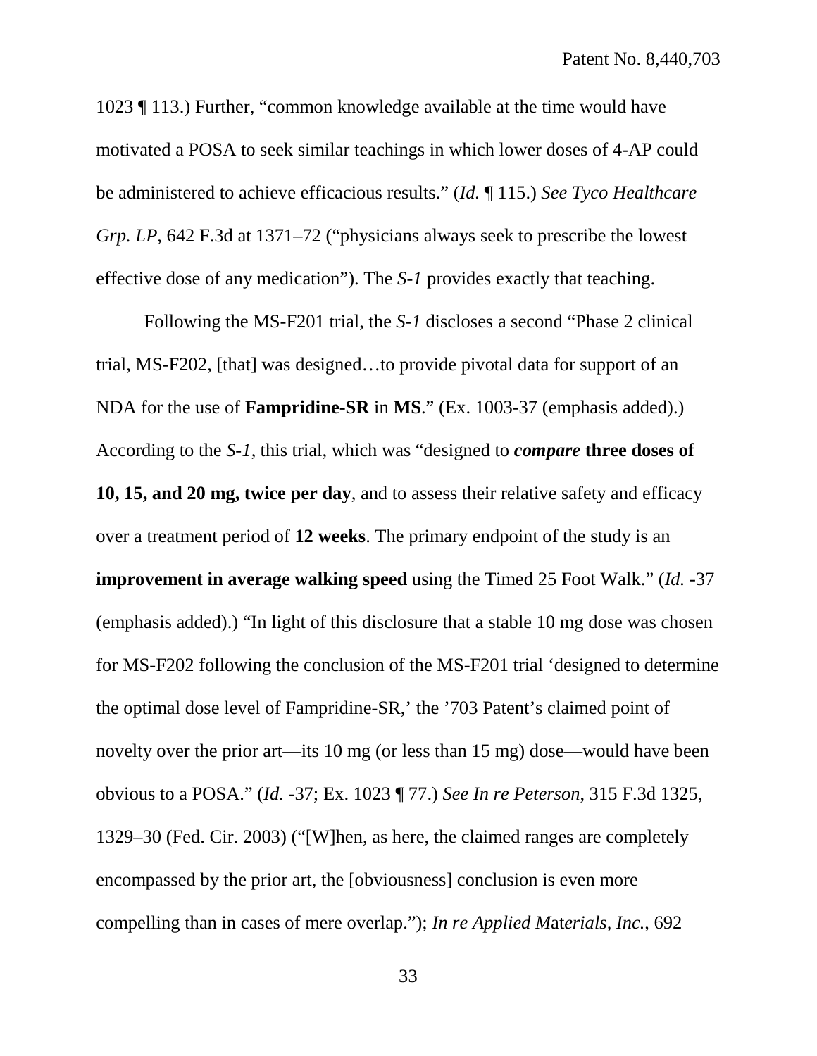1023 ¶ 113.) Further, "common knowledge available at the time would have motivated a POSA to seek similar teachings in which lower doses of 4-AP could be administered to achieve efficacious results." (*Id.* ¶ 115.) *See Tyco Healthcare Grp. LP*, 642 F.3d at 1371–72 ("physicians always seek to prescribe the lowest effective dose of any medication"). The *S-1* provides exactly that teaching.

Following the MS-F201 trial, the *S-1* discloses a second "Phase 2 clinical trial, MS-F202, [that] was designed…to provide pivotal data for support of an NDA for the use of **Fampridine-SR** in **MS**." (Ex. 1003-37 (emphasis added).) According to the *S-1*, this trial, which was "designed to ***compare*** **three doses of 10, 15, and 20 mg, twice per day**, and to assess their relative safety and efficacy over a treatment period of **12 weeks**. The primary endpoint of the study is an **improvement in average walking speed** using the Timed 25 Foot Walk." (*Id.* -37 (emphasis added).) "In light of this disclosure that a stable 10 mg dose was chosen for MS-F202 following the conclusion of the MS-F201 trial 'designed to determine the optimal dose level of Fampridine-SR,' the '703 Patent's claimed point of novelty over the prior art—its 10 mg (or less than 15 mg) dose—would have been obvious to a POSA." (*Id.* -37; Ex. 1023 ¶ 77.) *See In re Peterson*, 315 F.3d 1325, 1329–30 (Fed. Cir. 2003) ("[W]hen, as here, the claimed ranges are completely encompassed by the prior art, the [obviousness] conclusion is even more compelling than in cases of mere overlap."); *In re Applied Materials, Inc.*, 692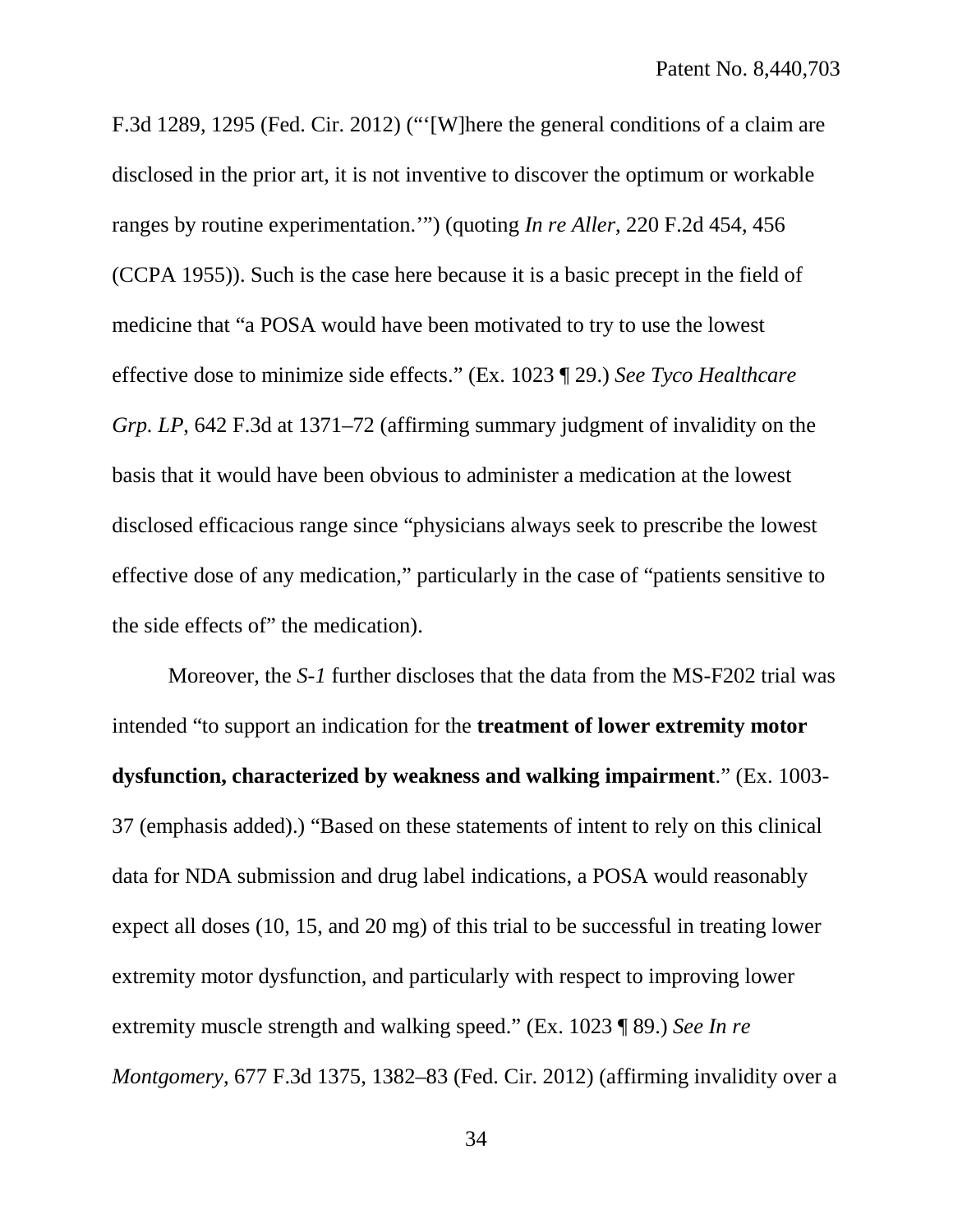F.3d 1289, 1295 (Fed. Cir. 2012) ("'[W]here the general conditions of a claim are disclosed in the prior art, it is not inventive to discover the optimum or workable ranges by routine experimentation.'") (quoting *In re Aller*, 220 F.2d 454, 456 (CCPA 1955)). Such is the case here because it is a basic precept in the field of medicine that "a POSA would have been motivated to try to use the lowest effective dose to minimize side effects." (Ex. 1023 ¶ 29.) *See Tyco Healthcare Grp. LP*, 642 F.3d at 1371–72 (affirming summary judgment of invalidity on the basis that it would have been obvious to administer a medication at the lowest disclosed efficacious range since "physicians always seek to prescribe the lowest effective dose of any medication," particularly in the case of "patients sensitive to the side effects of" the medication).

Moreover, the *S-1* further discloses that the data from the MS-F202 trial was intended "to support an indication for the **treatment of lower extremity motor dysfunction, characterized by weakness and walking impairment**." (Ex. 1003-37 (emphasis added).) "Based on these statements of intent to rely on this clinical data for NDA submission and drug label indications, a POSA would reasonably expect all doses (10, 15, and 20 mg) of this trial to be successful in treating lower extremity motor dysfunction, and particularly with respect to improving lower extremity muscle strength and walking speed." (Ex. 1023 ¶ 89.) *See In re Montgomery*, 677 F.3d 1375, 1382–83 (Fed. Cir. 2012) (affirming invalidity over a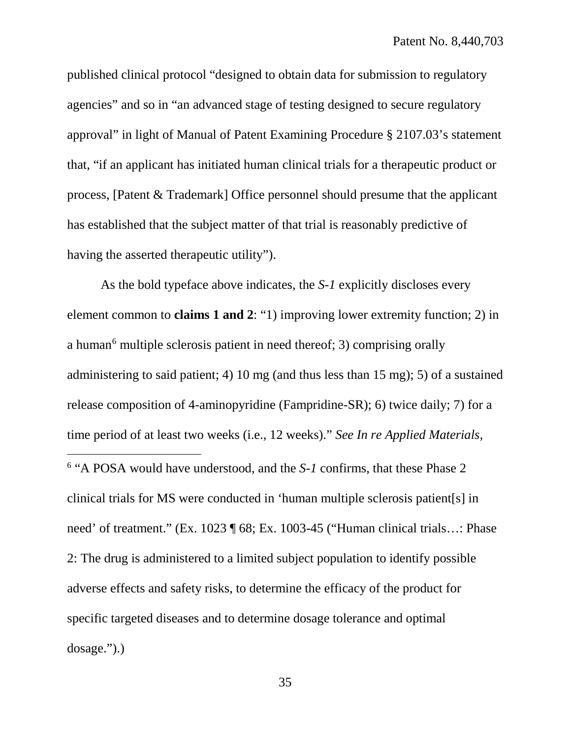published clinical protocol "designed to obtain data for submission to regulatory agencies" and so in "an advanced stage of testing designed to secure regulatory approval" in light of Manual of Patent Examining Procedure § 2107.03's statement that, "if an applicant has initiated human clinical trials for a therapeutic product or process, [Patent & Trademark] Office personnel should presume that the applicant has established that the subject matter of that trial is reasonably predictive of having the asserted therapeutic utility").

As the bold typeface above indicates, the *S-1* explicitly discloses every element common to **claims 1 and 2**: "1) improving lower extremity function; 2) in a human[6] multiple sclerosis patient in need thereof; 3) comprising orally administering to said patient; 4) 10 mg (and thus less than 15 mg); 5) of a sustained release composition of 4-aminopyridine (Fampridine-SR); 6) twice daily; 7) for a time period of at least two weeks (i.e., 12 weeks)." *See In re Applied Materials,*

---

[6] "A POSA would have understood, and the *S-1* confirms, that these Phase 2 clinical trials for MS were conducted in 'human multiple sclerosis patient[s] in need' of treatment." (Ex. 1023 ¶ 68; Ex. 1003-45 ("Human clinical trials…: Phase 2: The drug is administered to a limited subject population to identify possible adverse effects and safety risks, to determine the efficacy of the product for specific targeted diseases and to determine dosage tolerance and optimal dosage.").)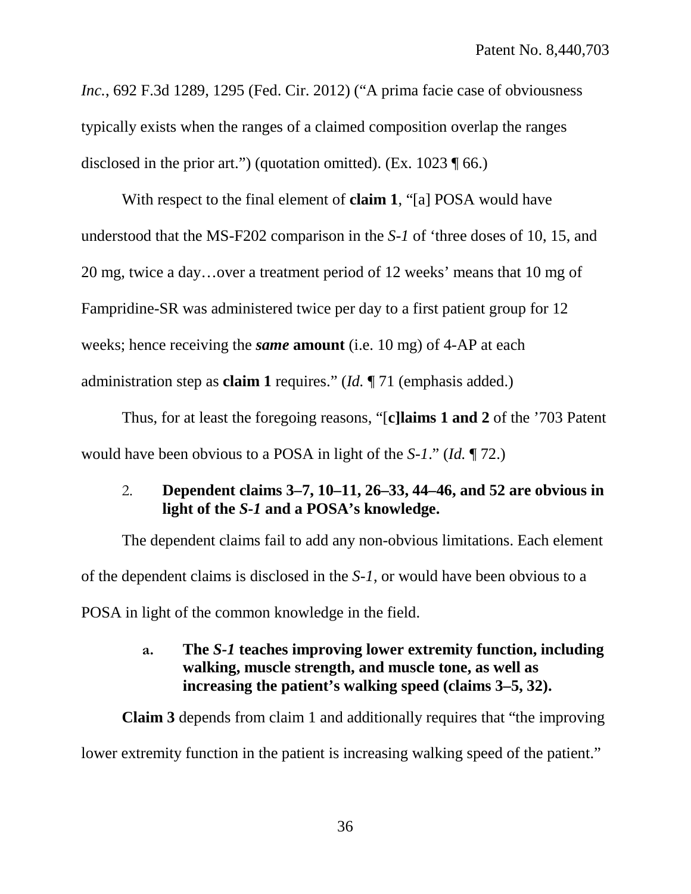*Inc.*, 692 F.3d 1289, 1295 (Fed. Cir. 2012) ("A prima facie case of obviousness typically exists when the ranges of a claimed composition overlap the ranges disclosed in the prior art.") (quotation omitted). (Ex. 1023 ¶ 66.)

With respect to the final element of **claim 1**, "[a] POSA would have understood that the MS-F202 comparison in the *S-1* of 'three doses of 10, 15, and 20 mg, twice a day…over a treatment period of 12 weeks' means that 10 mg of Fampridine-SR was administered twice per day to a first patient group for 12 weeks; hence receiving the ***same*** **amount** (i.e. 10 mg) of 4-AP at each administration step as **claim 1** requires." (*Id.* ¶ 71 (emphasis added.)

Thus, for at least the foregoing reasons, "[**c]laims 1 and 2** of the '703 Patent would have been obvious to a POSA in light of the *S-1*." (*Id.* ¶ 72.)

### 2. Dependent claims 3–7, 10–11, 26–33, 44–46, and 52 are obvious in light of the *S-1* and a POSA's knowledge.

The dependent claims fail to add any non-obvious limitations. Each element of the dependent claims is disclosed in the *S-1*, or would have been obvious to a POSA in light of the common knowledge in the field.

#### a. The *S-1* teaches improving lower extremity function, including walking, muscle strength, and muscle tone, as well as increasing the patient's walking speed (claims 3–5, 32).

**Claim 3** depends from claim 1 and additionally requires that "the improving lower extremity function in the patient is increasing walking speed of the patient."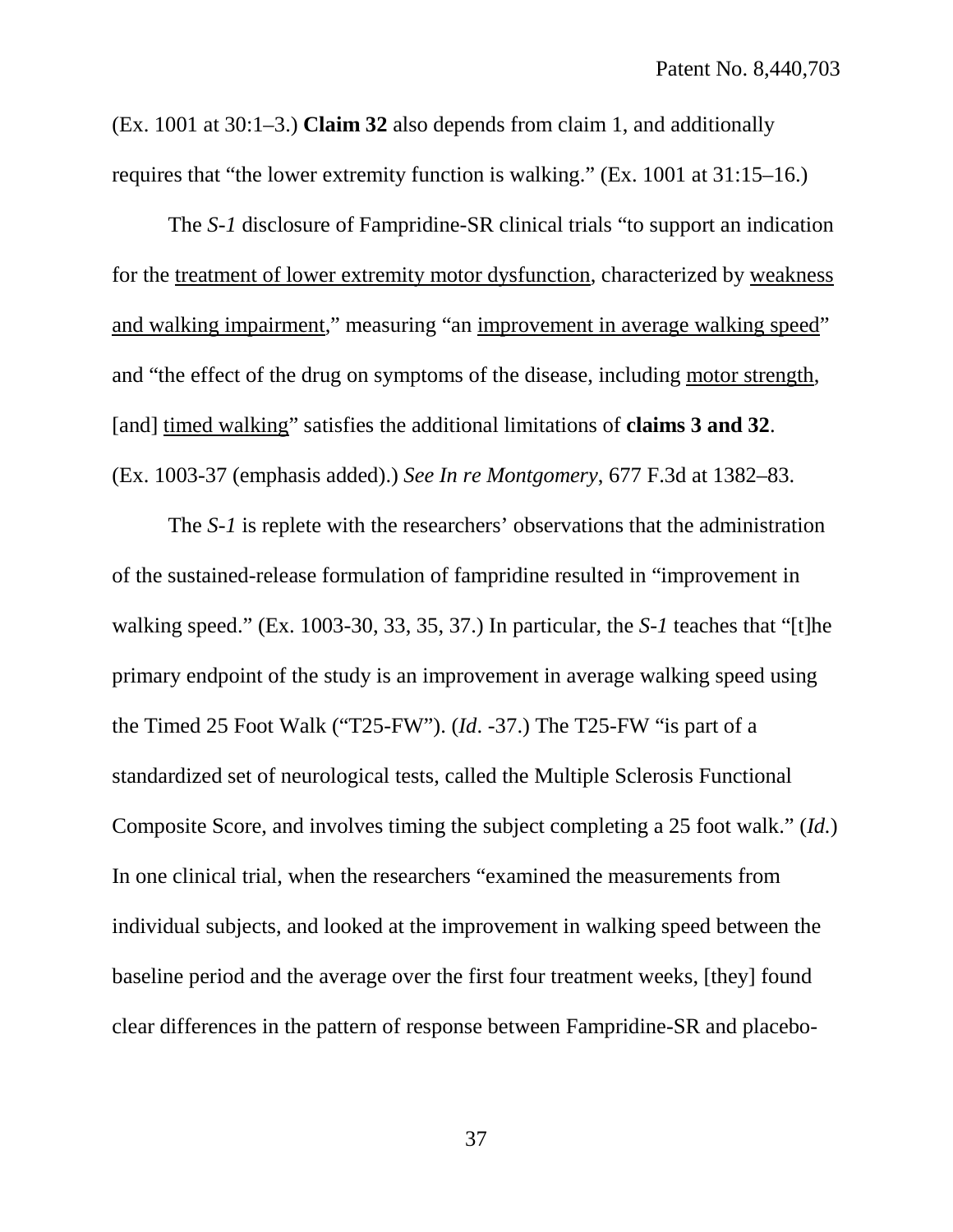(Ex. 1001 at 30:1–3.) **Claim 32** also depends from claim 1, and additionally requires that “the lower extremity function is walking.” (Ex. 1001 at 31:15–16.)

The *S-1* disclosure of Fampridine-SR clinical trials “to support an indication for the <u>treatment of lower extremity motor dysfunction</u>, characterized by <u>weakness and walking impairment</u>,” measuring “an <u>improvement in average walking speed</u>” and “the effect of the drug on symptoms of the disease, including <u>motor strength</u>, [and] <u>timed walking</u>” satisfies the additional limitations of **claims 3 and 32**. (Ex. 1003-37 (emphasis added).) *See In re Montgomery*, 677 F.3d at 1382–83.

The *S-1* is replete with the researchers’ observations that the administration of the sustained-release formulation of fampridine resulted in “improvement in walking speed.” (Ex. 1003-30, 33, 35, 37.) In particular, the *S-1* teaches that “[t]he primary endpoint of the study is an improvement in average walking speed using the Timed 25 Foot Walk (“T25-FW”). (*Id*. -37.) The T25-FW “is part of a standardized set of neurological tests, called the Multiple Sclerosis Functional Composite Score, and involves timing the subject completing a 25 foot walk.” (*Id.*) In one clinical trial, when the researchers “examined the measurements from individual subjects, and looked at the improvement in walking speed between the baseline period and the average over the first four treatment weeks, [they] found clear differences in the pattern of response between Fampridine-SR and placebo-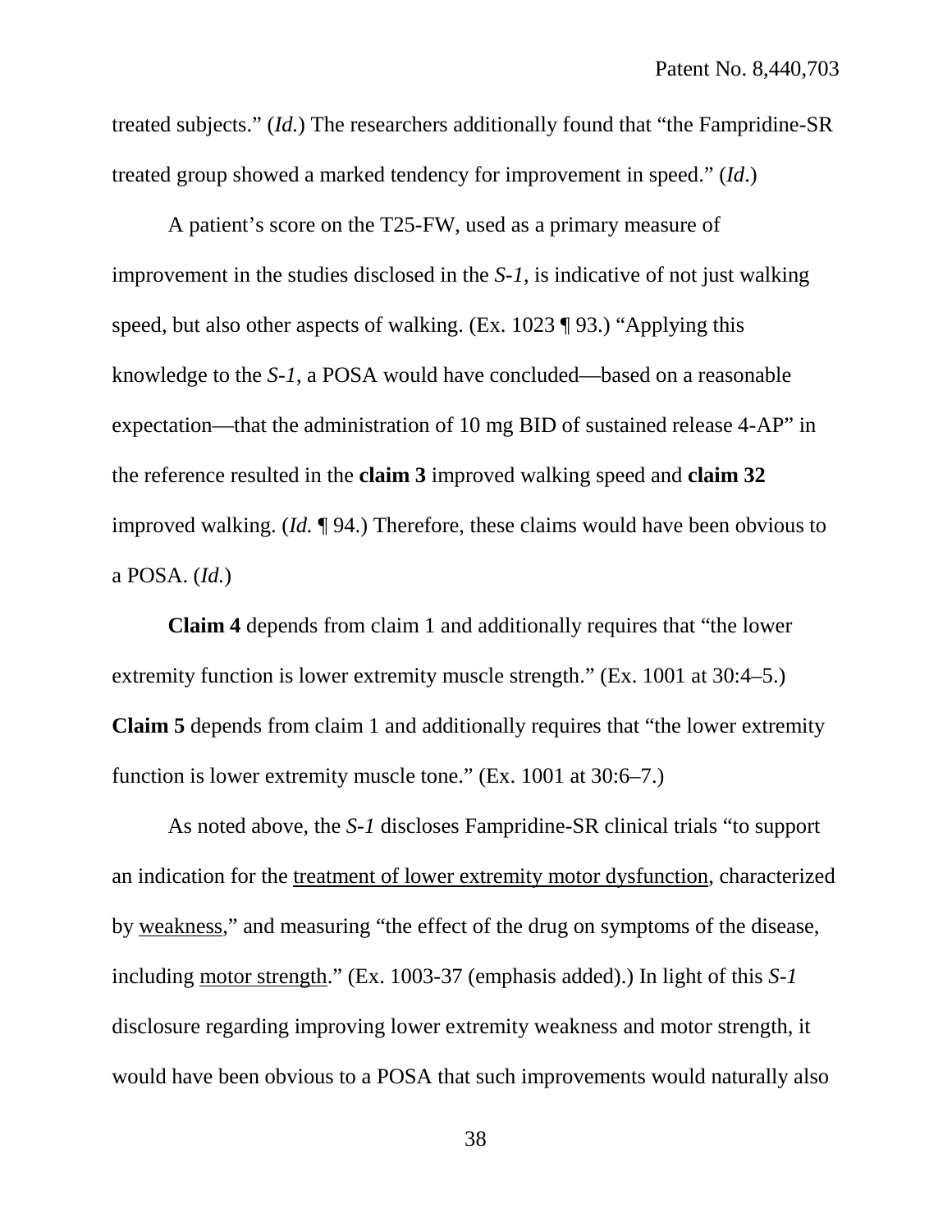treated subjects." (*Id.*) The researchers additionally found that "the Fampridine-SR treated group showed a marked tendency for improvement in speed." (*Id*.)

A patient's score on the T25-FW, used as a primary measure of improvement in the studies disclosed in the *S-1*, is indicative of not just walking speed, but also other aspects of walking. (Ex. 1023 ¶ 93.) "Applying this knowledge to the *S-1*, a POSA would have concluded—based on a reasonable expectation—that the administration of 10 mg BID of sustained release 4-AP" in the reference resulted in the **claim 3** improved walking speed and **claim 32** improved walking. (*Id.* ¶ 94.) Therefore, these claims would have been obvious to a POSA. (*Id.*)

**Claim 4** depends from claim 1 and additionally requires that "the lower extremity function is lower extremity muscle strength." (Ex. 1001 at 30:4–5.) **Claim 5** depends from claim 1 and additionally requires that "the lower extremity function is lower extremity muscle tone." (Ex. 1001 at 30:6–7.)

As noted above, the *S-1* discloses Fampridine-SR clinical trials "to support an indication for the <u>treatment of lower extremity motor dysfunction</u>, characterized by <u>weakness</u>," and measuring "the effect of the drug on symptoms of the disease, including <u>motor strength</u>." (Ex. 1003-37 (emphasis added).) In light of this *S-1* disclosure regarding improving lower extremity weakness and motor strength, it would have been obvious to a POSA that such improvements would naturally also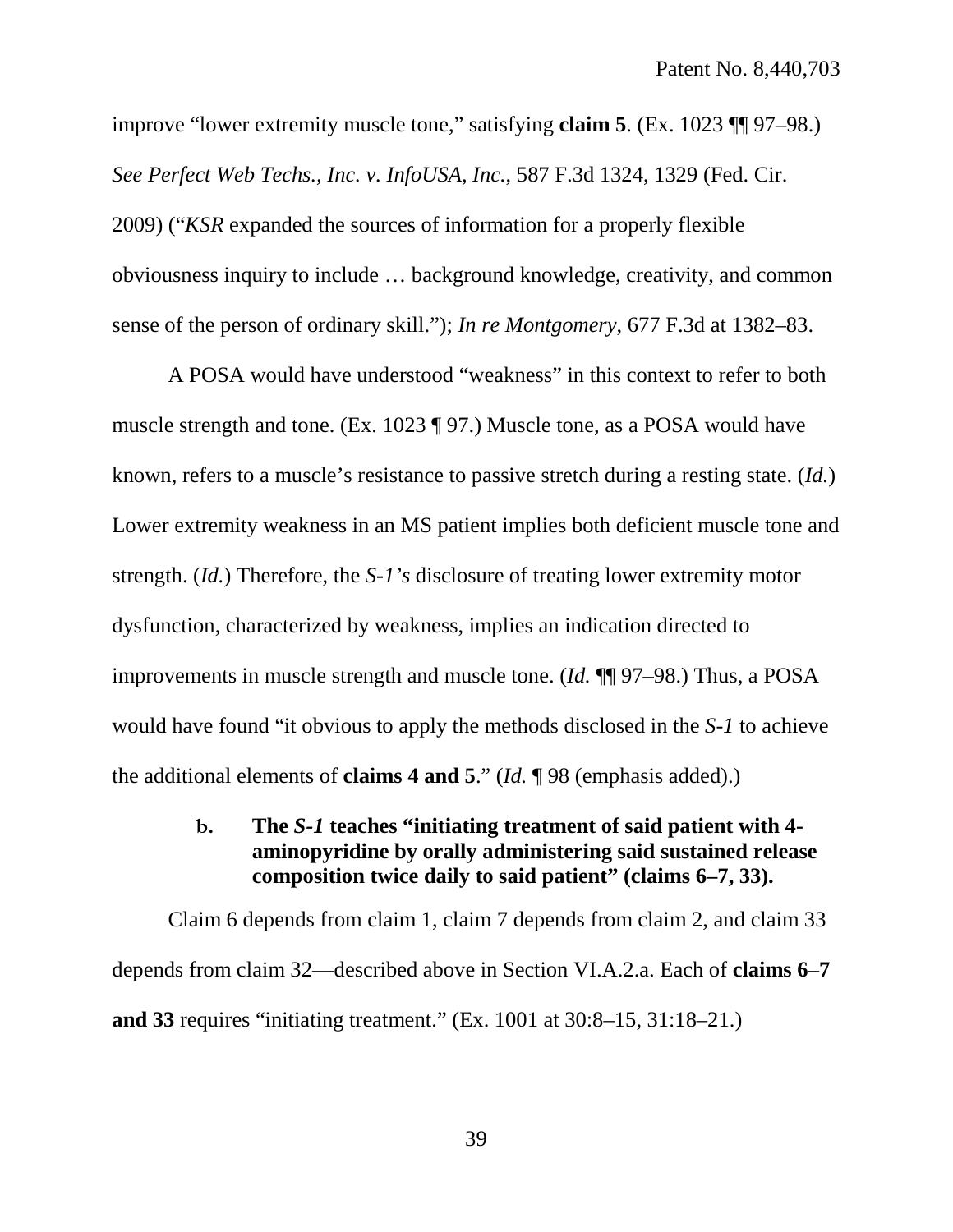improve "lower extremity muscle tone," satisfying **claim 5**. (Ex. 1023 ¶¶ 97–98.) *See Perfect Web Techs., Inc. v. InfoUSA, Inc.*, 587 F.3d 1324, 1329 (Fed. Cir. 2009) ("*KSR* expanded the sources of information for a properly flexible obviousness inquiry to include … background knowledge, creativity, and common sense of the person of ordinary skill."); *In re Montgomery*, 677 F.3d at 1382–83.

A POSA would have understood "weakness" in this context to refer to both muscle strength and tone. (Ex. 1023 ¶ 97.) Muscle tone, as a POSA would have known, refers to a muscle's resistance to passive stretch during a resting state. (*Id.*) Lower extremity weakness in an MS patient implies both deficient muscle tone and strength. (*Id.*) Therefore, the *S-1's* disclosure of treating lower extremity motor dysfunction, characterized by weakness, implies an indication directed to improvements in muscle strength and muscle tone. (*Id.* ¶¶ 97–98.) Thus, a POSA would have found "it obvious to apply the methods disclosed in the *S-1* to achieve the additional elements of **claims 4 and 5**." (*Id.* ¶ 98 (emphasis added).)

#### b. The *S-1* teaches "initiating treatment of said patient with 4-aminopyridine by orally administering said sustained release composition twice daily to said patient" (claims 6–7, 33).

Claim 6 depends from claim 1, claim 7 depends from claim 2, and claim 33 depends from claim 32—described above in Section VI.A.2.a. Each of **claims 6–7 and 33** requires "initiating treatment." (Ex. 1001 at 30:8–15, 31:18–21.)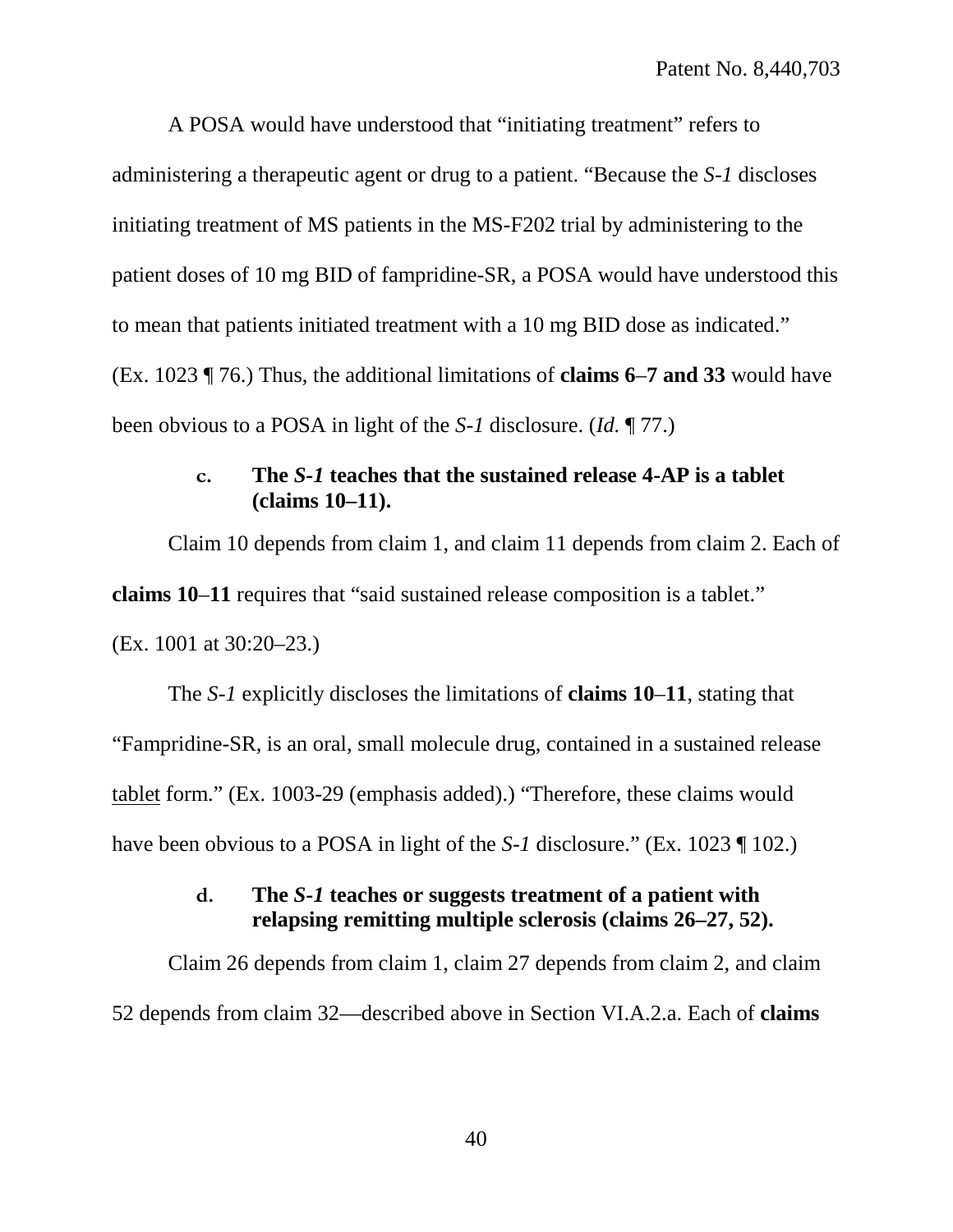A POSA would have understood that "initiating treatment" refers to administering a therapeutic agent or drug to a patient. "Because the *S-1* discloses initiating treatment of MS patients in the MS-F202 trial by administering to the patient doses of 10 mg BID of fampridine-SR, a POSA would have understood this to mean that patients initiated treatment with a 10 mg BID dose as indicated." (Ex. 1023 ¶ 76.) Thus, the additional limitations of **claims 6**–**7 and 33** would have been obvious to a POSA in light of the *S-1* disclosure. (*Id.* ¶ 77.)

#### c. The *S-1* teaches that the sustained release 4-AP is a tablet (claims 10–11).

Claim 10 depends from claim 1, and claim 11 depends from claim 2. Each of **claims 10**–**11** requires that "said sustained release composition is a tablet." (Ex. 1001 at 30:20–23.)

The *S-1* explicitly discloses the limitations of **claims 10**–**11**, stating that "Fampridine-SR, is an oral, small molecule drug, contained in a sustained release <u>tablet</u> form." (Ex. 1003-29 (emphasis added).) "Therefore, these claims would have been obvious to a POSA in light of the *S-1* disclosure." (Ex. 1023 ¶ 102.)

#### d. The *S-1* teaches or suggests treatment of a patient with relapsing remitting multiple sclerosis (claims 26–27, 52).

Claim 26 depends from claim 1, claim 27 depends from claim 2, and claim 52 depends from claim 32—described above in Section VI.A.2.a. Each of **claims**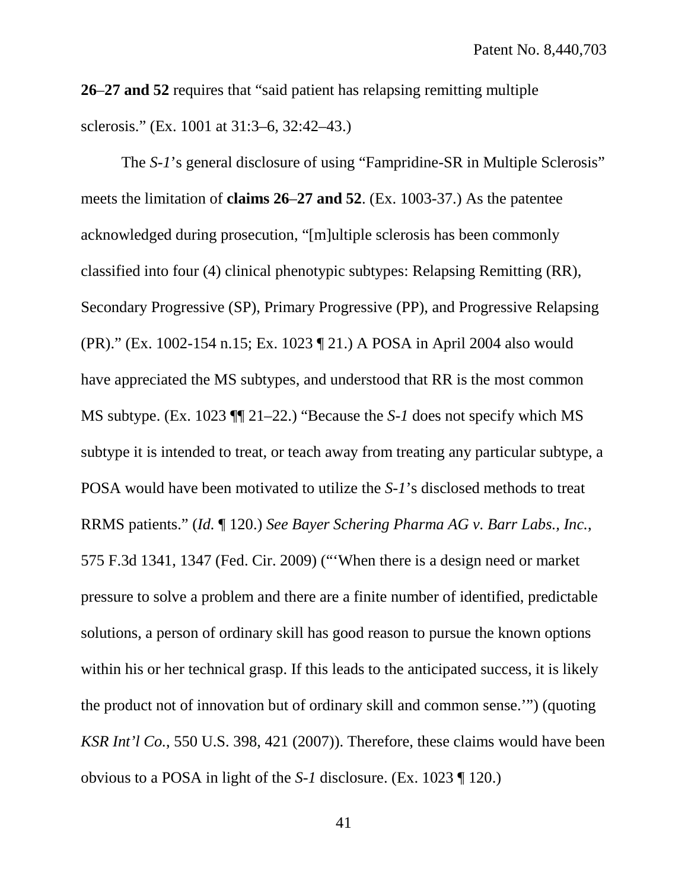**26**–**27 and 52** requires that "said patient has relapsing remitting multiple sclerosis." (Ex. 1001 at 31:3–6, 32:42–43.)

The *S-1*'s general disclosure of using "Fampridine-SR in Multiple Sclerosis" meets the limitation of **claims 26**–**27 and 52**. (Ex. 1003-37.) As the patentee acknowledged during prosecution, "[m]ultiple sclerosis has been commonly classified into four (4) clinical phenotypic subtypes: Relapsing Remitting (RR), Secondary Progressive (SP), Primary Progressive (PP), and Progressive Relapsing (PR)." (Ex. 1002-154 n.15; Ex. 1023 ¶ 21.) A POSA in April 2004 also would have appreciated the MS subtypes, and understood that RR is the most common MS subtype. (Ex. 1023 ¶¶ 21–22.) "Because the *S-1* does not specify which MS subtype it is intended to treat, or teach away from treating any particular subtype, a POSA would have been motivated to utilize the *S-1*'s disclosed methods to treat RRMS patients." (*Id.* ¶ 120.) *See Bayer Schering Pharma AG v. Barr Labs., Inc.*, 575 F.3d 1341, 1347 (Fed. Cir. 2009) ("'When there is a design need or market pressure to solve a problem and there are a finite number of identified, predictable solutions, a person of ordinary skill has good reason to pursue the known options within his or her technical grasp. If this leads to the anticipated success, it is likely the product not of innovation but of ordinary skill and common sense.'") (quoting *KSR Int'l Co.*, 550 U.S. 398, 421 (2007)). Therefore, these claims would have been obvious to a POSA in light of the *S-1* disclosure. (Ex. 1023 ¶ 120.)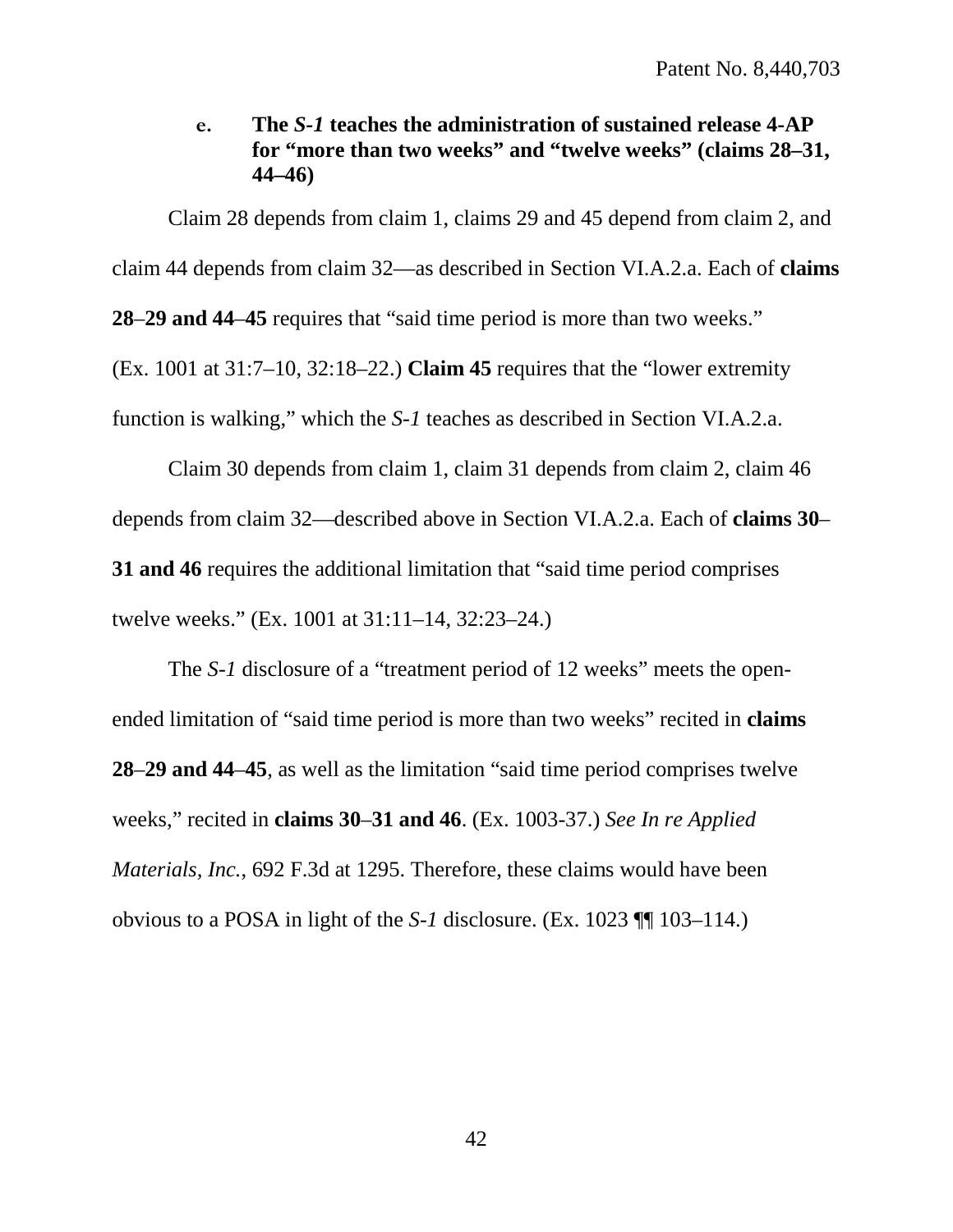#### e. The *S-1* teaches the administration of sustained release 4-AP for "more than two weeks" and "twelve weeks" (claims 28–31, 44–46)

Claim 28 depends from claim 1, claims 29 and 45 depend from claim 2, and claim 44 depends from claim 32—as described in Section VI.A.2.a. Each of **claims 28–29 and 44–45** requires that "said time period is more than two weeks." (Ex. 1001 at 31:7–10, 32:18–22.) **Claim 45** requires that the "lower extremity function is walking," which the *S-1* teaches as described in Section VI.A.2.a.

Claim 30 depends from claim 1, claim 31 depends from claim 2, claim 46 depends from claim 32—described above in Section VI.A.2.a. Each of **claims 30–31 and 46** requires the additional limitation that "said time period comprises twelve weeks." (Ex. 1001 at 31:11–14, 32:23–24.)

The *S-1* disclosure of a "treatment period of 12 weeks" meets the open-ended limitation of "said time period is more than two weeks" recited in **claims 28–29 and 44–45**, as well as the limitation "said time period comprises twelve weeks," recited in **claims 30–31 and 46**. (Ex. 1003-37.) *See In re Applied Materials, Inc.*, 692 F.3d at 1295. Therefore, these claims would have been obvious to a POSA in light of the *S-1* disclosure. (Ex. 1023 ¶¶ 103–114.)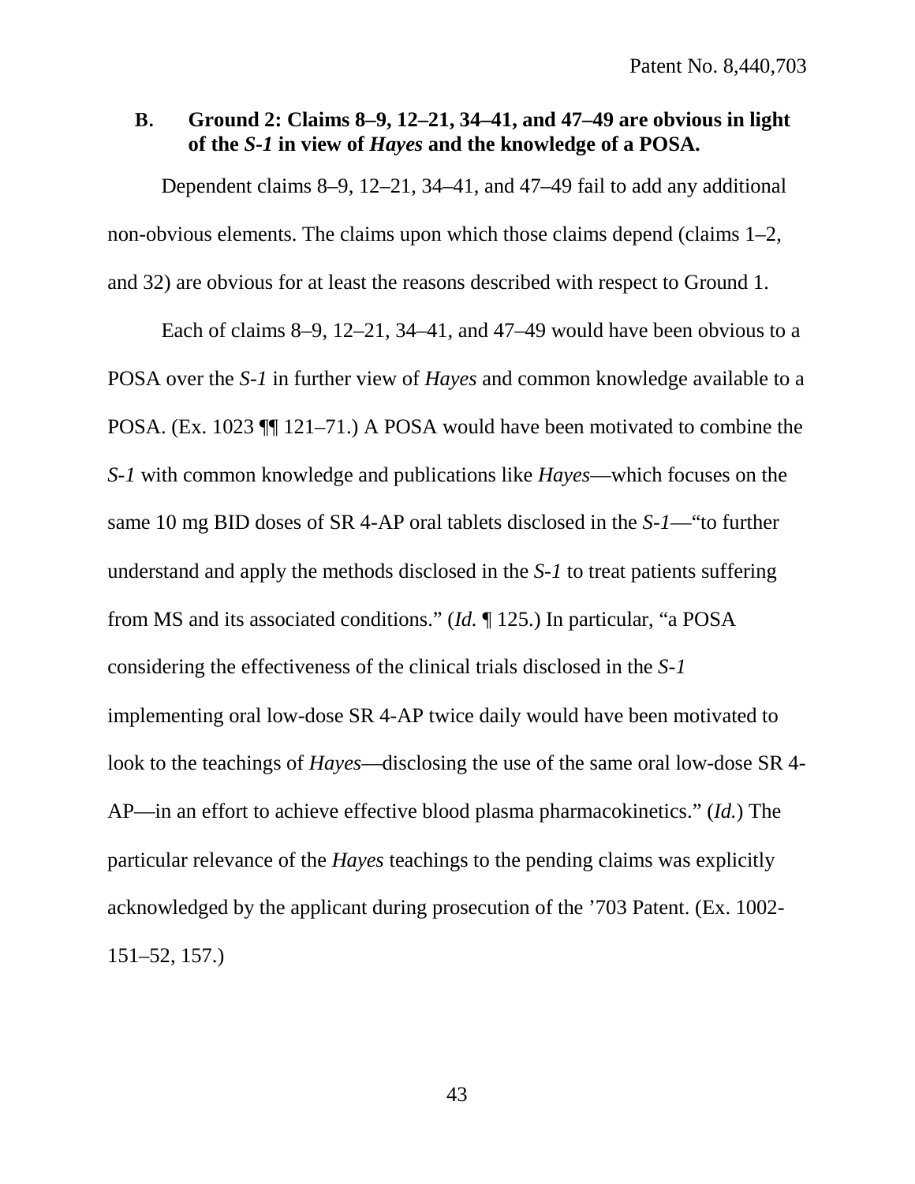### B. Ground 2: Claims 8–9, 12–21, 34–41, and 47–49 are obvious in light of the *S-1* in view of *Hayes* and the knowledge of a POSA.

Dependent claims 8–9, 12–21, 34–41, and 47–49 fail to add any additional non-obvious elements. The claims upon which those claims depend (claims 1–2, and 32) are obvious for at least the reasons described with respect to Ground 1.

Each of claims 8–9, 12–21, 34–41, and 47–49 would have been obvious to a POSA over the *S-1* in further view of *Hayes* and common knowledge available to a POSA. (Ex. 1023 ¶¶ 121–71.) A POSA would have been motivated to combine the *S-1* with common knowledge and publications like *Hayes*—which focuses on the same 10 mg BID doses of SR 4-AP oral tablets disclosed in the *S-1*—"to further understand and apply the methods disclosed in the *S-1* to treat patients suffering from MS and its associated conditions." (*Id.* ¶ 125.) In particular, "a POSA considering the effectiveness of the clinical trials disclosed in the *S-1* implementing oral low-dose SR 4-AP twice daily would have been motivated to look to the teachings of *Hayes*—disclosing the use of the same oral low-dose SR 4-AP—in an effort to achieve effective blood plasma pharmacokinetics." (*Id.*) The particular relevance of the *Hayes* teachings to the pending claims was explicitly acknowledged by the applicant during prosecution of the '703 Patent. (Ex. 1002-151–52, 157.)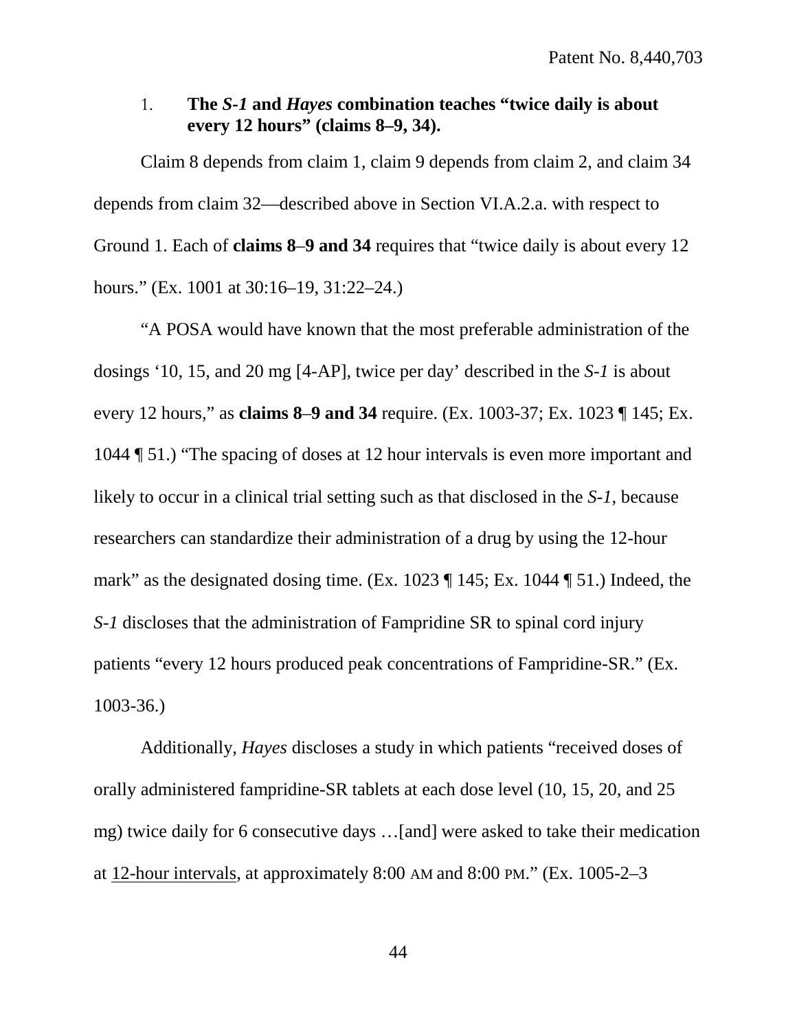1. **The *S-1* and *Hayes* combination teaches "twice daily is about every 12 hours" (claims 8–9, 34).**

Claim 8 depends from claim 1, claim 9 depends from claim 2, and claim 34 depends from claim 32—described above in Section VI.A.2.a. with respect to Ground 1. Each of **claims 8–9 and 34** requires that "twice daily is about every 12 hours." (Ex. 1001 at 30:16–19, 31:22–24.)

"A POSA would have known that the most preferable administration of the dosings '10, 15, and 20 mg [4-AP], twice per day' described in the *S-1* is about every 12 hours," as **claims 8–9 and 34** require. (Ex. 1003-37; Ex. 1023 ¶ 145; Ex. 1044 ¶ 51.) "The spacing of doses at 12 hour intervals is even more important and likely to occur in a clinical trial setting such as that disclosed in the *S-1*, because researchers can standardize their administration of a drug by using the 12-hour mark" as the designated dosing time. (Ex. 1023 ¶ 145; Ex. 1044 ¶ 51.) Indeed, the *S-1* discloses that the administration of Fampridine SR to spinal cord injury patients "every 12 hours produced peak concentrations of Fampridine-SR." (Ex. 1003-36.)

Additionally, *Hayes* discloses a study in which patients "received doses of orally administered fampridine-SR tablets at each dose level (10, 15, 20, and 25 mg) twice daily for 6 consecutive days …[and] were asked to take their medication at 12-hour intervals, at approximately 8:00 AM and 8:00 PM." (Ex. 1005-2–3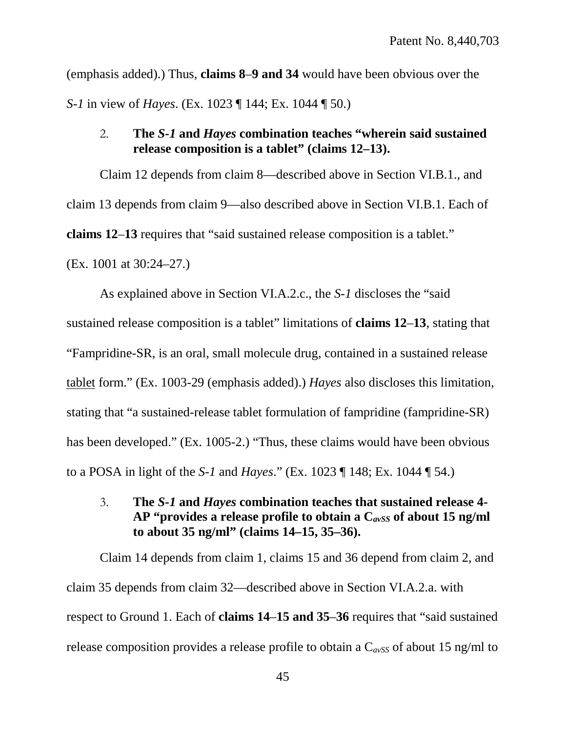(emphasis added).) Thus, **claims 8–9 and 34** would have been obvious over the *S-1* in view of *Hayes*. (Ex. 1023 ¶ 144; Ex. 1044 ¶ 50.)

### 2. **The *S-1* and *Hayes* combination teaches "wherein said sustained release composition is a tablet" (claims 12–13).**

Claim 12 depends from claim 8—described above in Section VI.B.1., and claim 13 depends from claim 9—also described above in Section VI.B.1. Each of **claims 12–13** requires that "said sustained release composition is a tablet." (Ex. 1001 at 30:24–27.)

As explained above in Section VI.A.2.c., the *S-1* discloses the "said sustained release composition is a tablet" limitations of **claims 12–13**, stating that "Fampridine-SR, is an oral, small molecule drug, contained in a sustained release tablet form." (Ex. 1003-29 (emphasis added).) *Hayes* also discloses this limitation, stating that "a sustained-release tablet formulation of fampridine (fampridine-SR) has been developed." (Ex. 1005-2.) "Thus, these claims would have been obvious to a POSA in light of the *S-1* and *Hayes*." (Ex. 1023 ¶ 148; Ex. 1044 ¶ 54.)

### 3. **The *S-1* and *Hayes* combination teaches that sustained release 4-AP "provides a release profile to obtain a $C_{avSS}$ of about 15 ng/ml to about 35 ng/ml" (claims 14–15, 35–36).**

Claim 14 depends from claim 1, claims 15 and 36 depend from claim 2, and claim 35 depends from claim 32—described above in Section VI.A.2.a. with respect to Ground 1. Each of **claims 14–15 and 35–36** requires that "said sustained release composition provides a release profile to obtain a $C_{avSS}$ of about 15 ng/ml to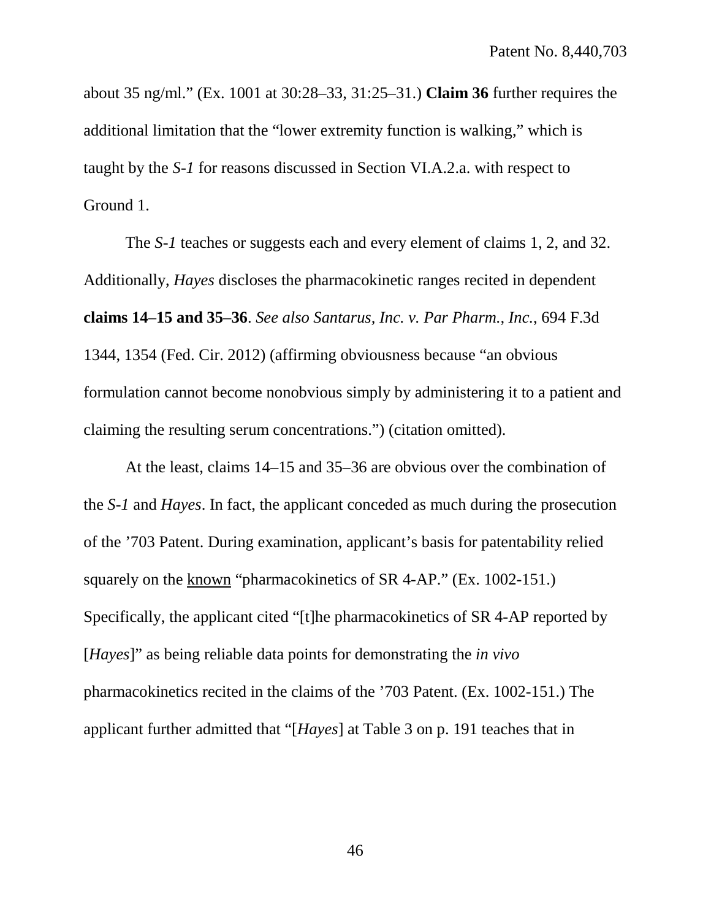about 35 ng/ml." (Ex. 1001 at 30:28–33, 31:25–31.) **Claim 36** further requires the additional limitation that the "lower extremity function is walking," which is taught by the *S-1* for reasons discussed in Section VI.A.2.a. with respect to Ground 1.

The *S-1* teaches or suggests each and every element of claims 1, 2, and 32. Additionally, *Hayes* discloses the pharmacokinetic ranges recited in dependent **claims 14–15 and 35–36**. *See also Santarus, Inc. v. Par Pharm., Inc.*, 694 F.3d 1344, 1354 (Fed. Cir. 2012) (affirming obviousness because "an obvious formulation cannot become nonobvious simply by administering it to a patient and claiming the resulting serum concentrations.") (citation omitted).

At the least, claims 14–15 and 35–36 are obvious over the combination of the *S-1* and *Hayes*. In fact, the applicant conceded as much during the prosecution of the '703 Patent. During examination, applicant's basis for patentability relied squarely on the <u>known</u> "pharmacokinetics of SR 4-AP." (Ex. 1002-151.) Specifically, the applicant cited "[t]he pharmacokinetics of SR 4-AP reported by [*Hayes*]" as being reliable data points for demonstrating the *in vivo* pharmacokinetics recited in the claims of the '703 Patent. (Ex. 1002-151.) The applicant further admitted that "[*Hayes*] at Table 3 on p. 191 teaches that in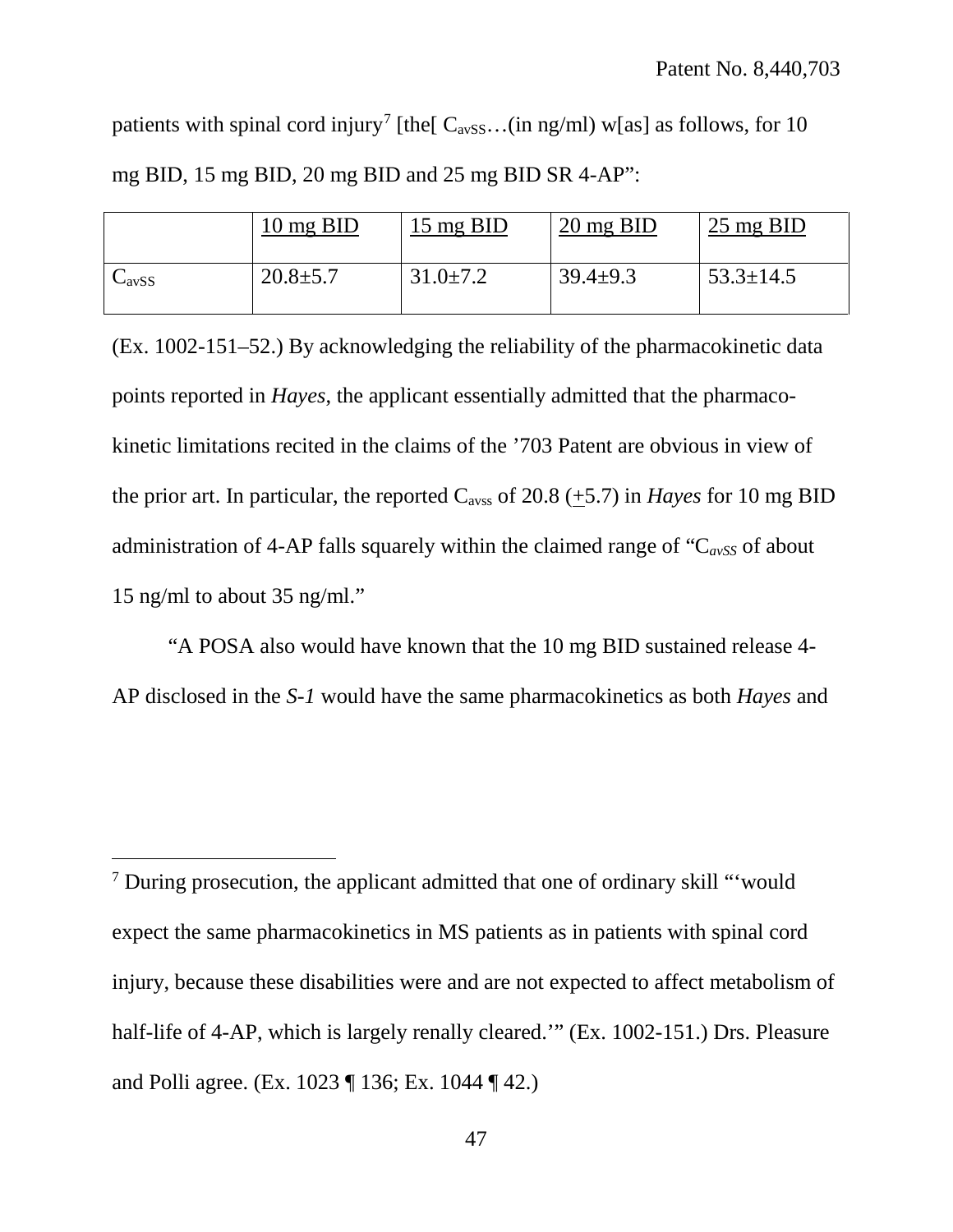patients with spinal cord injury[7] [the[ $C_{avSS}$…(in ng/ml) w[as] as follows, for 10 mg BID, 15 mg BID, 20 mg BID and 25 mg BID SR 4-AP":

| | 10 mg BID | 15 mg BID | 20 mg BID | 25 mg BID |
|---|---|---|---|---|
| $C_{avSS}$ | 20.8±5.7 | 31.0±7.2 | 39.4±9.3 | 53.3±14.5 |

(Ex. 1002-151–52.) By acknowledging the reliability of the pharmacokinetic data points reported in *Hayes*, the applicant essentially admitted that the pharmacokinetic limitations recited in the claims of the '703 Patent are obvious in view of the prior art. In particular, the reported $C_{avss}$ of 20.8 (±5.7) in *Hayes* for 10 mg BID administration of 4-AP falls squarely within the claimed range of "$C_{avSS}$ of about 15 ng/ml to about 35 ng/ml."

"A POSA also would have known that the 10 mg BID sustained release 4-AP disclosed in the *S-1* would have the same pharmacokinetics as both *Hayes* and

[7] During prosecution, the applicant admitted that one of ordinary skill "'would expect the same pharmacokinetics in MS patients as in patients with spinal cord injury, because these disabilities were and are not expected to affect metabolism of half-life of 4-AP, which is largely renally cleared.'" (Ex. 1002-151.) Drs. Pleasure and Polli agree. (Ex. 1023 ¶ 136; Ex. 1044 ¶ 42.)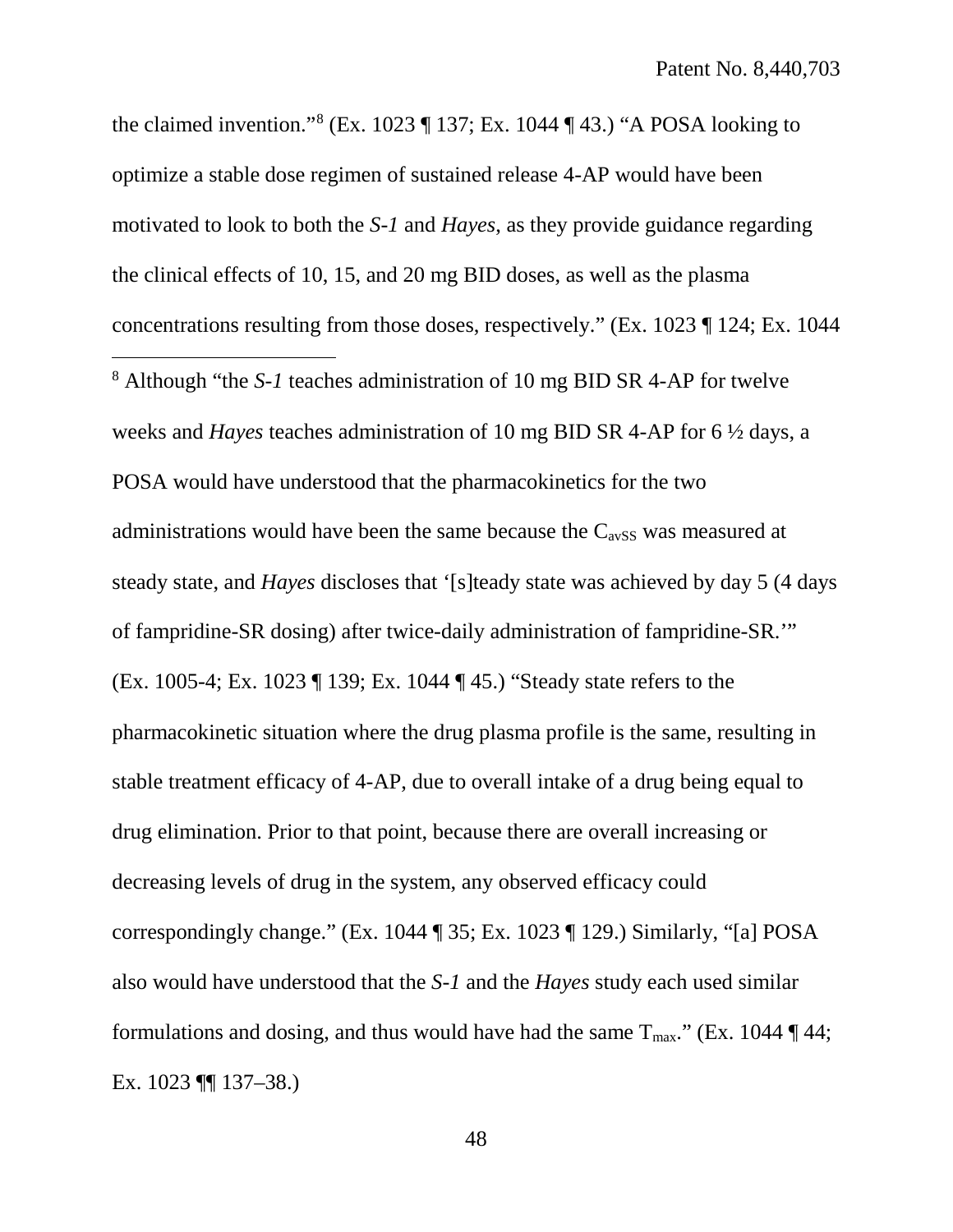the claimed invention."[8] (Ex. 1023 ¶ 137; Ex. 1044 ¶ 43.) "A POSA looking to optimize a stable dose regimen of sustained release 4-AP would have been motivated to look to both the *S-1* and *Hayes*, as they provide guidance regarding the clinical effects of 10, 15, and 20 mg BID doses, as well as the plasma concentrations resulting from those doses, respectively." (Ex. 1023 ¶ 124; Ex. 1044

---

[8] Although "the *S-1* teaches administration of 10 mg BID SR 4-AP for twelve weeks and *Hayes* teaches administration of 10 mg BID SR 4-AP for 6 ½ days, a POSA would have understood that the pharmacokinetics for the two administrations would have been the same because the $C_{avSS}$ was measured at steady state, and *Hayes* discloses that '[s]teady state was achieved by day 5 (4 days of fampridine-SR dosing) after twice-daily administration of fampridine-SR.'" (Ex. 1005-4; Ex. 1023 ¶ 139; Ex. 1044 ¶ 45.) "Steady state refers to the pharmacokinetic situation where the drug plasma profile is the same, resulting in stable treatment efficacy of 4-AP, due to overall intake of a drug being equal to drug elimination. Prior to that point, because there are overall increasing or decreasing levels of drug in the system, any observed efficacy could correspondingly change." (Ex. 1044 ¶ 35; Ex. 1023 ¶ 129.) Similarly, "[a] POSA also would have understood that the *S-1* and the *Hayes* study each used similar formulations and dosing, and thus would have had the same $T_{max}$." (Ex. 1044 ¶ 44; Ex. 1023 ¶¶ 137–38.)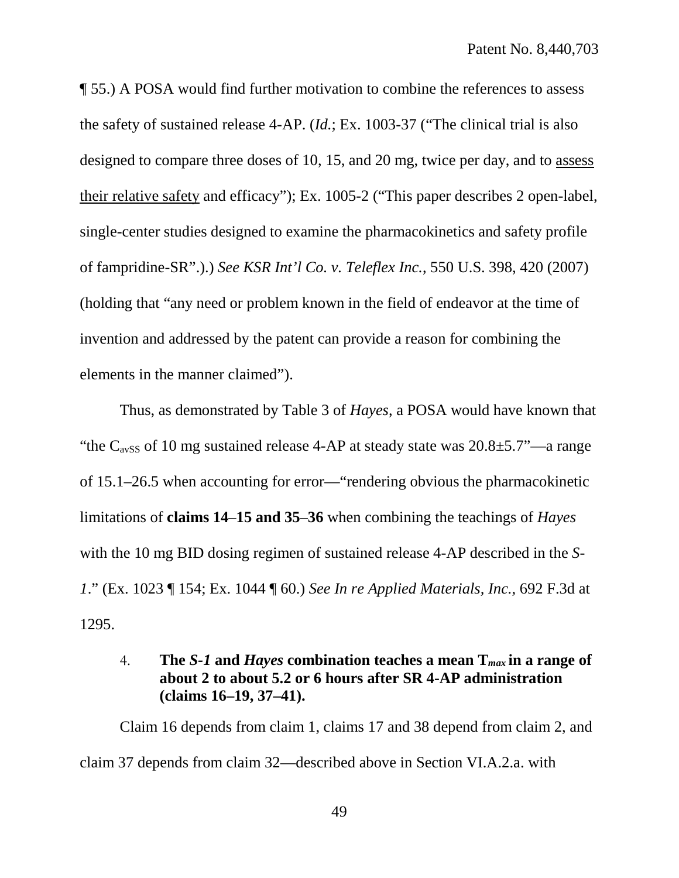¶ 55.) A POSA would find further motivation to combine the references to assess the safety of sustained release 4-AP. (*Id.*; Ex. 1003-37 ("The clinical trial is also designed to compare three doses of 10, 15, and 20 mg, twice per day, and to <u>assess their relative safety</u> and efficacy"); Ex. 1005-2 ("This paper describes 2 open-label, single-center studies designed to examine the pharmacokinetics and safety profile of fampridine-SR").) *See KSR Int'l Co. v. Teleflex Inc.*, 550 U.S. 398, 420 (2007) (holding that "any need or problem known in the field of endeavor at the time of invention and addressed by the patent can provide a reason for combining the elements in the manner claimed").

Thus, as demonstrated by Table 3 of *Hayes*, a POSA would have known that "the $C_{avSS}$ of 10 mg sustained release 4-AP at steady state was 20.8±5.7"—a range of 15.1–26.5 when accounting for error—"rendering obvious the pharmacokinetic limitations of **claims 14**–**15 and 35**–**36** when combining the teachings of *Hayes* with the 10 mg BID dosing regimen of sustained release 4-AP described in the *S-1*." (Ex. 1023 ¶ 154; Ex. 1044 ¶ 60.) *See In re Applied Materials, Inc.*, 692 F.3d at 1295.

#### 4. The *S-1* and *Hayes* combination teaches a mean $T_{max}$ in a range of about 2 to about 5.2 or 6 hours after SR 4-AP administration (claims 16–19, 37–41).

Claim 16 depends from claim 1, claims 17 and 38 depend from claim 2, and claim 37 depends from claim 32—described above in Section VI.A.2.a. with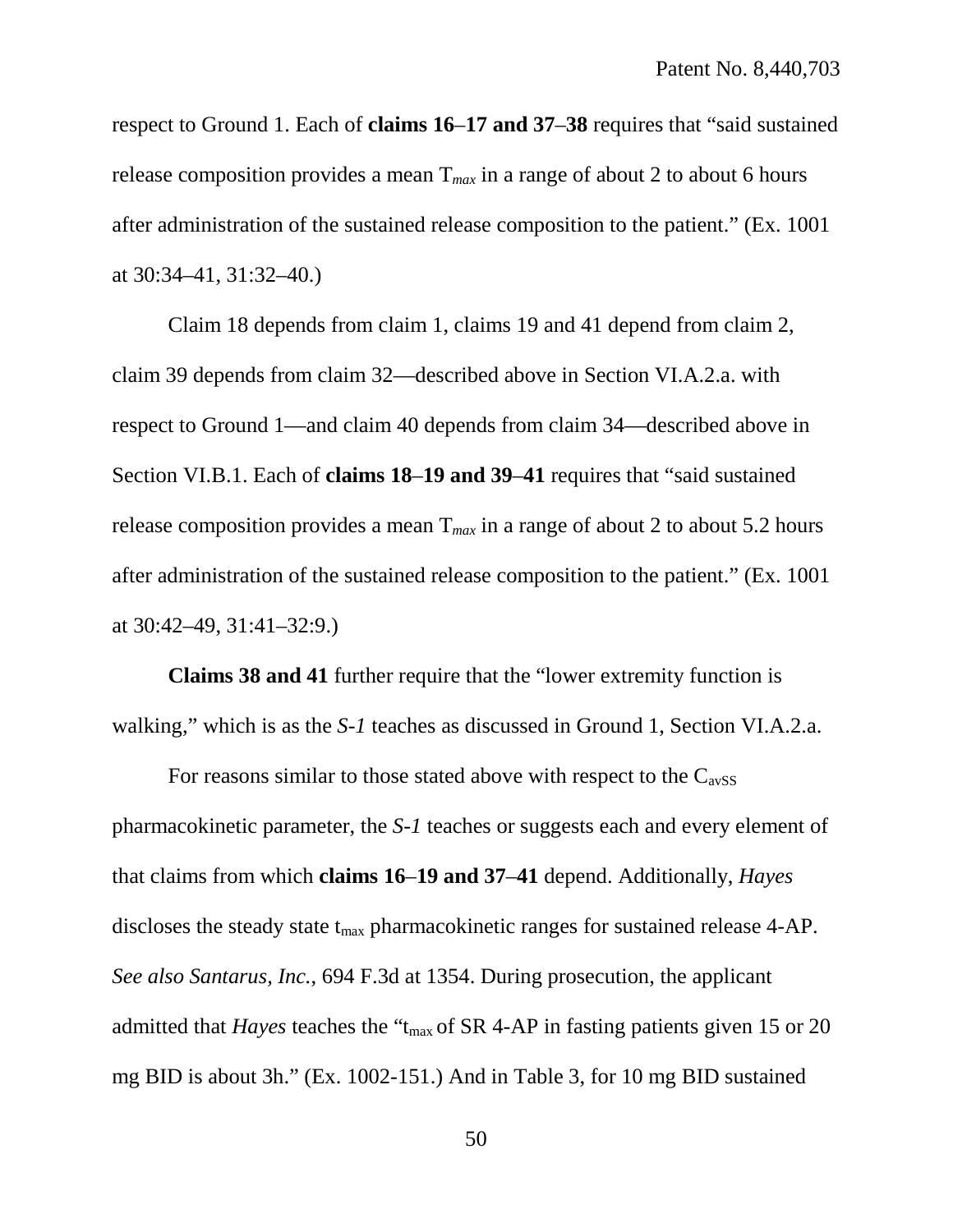respect to Ground 1. Each of **claims 16–17 and 37–38** requires that "said sustained release composition provides a mean $T_{max}$ in a range of about 2 to about 6 hours after administration of the sustained release composition to the patient." (Ex. 1001 at 30:34–41, 31:32–40.)

Claim 18 depends from claim 1, claims 19 and 41 depend from claim 2, claim 39 depends from claim 32—described above in Section VI.A.2.a. with respect to Ground 1—and claim 40 depends from claim 34—described above in Section VI.B.1. Each of **claims 18–19 and 39–41** requires that "said sustained release composition provides a mean $T_{max}$ in a range of about 2 to about 5.2 hours after administration of the sustained release composition to the patient." (Ex. 1001 at 30:42–49, 31:41–32:9.)

**Claims 38 and 41** further require that the "lower extremity function is walking," which is as the *S-1* teaches as discussed in Ground 1, Section VI.A.2.a.

For reasons similar to those stated above with respect to the $C_{avSS}$ pharmacokinetic parameter, the *S-1* teaches or suggests each and every element of that claims from which **claims 16–19 and 37–41** depend. Additionally, *Hayes* discloses the steady state $t_{max}$ pharmacokinetic ranges for sustained release 4-AP. *See also Santarus, Inc.*, 694 F.3d at 1354. During prosecution, the applicant admitted that *Hayes* teaches the "$t_{max}$ of SR 4-AP in fasting patients given 15 or 20 mg BID is about 3h." (Ex. 1002-151.) And in Table 3, for 10 mg BID sustained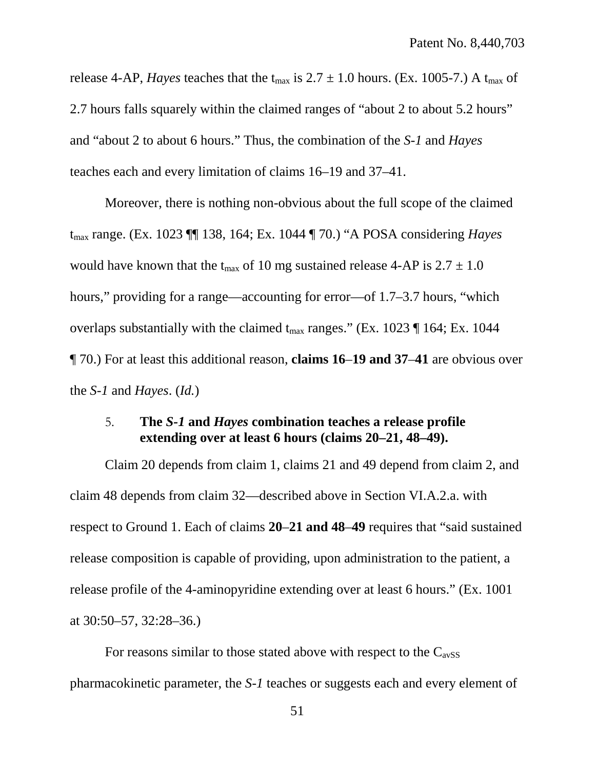release 4-AP, *Hayes* teaches that the $t_{max}$ is 2.7 ± 1.0 hours. (Ex. 1005-7.) A $t_{max}$ of 2.7 hours falls squarely within the claimed ranges of "about 2 to about 5.2 hours" and "about 2 to about 6 hours." Thus, the combination of the *S-1* and *Hayes* teaches each and every limitation of claims 16–19 and 37–41.

Moreover, there is nothing non-obvious about the full scope of the claimed $t_{max}$ range. (Ex. 1023 ¶¶ 138, 164; Ex. 1044 ¶ 70.) "A POSA considering *Hayes* would have known that the $t_{max}$ of 10 mg sustained release 4-AP is 2.7 ± 1.0 hours," providing for a range—accounting for error—of 1.7–3.7 hours, "which overlaps substantially with the claimed $t_{max}$ ranges." (Ex. 1023 ¶ 164; Ex. 1044 ¶ 70.) For at least this additional reason, **claims 16–19 and 37–41** are obvious over the *S-1* and *Hayes*. (*Id.*)

### 5. The *S-1* and *Hayes* combination teaches a release profile extending over at least 6 hours (claims 20–21, 48–49).

Claim 20 depends from claim 1, claims 21 and 49 depend from claim 2, and claim 48 depends from claim 32—described above in Section VI.A.2.a. with respect to Ground 1. Each of claims **20–21 and 48–49** requires that "said sustained release composition is capable of providing, upon administration to the patient, a release profile of the 4-aminopyridine extending over at least 6 hours." (Ex. 1001 at 30:50–57, 32:28–36.)

For reasons similar to those stated above with respect to the $C_{avSS}$ pharmacokinetic parameter, the *S-1* teaches or suggests each and every element of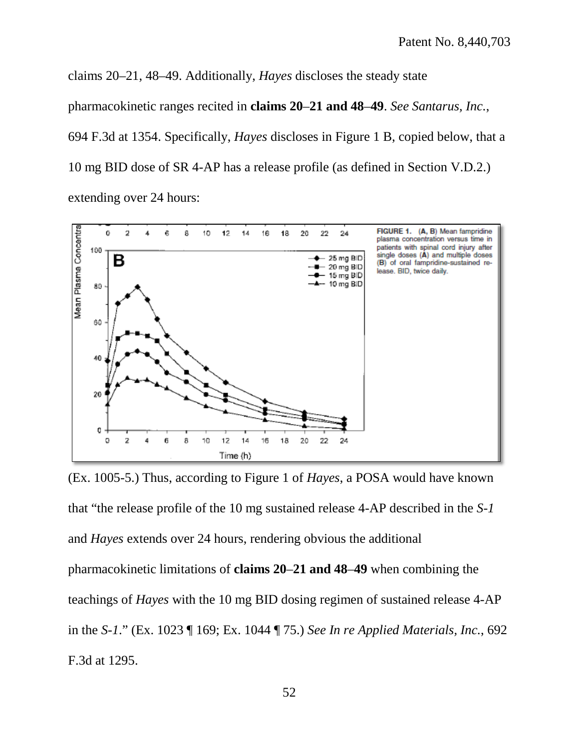claims 20–21, 48–49. Additionally, *Hayes* discloses the steady state pharmacokinetic ranges recited in **claims 20–21 and 48–49**. *See Santarus, Inc.*, 694 F.3d at 1354. Specifically, *Hayes* discloses in Figure 1 B, copied below, that a 10 mg BID dose of SR 4-AP has a release profile (as defined in Section V.D.2.) extending over 24 hours:

FIGURE 1. (A, B) Mean fampridine plasma concentration versus time in patients with spinal cord injury after single doses (A) and multiple doses (B) of oral fampridine-sustained release. BID, twice daily.

(Ex. 1005-5.) Thus, according to Figure 1 of *Hayes*, a POSA would have known that "the release profile of the 10 mg sustained release 4-AP described in the *S-1* and *Hayes* extends over 24 hours, rendering obvious the additional pharmacokinetic limitations of **claims 20–21 and 48–49** when combining the teachings of *Hayes* with the 10 mg BID dosing regimen of sustained release 4-AP in the *S-1*." (Ex. 1023 ¶ 169; Ex. 1044 ¶ 75.) *See In re Applied Materials, Inc.*, 692 F.3d at 1295.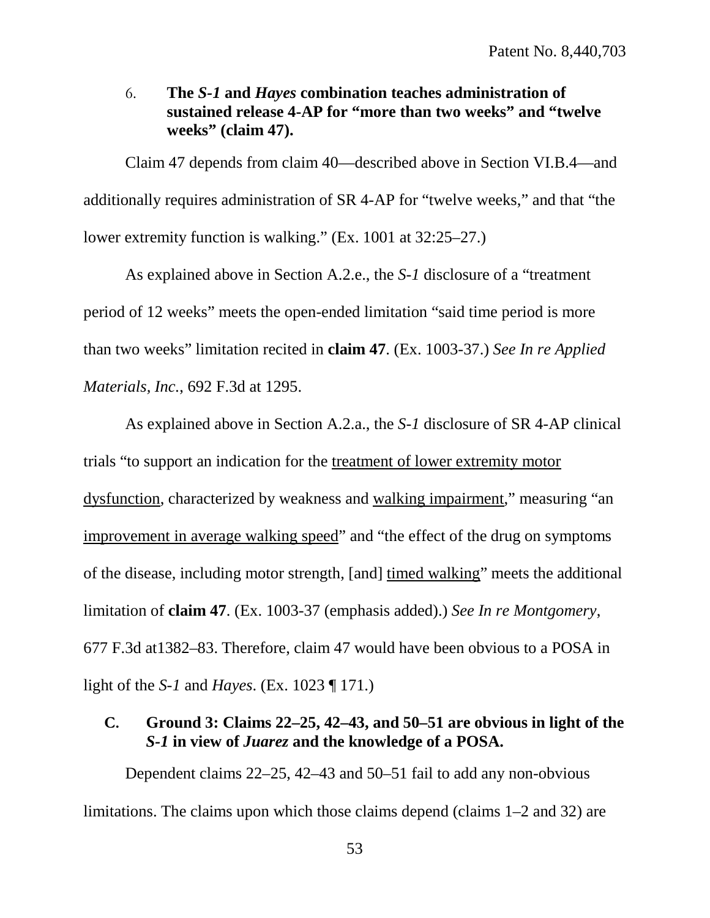### 6. **The *S-1* and *Hayes* combination teaches administration of sustained release 4-AP for "more than two weeks" and "twelve weeks" (claim 47).**

Claim 47 depends from claim 40—described above in Section VI.B.4—and additionally requires administration of SR 4-AP for "twelve weeks," and that "the lower extremity function is walking." (Ex. 1001 at 32:25–27.)

As explained above in Section A.2.e., the *S-1* disclosure of a "treatment period of 12 weeks" meets the open-ended limitation "said time period is more than two weeks" limitation recited in **claim 47**. (Ex. 1003-37.) *See In re Applied Materials, Inc.*, 692 F.3d at 1295.

As explained above in Section A.2.a., the *S-1* disclosure of SR 4-AP clinical trials "to support an indication for the <u>treatment of lower extremity motor dysfunction</u>, characterized by weakness and <u>walking impairment</u>," measuring "an <u>improvement in average walking speed</u>" and "the effect of the drug on symptoms of the disease, including motor strength, [and] <u>timed walking</u>" meets the additional limitation of **claim 47**. (Ex. 1003-37 (emphasis added).) *See In re Montgomery*, 677 F.3d at1382–83. Therefore, claim 47 would have been obvious to a POSA in light of the *S-1* and *Hayes*. (Ex. 1023 ¶ 171.)

## C. Ground 3: Claims 22–25, 42–43, and 50–51 are obvious in light of the *S-1* in view of *Juarez* and the knowledge of a POSA.

Dependent claims 22–25, 42–43 and 50–51 fail to add any non-obvious limitations. The claims upon which those claims depend (claims 1–2 and 32) are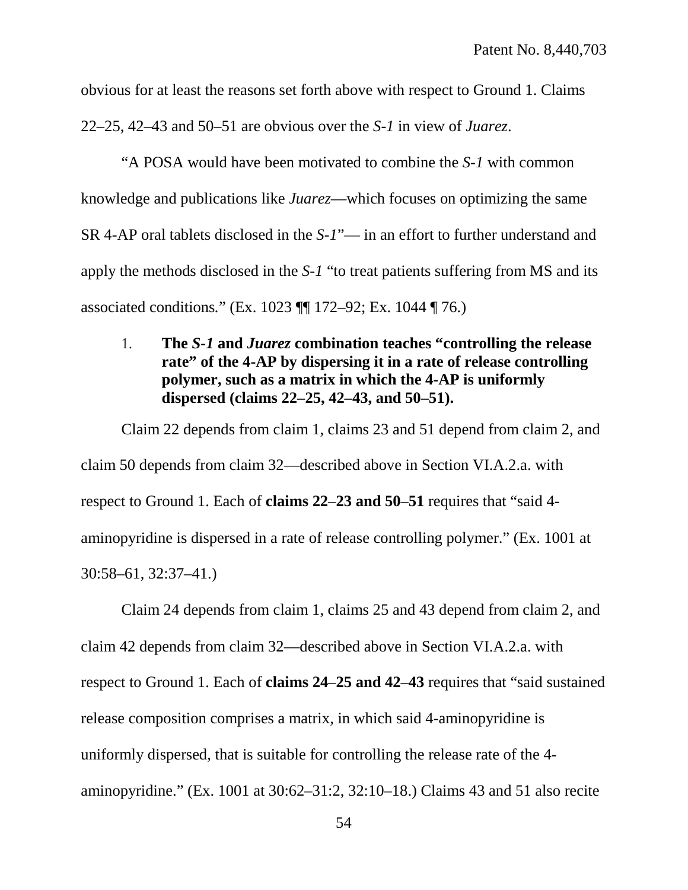obvious for at least the reasons set forth above with respect to Ground 1. Claims 22–25, 42–43 and 50–51 are obvious over the *S-1* in view of *Juarez*.

"A POSA would have been motivated to combine the *S-1* with common knowledge and publications like *Juarez*—which focuses on optimizing the same SR 4-AP oral tablets disclosed in the *S-1*"— in an effort to further understand and apply the methods disclosed in the *S-1* "to treat patients suffering from MS and its associated conditions." (Ex. 1023 ¶¶ 172–92; Ex. 1044 ¶ 76.)

1. **The *S-1* and *Juarez* combination teaches "controlling the release rate" of the 4-AP by dispersing it in a rate of release controlling polymer, such as a matrix in which the 4-AP is uniformly dispersed (claims 22–25, 42–43, and 50–51).**

Claim 22 depends from claim 1, claims 23 and 51 depend from claim 2, and claim 50 depends from claim 32—described above in Section VI.A.2.a. with respect to Ground 1. Each of **claims 22–23 and 50–51** requires that "said 4-aminopyridine is dispersed in a rate of release controlling polymer." (Ex. 1001 at 30:58–61, 32:37–41.)

Claim 24 depends from claim 1, claims 25 and 43 depend from claim 2, and claim 42 depends from claim 32—described above in Section VI.A.2.a. with respect to Ground 1. Each of **claims 24–25 and 42–43** requires that "said sustained release composition comprises a matrix, in which said 4-aminopyridine is uniformly dispersed, that is suitable for controlling the release rate of the 4-aminopyridine." (Ex. 1001 at 30:62–31:2, 32:10–18.) Claims 43 and 51 also recite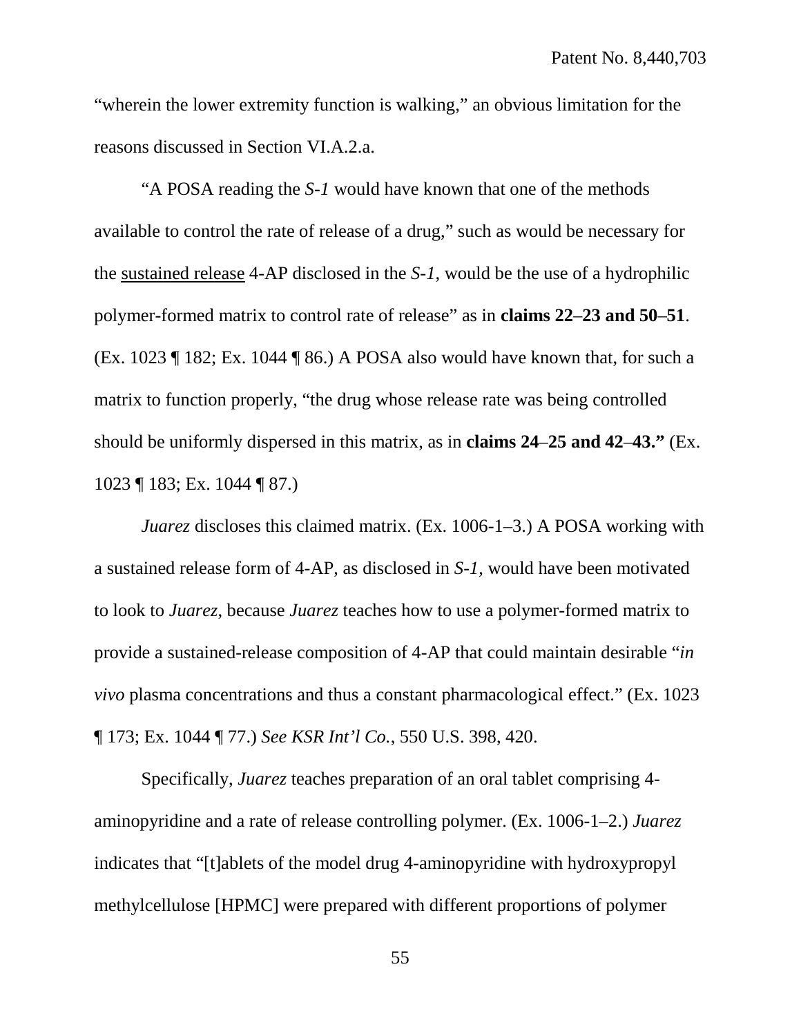"wherein the lower extremity function is walking," an obvious limitation for the reasons discussed in Section VI.A.2.a.

"A POSA reading the *S-1* would have known that one of the methods available to control the rate of release of a drug," such as would be necessary for the sustained release 4-AP disclosed in the *S-1*, would be the use of a hydrophilic polymer-formed matrix to control rate of release" as in **claims 22–23 and 50–51**. (Ex. 1023 ¶ 182; Ex. 1044 ¶ 86.) A POSA also would have known that, for such a matrix to function properly, "the drug whose release rate was being controlled should be uniformly dispersed in this matrix, as in **claims 24–25 and 42–43."** (Ex. 1023 ¶ 183; Ex. 1044 ¶ 87.)

*Juarez* discloses this claimed matrix. (Ex. 1006-1–3.) A POSA working with a sustained release form of 4-AP, as disclosed in *S-1*, would have been motivated to look to *Juarez*, because *Juarez* teaches how to use a polymer-formed matrix to provide a sustained-release composition of 4-AP that could maintain desirable "*in vivo* plasma concentrations and thus a constant pharmacological effect." (Ex. 1023 ¶ 173; Ex. 1044 ¶ 77.) *See KSR Int'l Co.*, 550 U.S. 398, 420.

Specifically, *Juarez* teaches preparation of an oral tablet comprising 4-aminopyridine and a rate of release controlling polymer. (Ex. 1006-1–2.) *Juarez* indicates that "[t]ablets of the model drug 4-aminopyridine with hydroxypropyl methylcellulose [HPMC] were prepared with different proportions of polymer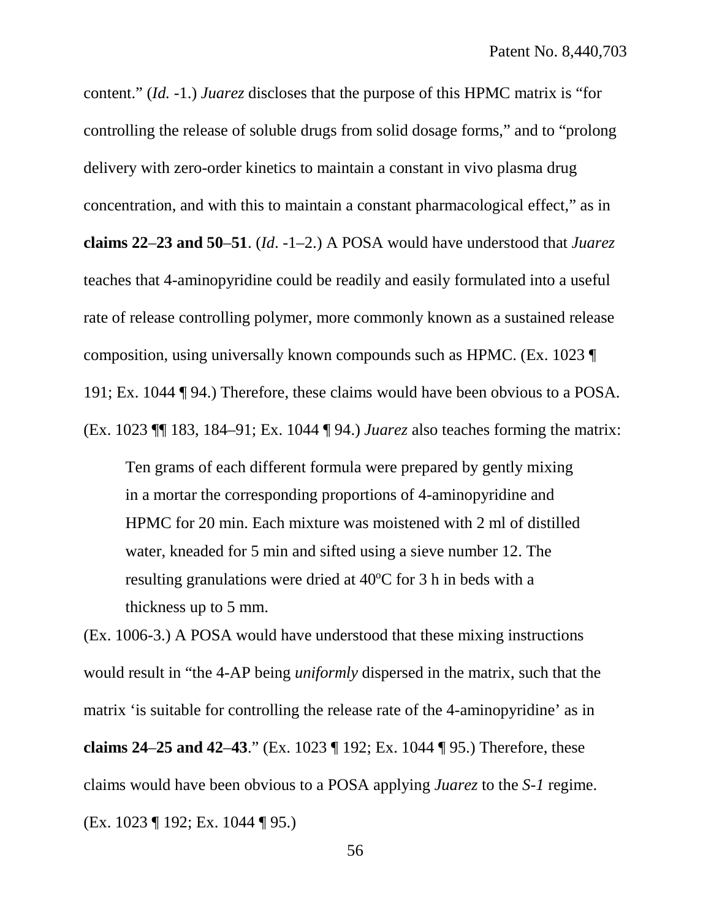content." (*Id.* -1.) *Juarez* discloses that the purpose of this HPMC matrix is "for controlling the release of soluble drugs from solid dosage forms," and to "prolong delivery with zero-order kinetics to maintain a constant in vivo plasma drug concentration, and with this to maintain a constant pharmacological effect," as in **claims 22–23 and 50–51**. (*Id*. -1–2.) A POSA would have understood that *Juarez* teaches that 4-aminopyridine could be readily and easily formulated into a useful rate of release controlling polymer, more commonly known as a sustained release composition, using universally known compounds such as HPMC. (Ex. 1023 ¶ 191; Ex. 1044 ¶ 94.) Therefore, these claims would have been obvious to a POSA. (Ex. 1023 ¶¶ 183, 184–91; Ex. 1044 ¶ 94.) *Juarez* also teaches forming the matrix:

> Ten grams of each different formula were prepared by gently mixing in a mortar the corresponding proportions of 4-aminopyridine and HPMC for 20 min. Each mixture was moistened with 2 ml of distilled water, kneaded for 5 min and sifted using a sieve number 12. The resulting granulations were dried at 40°C for 3 h in beds with a thickness up to 5 mm.

(Ex. 1006-3.) A POSA would have understood that these mixing instructions would result in "the 4-AP being *uniformly* dispersed in the matrix, such that the matrix 'is suitable for controlling the release rate of the 4-aminopyridine' as in **claims 24–25 and 42–43**." (Ex. 1023 ¶ 192; Ex. 1044 ¶ 95.) Therefore, these claims would have been obvious to a POSA applying *Juarez* to the *S-1* regime. (Ex. 1023 ¶ 192; Ex. 1044 ¶ 95.)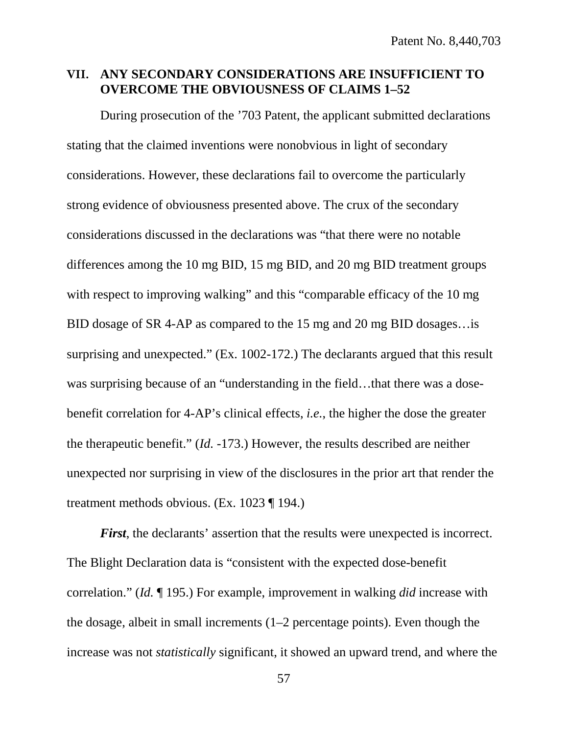## VII. ANY SECONDARY CONSIDERATIONS ARE INSUFFICIENT TO OVERCOME THE OBVIOUSNESS OF CLAIMS 1–52

During prosecution of the ’703 Patent, the applicant submitted declarations stating that the claimed inventions were nonobvious in light of secondary considerations. However, these declarations fail to overcome the particularly strong evidence of obviousness presented above. The crux of the secondary considerations discussed in the declarations was “that there were no notable differences among the 10 mg BID, 15 mg BID, and 20 mg BID treatment groups with respect to improving walking” and this “comparable efficacy of the 10 mg BID dosage of SR 4-AP as compared to the 15 mg and 20 mg BID dosages…is surprising and unexpected.” (Ex. 1002-172.) The declarants argued that this result was surprising because of an “understanding in the field…that there was a dose-benefit correlation for 4-AP’s clinical effects, *i.e.*, the higher the dose the greater the therapeutic benefit.” (*Id.* -173.) However, the results described are neither unexpected nor surprising in view of the disclosures in the prior art that render the treatment methods obvious. (Ex. 1023 ¶ 194.)

***First***, the declarants’ assertion that the results were unexpected is incorrect. The Blight Declaration data is “consistent with the expected dose-benefit correlation.” (*Id.* ¶ 195.) For example, improvement in walking *did* increase with the dosage, albeit in small increments (1–2 percentage points). Even though the increase was not *statistically* significant, it showed an upward trend, and where the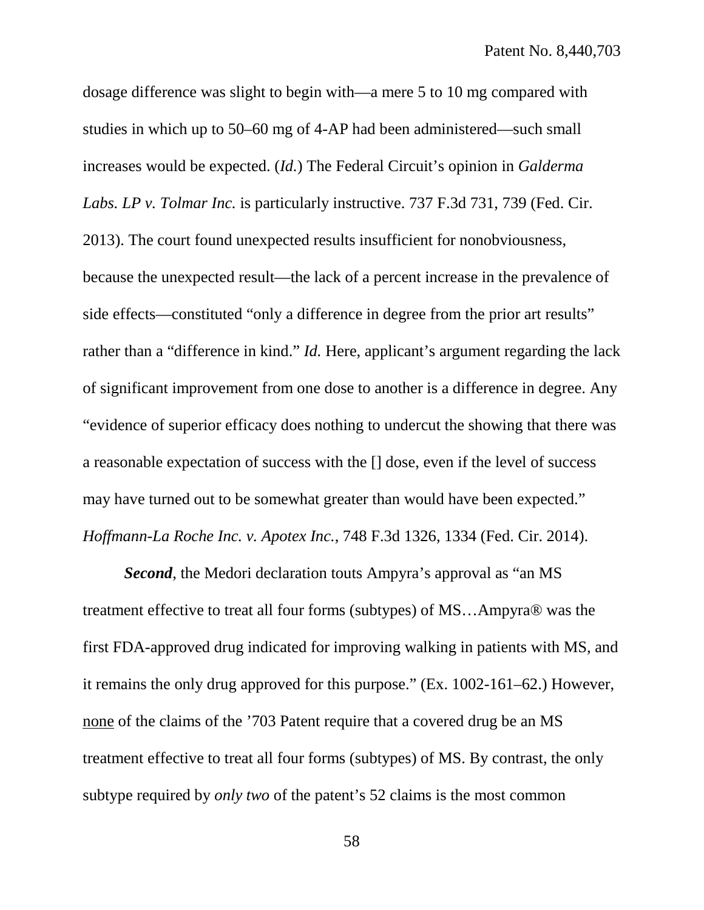dosage difference was slight to begin with—a mere 5 to 10 mg compared with studies in which up to 50–60 mg of 4-AP had been administered—such small increases would be expected. (*Id.*) The Federal Circuit's opinion in *Galderma Labs. LP v. Tolmar Inc.* is particularly instructive. 737 F.3d 731, 739 (Fed. Cir. 2013). The court found unexpected results insufficient for nonobviousness, because the unexpected result—the lack of a percent increase in the prevalence of side effects—constituted "only a difference in degree from the prior art results" rather than a "difference in kind." *Id.* Here, applicant's argument regarding the lack of significant improvement from one dose to another is a difference in degree. Any "evidence of superior efficacy does nothing to undercut the showing that there was a reasonable expectation of success with the [] dose, even if the level of success may have turned out to be somewhat greater than would have been expected." *Hoffmann-La Roche Inc. v. Apotex Inc.*, 748 F.3d 1326, 1334 (Fed. Cir. 2014).

***Second***, the Medori declaration touts Ampyra's approval as "an MS treatment effective to treat all four forms (subtypes) of MS…Ampyra® was the first FDA-approved drug indicated for improving walking in patients with MS, and it remains the only drug approved for this purpose." (Ex. 1002-161–62.) However, <u>none</u> of the claims of the '703 Patent require that a covered drug be an MS treatment effective to treat all four forms (subtypes) of MS. By contrast, the only subtype required by *only two* of the patent's 52 claims is the most common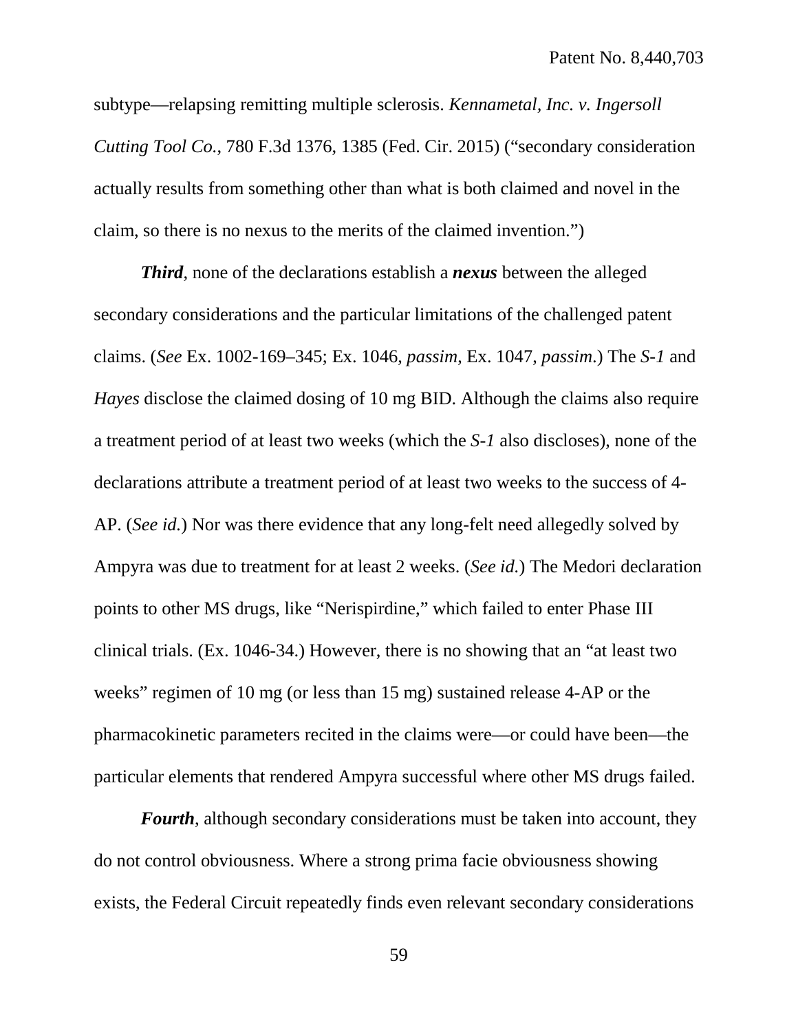subtype—relapsing remitting multiple sclerosis. *Kennametal, Inc. v. Ingersoll Cutting Tool Co.*, 780 F.3d 1376, 1385 (Fed. Cir. 2015) ("secondary consideration actually results from something other than what is both claimed and novel in the claim, so there is no nexus to the merits of the claimed invention.")

***Third***, none of the declarations establish a ***nexus*** between the alleged secondary considerations and the particular limitations of the challenged patent claims. (*See* Ex. 1002-169–345; Ex. 1046, *passim*, Ex. 1047, *passim*.) The *S-1* and *Hayes* disclose the claimed dosing of 10 mg BID. Although the claims also require a treatment period of at least two weeks (which the *S-1* also discloses), none of the declarations attribute a treatment period of at least two weeks to the success of 4-AP. (*See id.*) Nor was there evidence that any long-felt need allegedly solved by Ampyra was due to treatment for at least 2 weeks. (*See id.*) The Medori declaration points to other MS drugs, like "Nerispirdine," which failed to enter Phase III clinical trials. (Ex. 1046-34.) However, there is no showing that an "at least two weeks" regimen of 10 mg (or less than 15 mg) sustained release 4-AP or the pharmacokinetic parameters recited in the claims were—or could have been—the particular elements that rendered Ampyra successful where other MS drugs failed.

***Fourth***, although secondary considerations must be taken into account, they do not control obviousness. Where a strong prima facie obviousness showing exists, the Federal Circuit repeatedly finds even relevant secondary considerations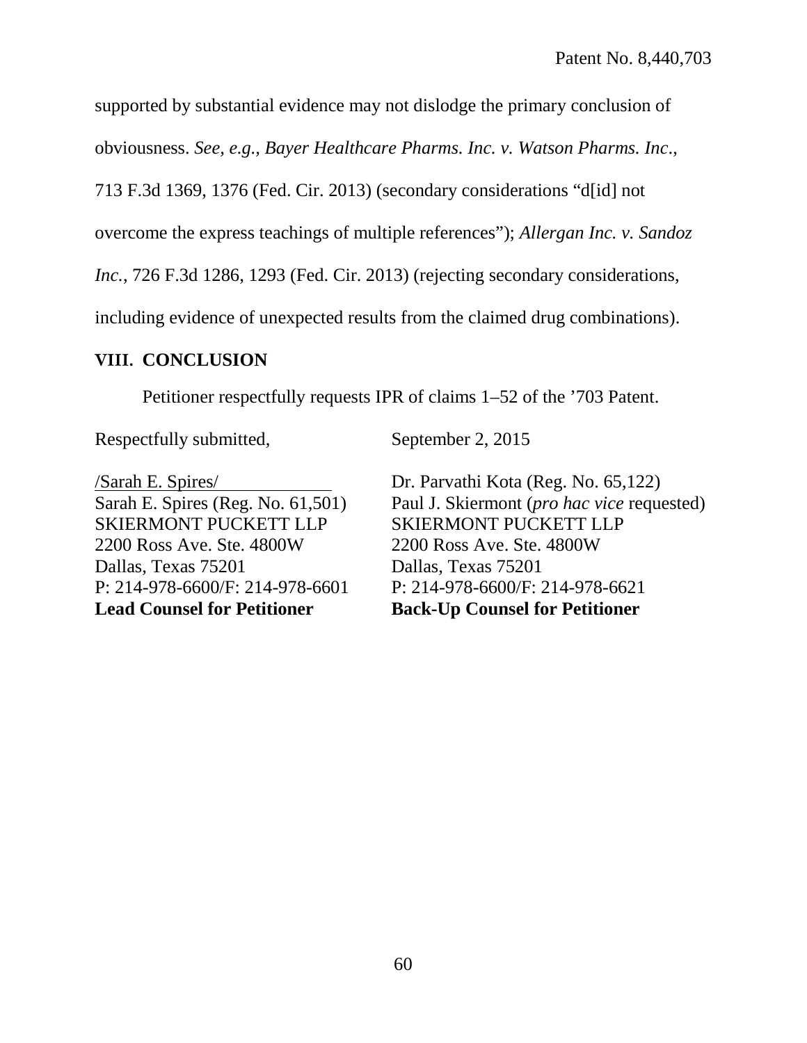supported by substantial evidence may not dislodge the primary conclusion of obviousness. *See, e.g., Bayer Healthcare Pharms. Inc. v. Watson Pharms. Inc*., 713 F.3d 1369, 1376 (Fed. Cir. 2013) (secondary considerations "d[id] not overcome the express teachings of multiple references"); *Allergan Inc. v. Sandoz Inc.*, 726 F.3d 1286, 1293 (Fed. Cir. 2013) (rejecting secondary considerations, including evidence of unexpected results from the claimed drug combinations).

## VIII. CONCLUSION

Petitioner respectfully requests IPR of claims 1–52 of the '703 Patent.

Respectfully submitted,

September 2, 2015

/Sarah E. Spires/
Sarah E. Spires (Reg. No. 61,501)
SKIERMONT PUCKETT LLP
2200 Ross Ave. Ste. 4800W
Dallas, Texas 75201
P: 214-978-6600/F: 214-978-6601
**Lead Counsel for Petitioner**

Dr. Parvathi Kota (Reg. No. 65,122)
Paul J. Skiermont (*pro hac vice* requested)
SKIERMONT PUCKETT LLP
2200 Ross Ave. Ste. 4800W
Dallas, Texas 75201
P: 214-978-6600/F: 214-978-6621
**Back-Up Counsel for Petitioner**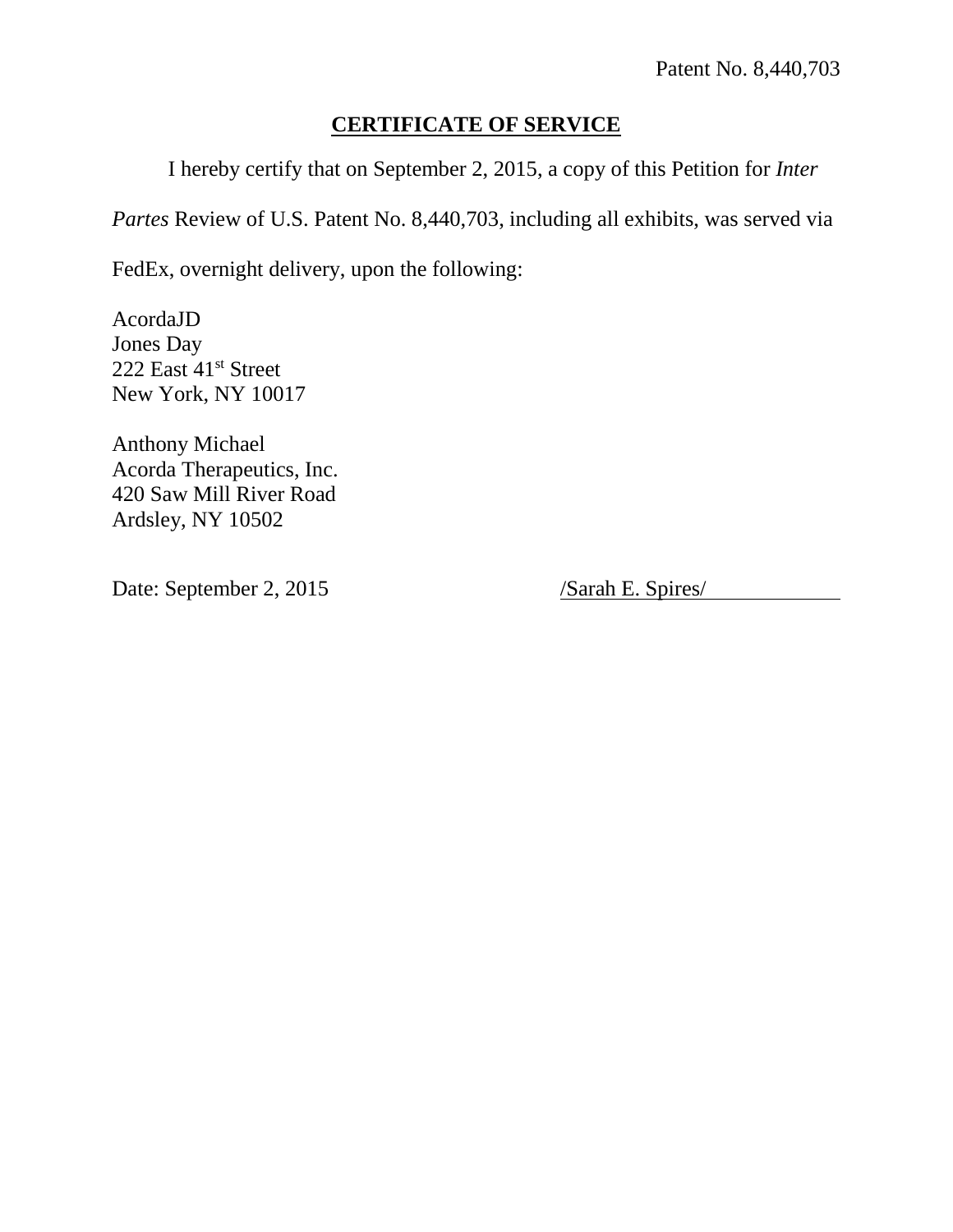## CERTIFICATE OF SERVICE

I hereby certify that on September 2, 2015, a copy of this Petition for *Inter Partes* Review of U.S. Patent No. 8,440,703, including all exhibits, was served via FedEx, overnight delivery, upon the following:

AcordaJD
Jones Day
222 East 41st Street
New York, NY 10017

Anthony Michael
Acorda Therapeutics, Inc.
420 Saw Mill River Road
Ardsley, NY 10502

Date: September 2, 2015

/Sarah E. Spires/